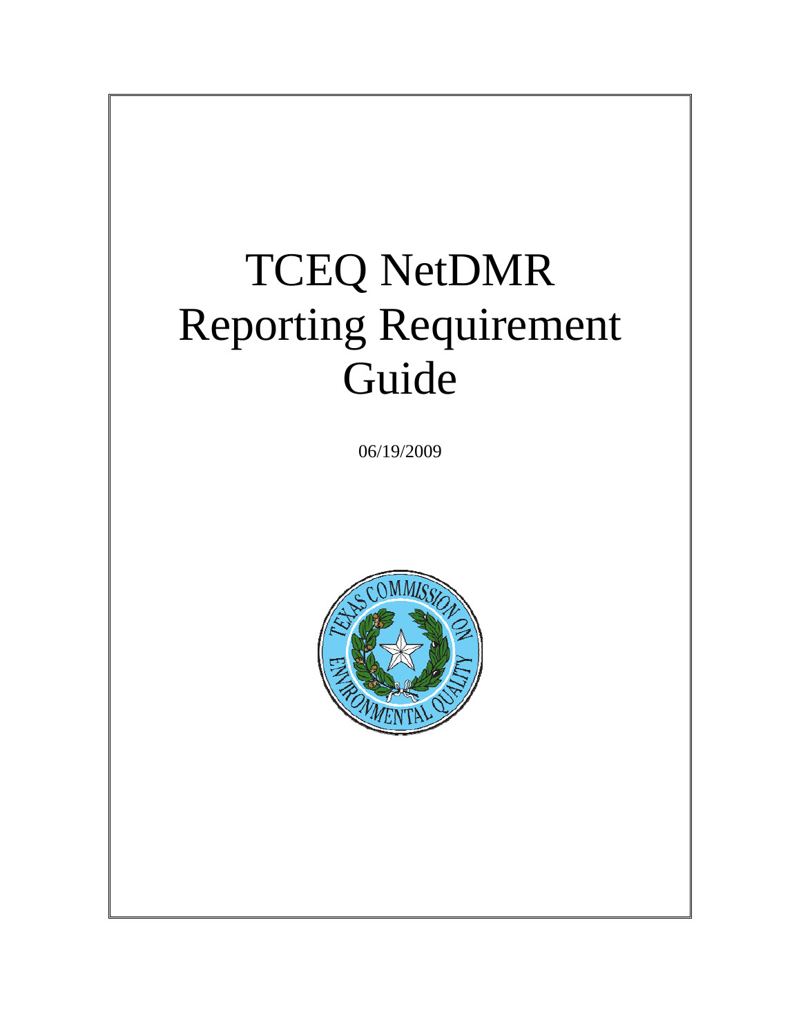# TCEQ NetDMR Reporting Requirement Guide

06/19/2009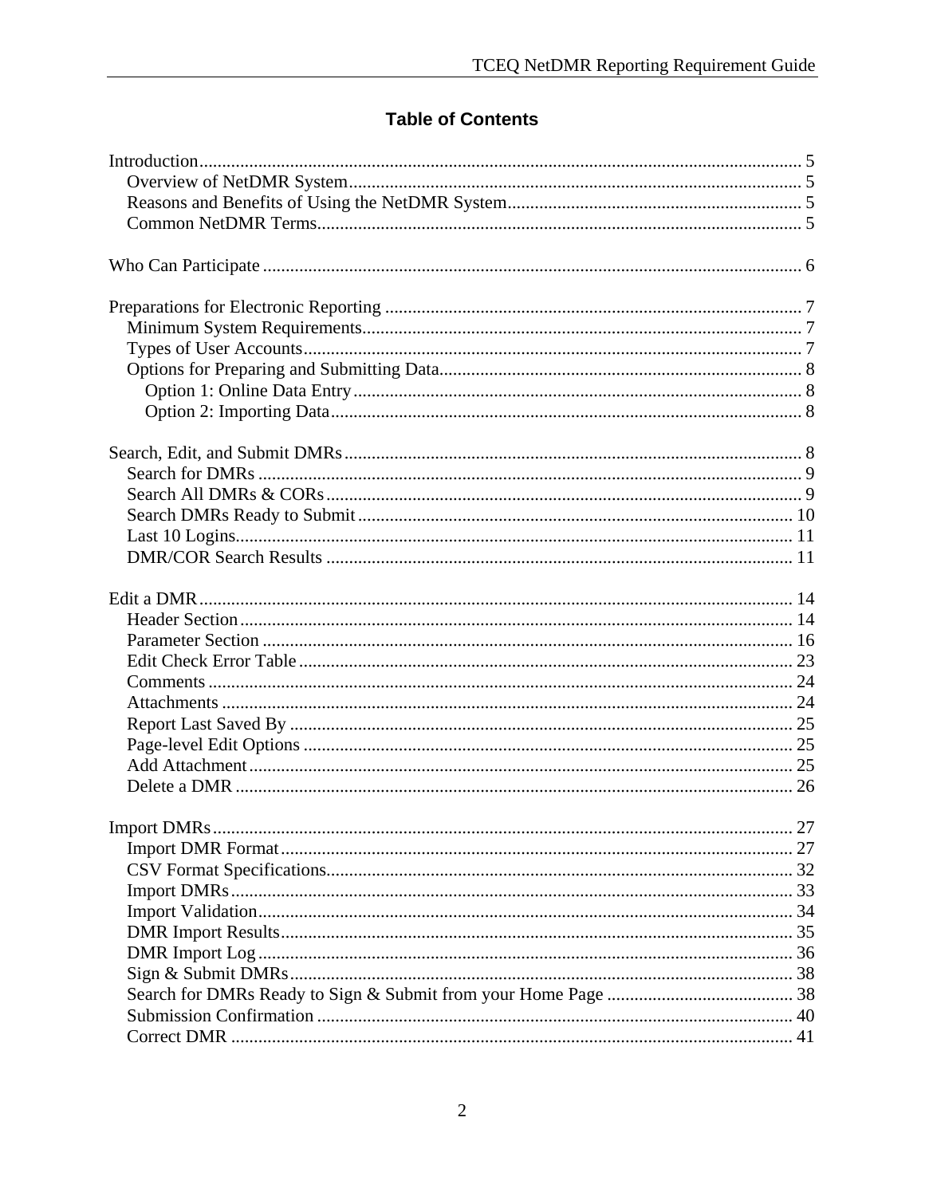# Table of Contents

Introduction .......... 5
- Overview of NetDMR System .......... 5
- Reasons and Benefits of Using the NetDMR System .......... 5
- Common NetDMR Terms .......... 5

Who Can Participate .......... 6

Preparations for Electronic Reporting .......... 7
- Minimum System Requirements .......... 7
- Types of User Accounts .......... 7
- Options for Preparing and Submitting Data .......... 8
  - Option 1: Online Data Entry .......... 8
  - Option 2: Importing Data .......... 8

Search, Edit, and Submit DMRs .......... 8
- Search for DMRs .......... 9
- Search All DMRs & CORs .......... 9
- Search DMRs Ready to Submit .......... 10
- Last 10 Logins .......... 11
- DMR/COR Search Results .......... 11

Edit a DMR .......... 14
- Header Section .......... 14
- Parameter Section .......... 16
- Edit Check Error Table .......... 23
- Comments .......... 24
- Attachments .......... 24
- Report Last Saved By .......... 25
- Page-level Edit Options .......... 25
- Add Attachment .......... 25
- Delete a DMR .......... 26

Import DMRs .......... 27
- Import DMR Format .......... 27
- CSV Format Specifications .......... 32
- Import DMRs .......... 33
- Import Validation .......... 34
- DMR Import Results .......... 35
- DMR Import Log .......... 36
- Sign & Submit DMRs .......... 38
- Search for DMRs Ready to Sign & Submit from your Home Page .......... 38
- Submission Confirmation .......... 40
- Correct DMR .......... 41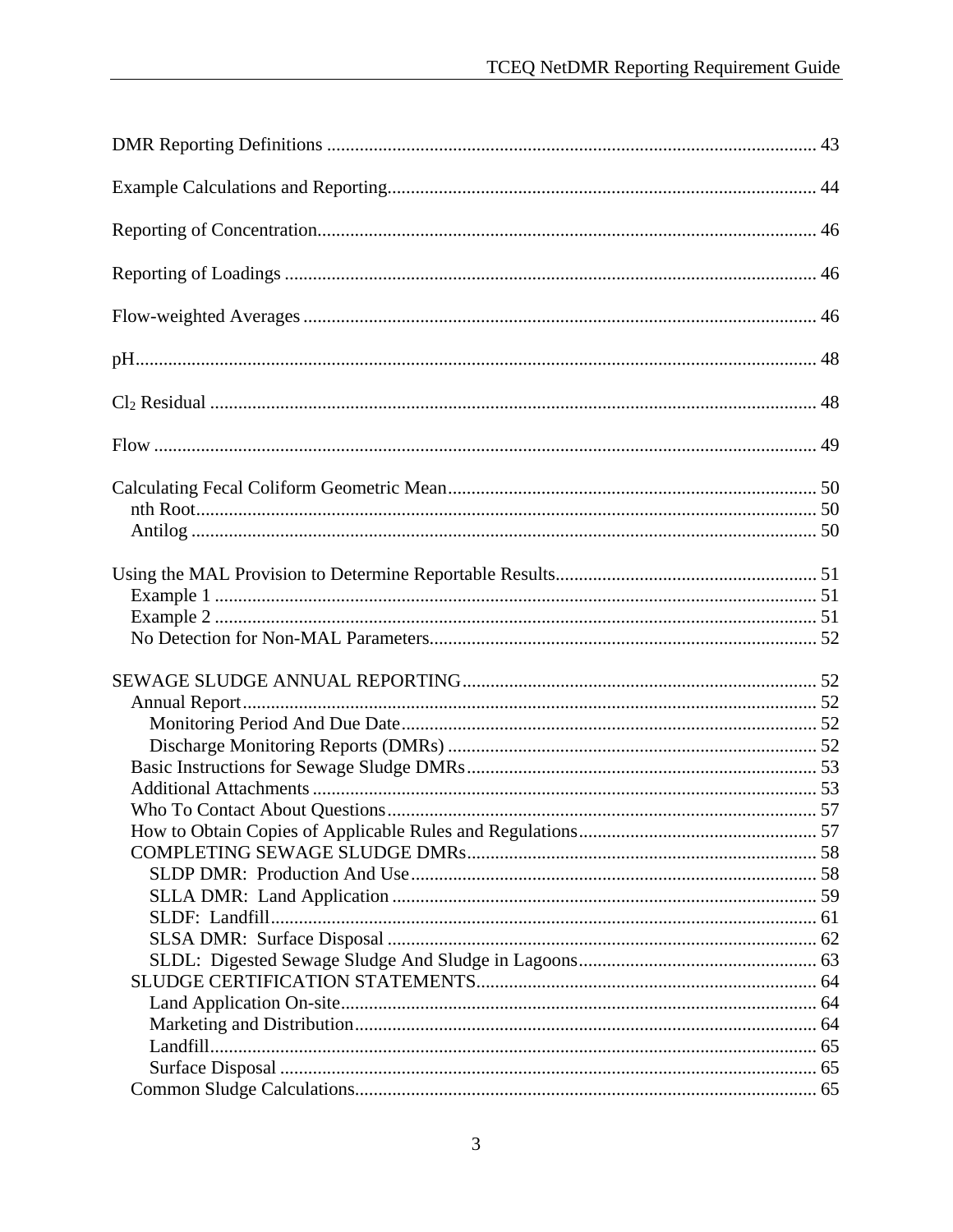DMR Reporting Definitions ........................................................ 43

Example Calculations and Reporting........................................................ 44

Reporting of Concentration........................................................ 46

Reporting of Loadings ........................................................ 46

Flow-weighted Averages ........................................................ 46

pH........................................................ 48

$Cl_2$ Residual ........................................................ 48

Flow ........................................................ 49

Calculating Fecal Coliform Geometric Mean........................................................ 50
- nth Root........................................................ 50
- Antilog ........................................................ 50

Using the MAL Provision to Determine Reportable Results........................................................ 51
- Example 1 ........................................................ 51
- Example 2 ........................................................ 51
- No Detection for Non-MAL Parameters........................................................ 52

SEWAGE SLUDGE ANNUAL REPORTING........................................................ 52
- Annual Report........................................................ 52
  - Monitoring Period And Due Date........................................................ 52
  - Discharge Monitoring Reports (DMRs) ........................................................ 52
- Basic Instructions for Sewage Sludge DMRs........................................................ 53
- Additional Attachments ........................................................ 53
- Who To Contact About Questions........................................................ 57
- How to Obtain Copies of Applicable Rules and Regulations........................................................ 57
- COMPLETING SEWAGE SLUDGE DMRs........................................................ 58
  - SLDP DMR: Production And Use........................................................ 58
  - SLLA DMR: Land Application ........................................................ 59
  - SLDF: Landfill........................................................ 61
  - SLSA DMR: Surface Disposal ........................................................ 62
  - SLDL: Digested Sewage Sludge And Sludge in Lagoons........................................................ 63
- SLUDGE CERTIFICATION STATEMENTS........................................................ 64
  - Land Application On-site........................................................ 64
  - Marketing and Distribution........................................................ 64
  - Landfill........................................................ 65
  - Surface Disposal ........................................................ 65
- Common Sludge Calculations........................................................ 65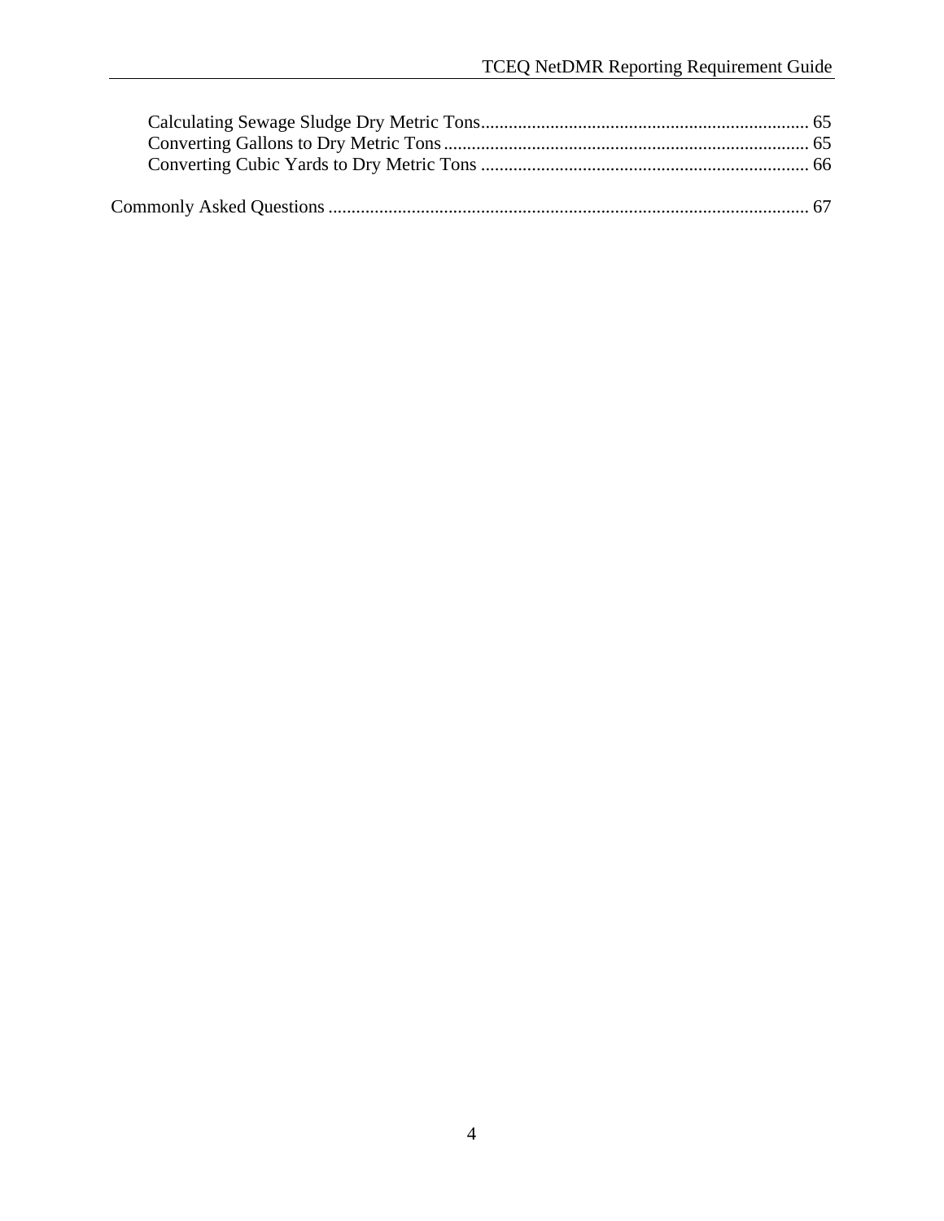Calculating Sewage Sludge Dry Metric Tons ....................................................................... 65
Converting Gallons to Dry Metric Tons ............................................................................... 65
Converting Cubic Yards to Dry Metric Tons ....................................................................... 66

Commonly Asked Questions ........................................................................................................ 67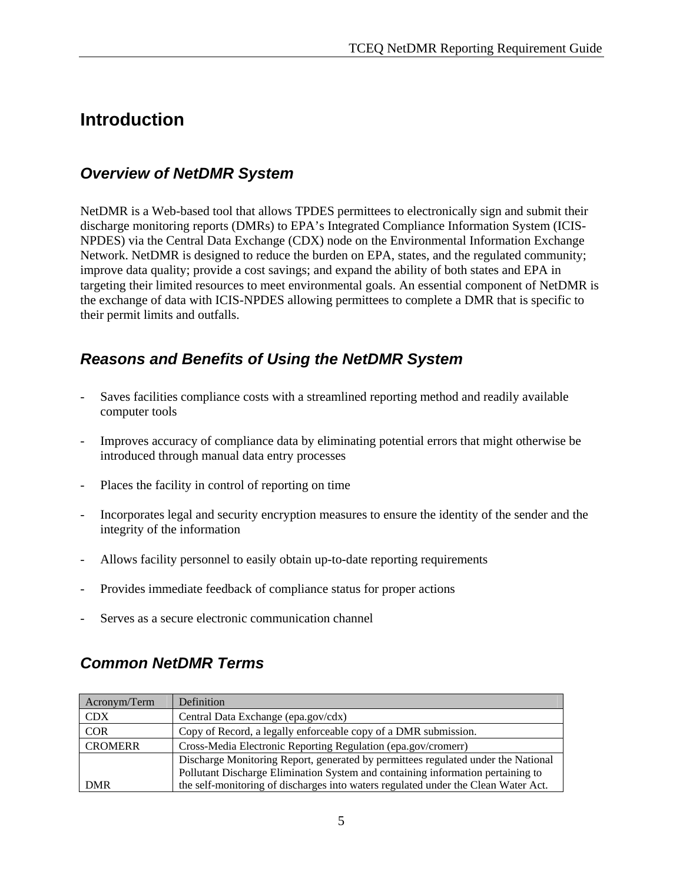# Introduction

## *Overview of NetDMR System*

NetDMR is a Web-based tool that allows TPDES permittees to electronically sign and submit their discharge monitoring reports (DMRs) to EPA's Integrated Compliance Information System (ICIS-NPDES) via the Central Data Exchange (CDX) node on the Environmental Information Exchange Network. NetDMR is designed to reduce the burden on EPA, states, and the regulated community; improve data quality; provide a cost savings; and expand the ability of both states and EPA in targeting their limited resources to meet environmental goals. An essential component of NetDMR is the exchange of data with ICIS-NPDES allowing permittees to complete a DMR that is specific to their permit limits and outfalls.

## *Reasons and Benefits of Using the NetDMR System*

- Saves facilities compliance costs with a streamlined reporting method and readily available computer tools
- Improves accuracy of compliance data by eliminating potential errors that might otherwise be introduced through manual data entry processes
- Places the facility in control of reporting on time
- Incorporates legal and security encryption measures to ensure the identity of the sender and the integrity of the information
- Allows facility personnel to easily obtain up-to-date reporting requirements
- Provides immediate feedback of compliance status for proper actions
- Serves as a secure electronic communication channel

## *Common NetDMR Terms*

| Acronym/Term | Definition |
|---|---|
| CDX | Central Data Exchange (epa.gov/cdx) |
| COR | Copy of Record, a legally enforceable copy of a DMR submission. |
| CROMERR | Cross-Media Electronic Reporting Regulation (epa.gov/cromerr) |
| DMR | Discharge Monitoring Report, generated by permittees regulated under the National Pollutant Discharge Elimination System and containing information pertaining to the self-monitoring of discharges into waters regulated under the Clean Water Act. |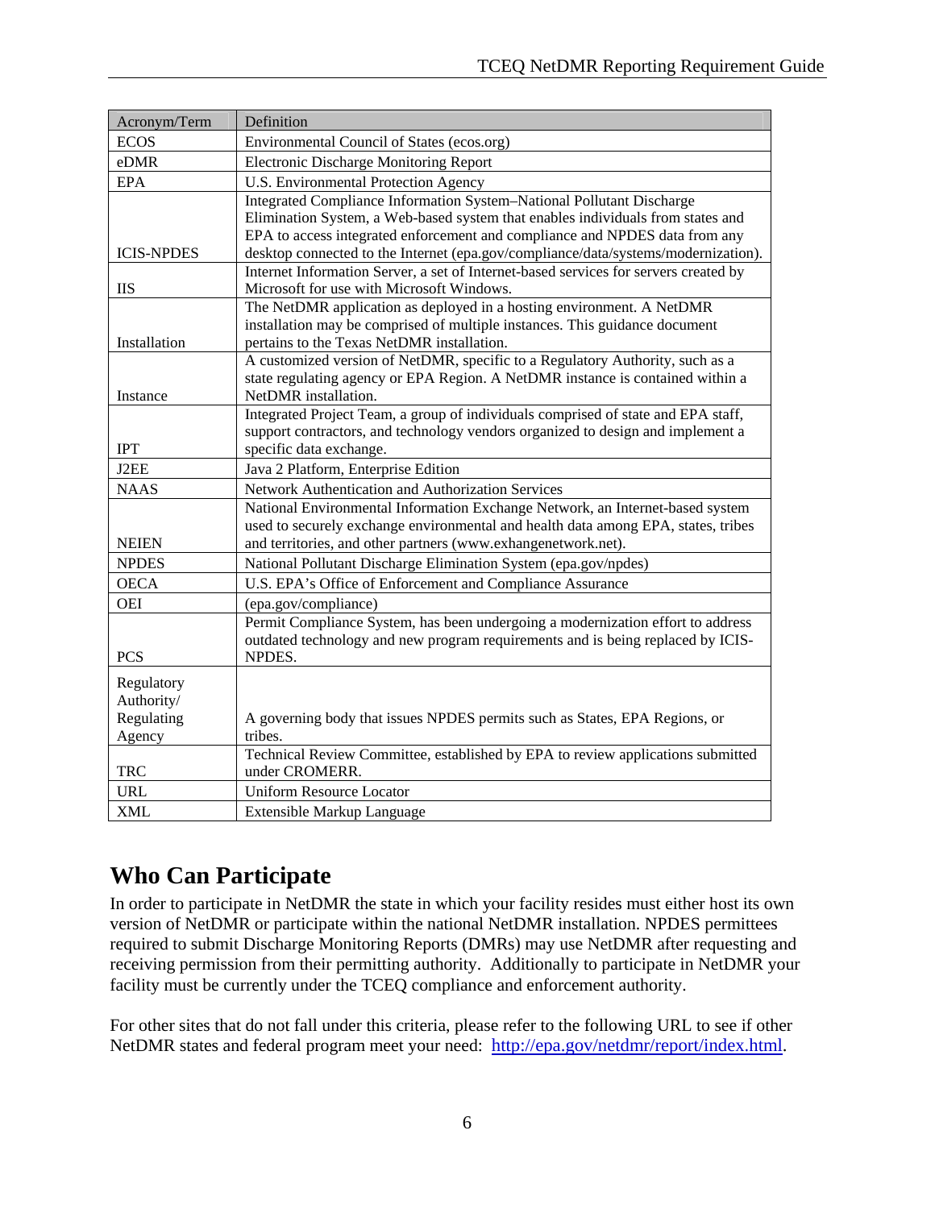| Acronym/Term | Definition |
|---|---|
| ECOS | Environmental Council of States (ecos.org) |
| eDMR | Electronic Discharge Monitoring Report |
| EPA | U.S. Environmental Protection Agency |
| ICIS-NPDES | Integrated Compliance Information System–National Pollutant Discharge Elimination System, a Web-based system that enables individuals from states and EPA to access integrated enforcement and compliance and NPDES data from any desktop connected to the Internet (epa.gov/compliance/data/systems/modernization). |
| IIS | Internet Information Server, a set of Internet-based services for servers created by Microsoft for use with Microsoft Windows. |
| Installation | The NetDMR application as deployed in a hosting environment. A NetDMR installation may be comprised of multiple instances. This guidance document pertains to the Texas NetDMR installation. |
| Instance | A customized version of NetDMR, specific to a Regulatory Authority, such as a state regulating agency or EPA Region. A NetDMR instance is contained within a NetDMR installation. |
| IPT | Integrated Project Team, a group of individuals comprised of state and EPA staff, support contractors, and technology vendors organized to design and implement a specific data exchange. |
| J2EE | Java 2 Platform, Enterprise Edition |
| NAAS | Network Authentication and Authorization Services |
| NEIEN | National Environmental Information Exchange Network, an Internet-based system used to securely exchange environmental and health data among EPA, states, tribes and territories, and other partners (www.exhangenetwork.net). |
| NPDES | National Pollutant Discharge Elimination System (epa.gov/npdes) |
| OECA | U.S. EPA's Office of Enforcement and Compliance Assurance |
| OEI | (epa.gov/compliance) |
| PCS | Permit Compliance System, has been undergoing a modernization effort to address outdated technology and new program requirements and is being replaced by ICIS-NPDES. |
| Regulatory Authority/ Regulating Agency | A governing body that issues NPDES permits such as States, EPA Regions, or tribes. |
| TRC | Technical Review Committee, established by EPA to review applications submitted under CROMERR. |
| URL | Uniform Resource Locator |
| XML | Extensible Markup Language |

# Who Can Participate

In order to participate in NetDMR the state in which your facility resides must either host its own version of NetDMR or participate within the national NetDMR installation. NPDES permittees required to submit Discharge Monitoring Reports (DMRs) may use NetDMR after requesting and receiving permission from their permitting authority. Additionally to participate in NetDMR your facility must be currently under the TCEQ compliance and enforcement authority.

For other sites that do not fall under this criteria, please refer to the following URL to see if other NetDMR states and federal program meet your need: [http://epa.gov/netdmr/report/index.html](http://epa.gov/netdmr/report/index.html).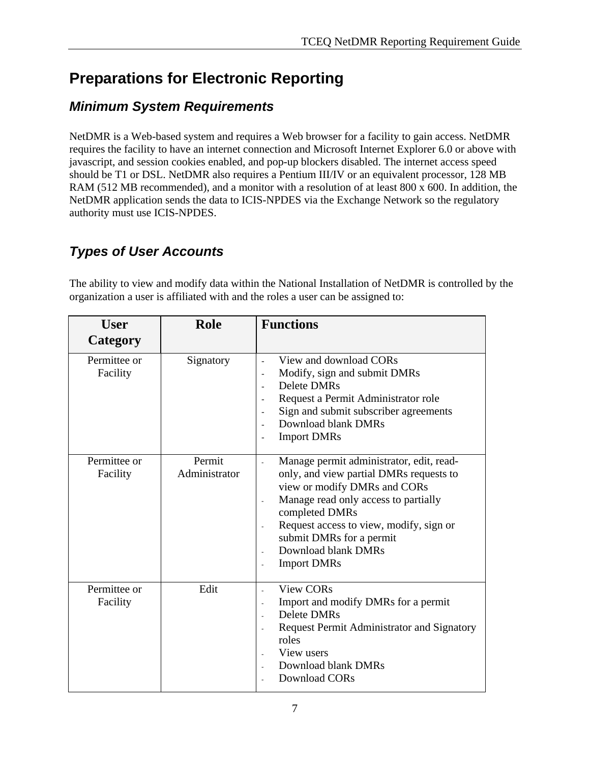# Preparations for Electronic Reporting

## *Minimum System Requirements*

NetDMR is a Web-based system and requires a Web browser for a facility to gain access. NetDMR requires the facility to have an internet connection and Microsoft Internet Explorer 6.0 or above with javascript, and session cookies enabled, and pop-up blockers disabled. The internet access speed should be T1 or DSL. NetDMR also requires a Pentium III/IV or an equivalent processor, 128 MB RAM (512 MB recommended), and a monitor with a resolution of at least 800 x 600. In addition, the NetDMR application sends the data to ICIS-NPDES via the Exchange Network so the regulatory authority must use ICIS-NPDES.

## *Types of User Accounts*

The ability to view and modify data within the National Installation of NetDMR is controlled by the organization a user is affiliated with and the roles a user can be assigned to:

| User Category | Role | Functions |
|---|---|---|
| Permittee or Facility | Signatory | - View and download CORs<br>- Modify, sign and submit DMRs<br>- Delete DMRs<br>- Request a Permit Administrator role<br>- Sign and submit subscriber agreements<br>- Download blank DMRs<br>- Import DMRs |
| Permittee or Facility | Permit Administrator | - Manage permit administrator, edit, read-only, and view partial DMRs requests to view or modify DMRs and CORs<br>- Manage read only access to partially completed DMRs<br>- Request access to view, modify, sign or submit DMRs for a permit<br>- Download blank DMRs<br>- Import DMRs |
| Permittee or Facility | Edit | - View CORs<br>- Import and modify DMRs for a permit<br>- Delete DMRs<br>- Request Permit Administrator and Signatory roles<br>- View users<br>- Download blank DMRs<br>- Download CORs |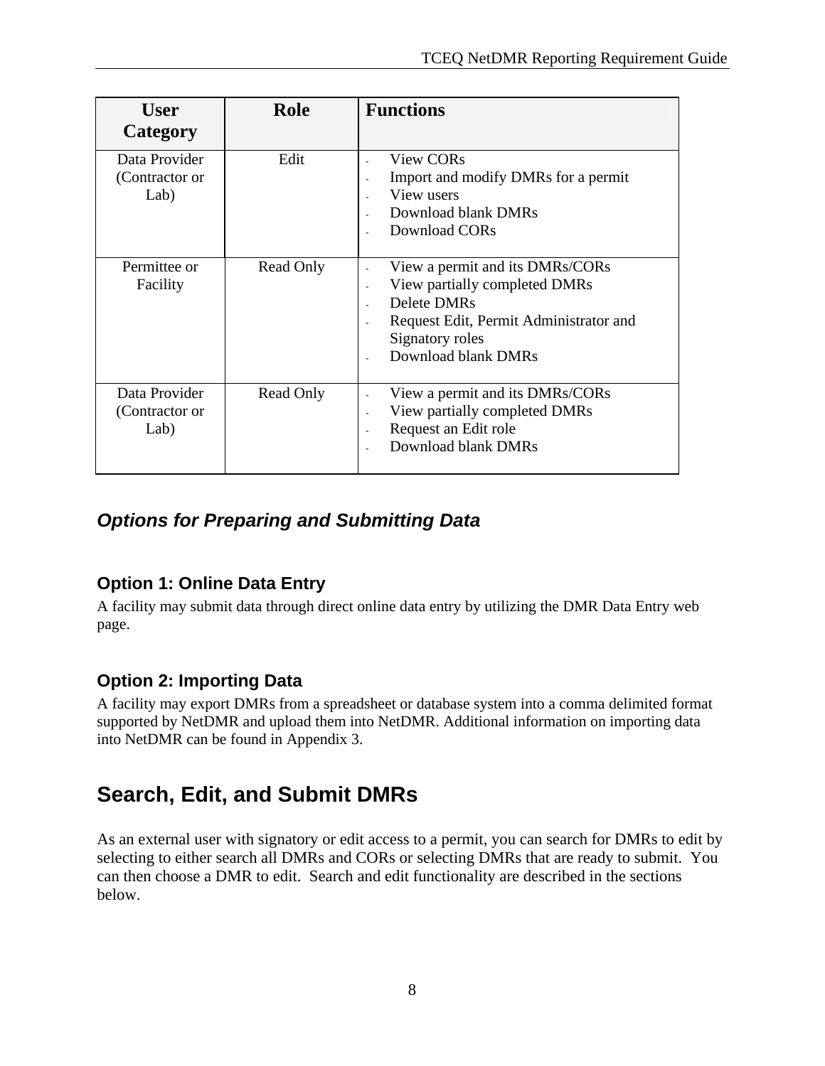| User Category | Role | Functions |
| --- | --- | --- |
| Data Provider (Contractor or Lab) | Edit | - View CORs<br>- Import and modify DMRs for a permit<br>- View users<br>- Download blank DMRs<br>- Download CORs |
| Permittee or Facility | Read Only | - View a permit and its DMRs/CORs<br>- View partially completed DMRs<br>- Delete DMRs<br>- Request Edit, Permit Administrator and Signatory roles<br>- Download blank DMRs |
| Data Provider (Contractor or Lab) | Read Only | - View a permit and its DMRs/CORs<br>- View partially completed DMRs<br>- Request an Edit role<br>- Download blank DMRs |

### *Options for Preparing and Submitting Data*

#### Option 1: Online Data Entry

A facility may submit data through direct online data entry by utilizing the DMR Data Entry web page.

#### Option 2: Importing Data

A facility may export DMRs from a spreadsheet or database system into a comma delimited format supported by NetDMR and upload them into NetDMR. Additional information on importing data into NetDMR can be found in Appendix 3.

## Search, Edit, and Submit DMRs

As an external user with signatory or edit access to a permit, you can search for DMRs to edit by selecting to either search all DMRs and CORs or selecting DMRs that are ready to submit. You can then choose a DMR to edit. Search and edit functionality are described in the sections below.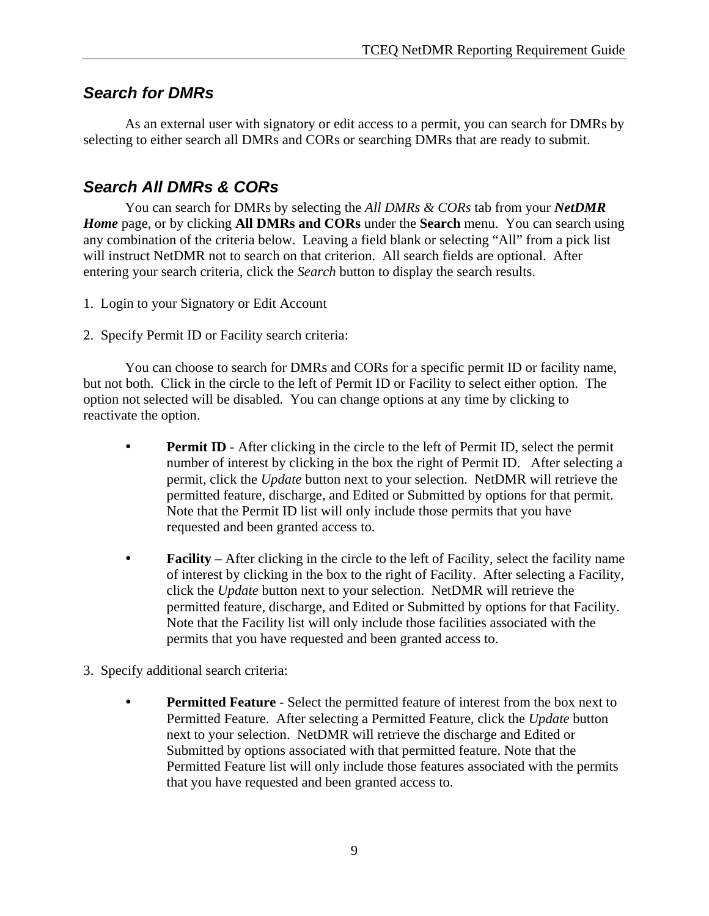## Search for DMRs

As an external user with signatory or edit access to a permit, you can search for DMRs by selecting to either search all DMRs and CORs or searching DMRs that are ready to submit.

## Search All DMRs & CORs

You can search for DMRs by selecting the *All DMRs & CORs* tab from your ***NetDMR Home*** page, or by clicking **All DMRs and CORs** under the **Search** menu. You can search using any combination of the criteria below. Leaving a field blank or selecting "All" from a pick list will instruct NetDMR not to search on that criterion. All search fields are optional. After entering your search criteria, click the *Search* button to display the search results.

1. Login to your Signatory or Edit Account

2. Specify Permit ID or Facility search criteria:

You can choose to search for DMRs and CORs for a specific permit ID or facility name, but not both. Click in the circle to the left of Permit ID or Facility to select either option. The option not selected will be disabled. You can change options at any time by clicking to reactivate the option.

- **Permit ID** - After clicking in the circle to the left of Permit ID, select the permit number of interest by clicking in the box the right of Permit ID. After selecting a permit, click the *Update* button next to your selection. NetDMR will retrieve the permitted feature, discharge, and Edited or Submitted by options for that permit. Note that the Permit ID list will only include those permits that you have requested and been granted access to.

- **Facility** – After clicking in the circle to the left of Facility, select the facility name of interest by clicking in the box to the right of Facility. After selecting a Facility, click the *Update* button next to your selection. NetDMR will retrieve the permitted feature, discharge, and Edited or Submitted by options for that Facility. Note that the Facility list will only include those facilities associated with the permits that you have requested and been granted access to.

3. Specify additional search criteria:

- **Permitted Feature** - Select the permitted feature of interest from the box next to Permitted Feature. After selecting a Permitted Feature, click the *Update* button next to your selection. NetDMR will retrieve the discharge and Edited or Submitted by options associated with that permitted feature. Note that the Permitted Feature list will only include those features associated with the permits that you have requested and been granted access to.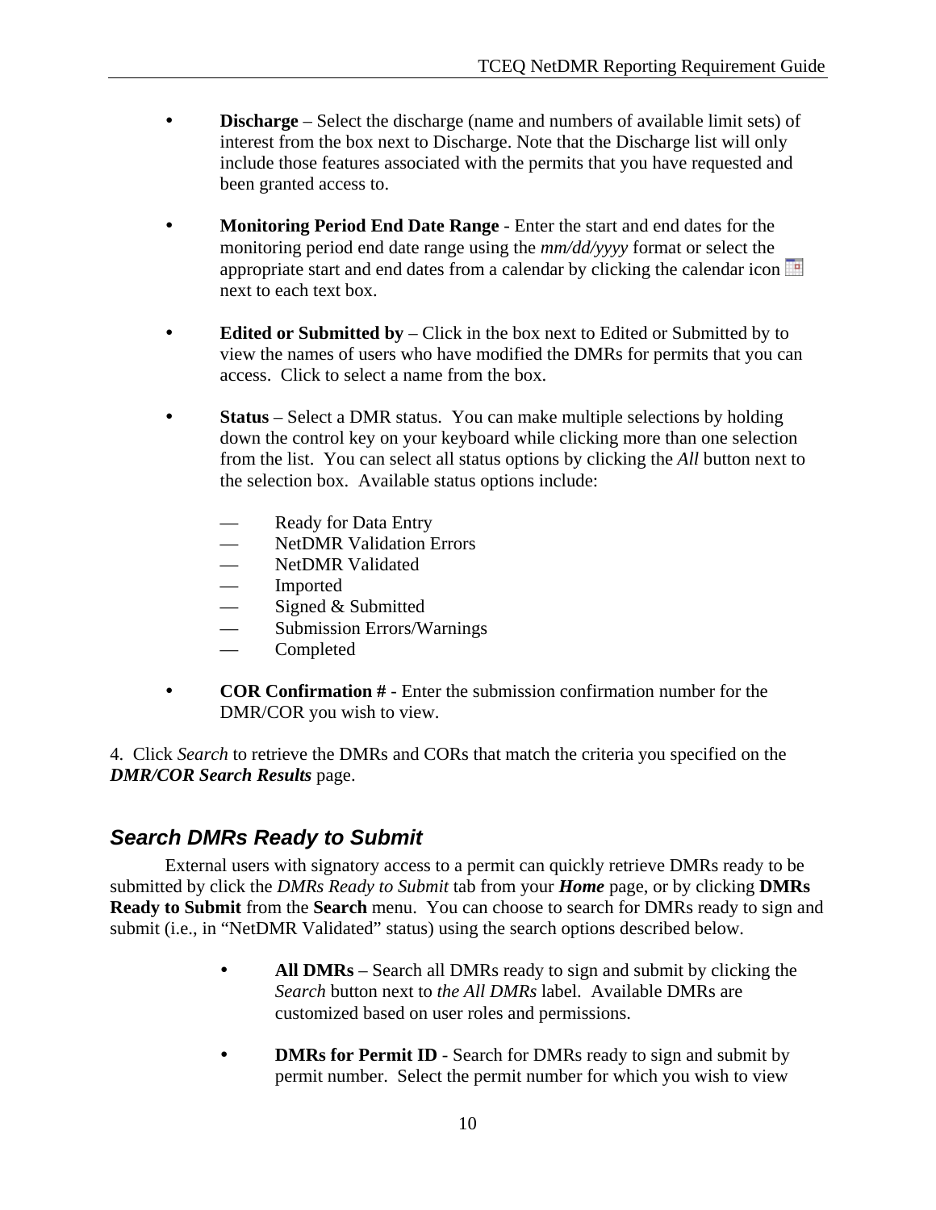- **Discharge** – Select the discharge (name and numbers of available limit sets) of interest from the box next to Discharge. Note that the Discharge list will only include those features associated with the permits that you have requested and been granted access to.

- **Monitoring Period End Date Range** - Enter the start and end dates for the monitoring period end date range using the *mm/dd/yyyy* format or select the appropriate start and end dates from a calendar by clicking the calendar icon next to each text box.

- **Edited or Submitted by** – Click in the box next to Edited or Submitted by to view the names of users who have modified the DMRs for permits that you can access. Click to select a name from the box.

- **Status** – Select a DMR status. You can make multiple selections by holding down the control key on your keyboard while clicking more than one selection from the list. You can select all status options by clicking the *All* button next to the selection box. Available status options include:

  — Ready for Data Entry
  — NetDMR Validation Errors
  — NetDMR Validated
  — Imported
  — Signed & Submitted
  — Submission Errors/Warnings
  — Completed

- **COR Confirmation #** - Enter the submission confirmation number for the DMR/COR you wish to view.

4. Click *Search* to retrieve the DMRs and CORs that match the criteria you specified on the ***DMR/COR Search Results*** page.

### *Search DMRs Ready to Submit*

External users with signatory access to a permit can quickly retrieve DMRs ready to be submitted by click the *DMRs Ready to Submit* tab from your ***Home*** page, or by clicking **DMRs Ready to Submit** from the **Search** menu. You can choose to search for DMRs ready to sign and submit (i.e., in "NetDMR Validated" status) using the search options described below.

- **All DMRs** – Search all DMRs ready to sign and submit by clicking the *Search* button next to *the All DMRs* label. Available DMRs are customized based on user roles and permissions.

- **DMRs for Permit ID** - Search for DMRs ready to sign and submit by permit number. Select the permit number for which you wish to view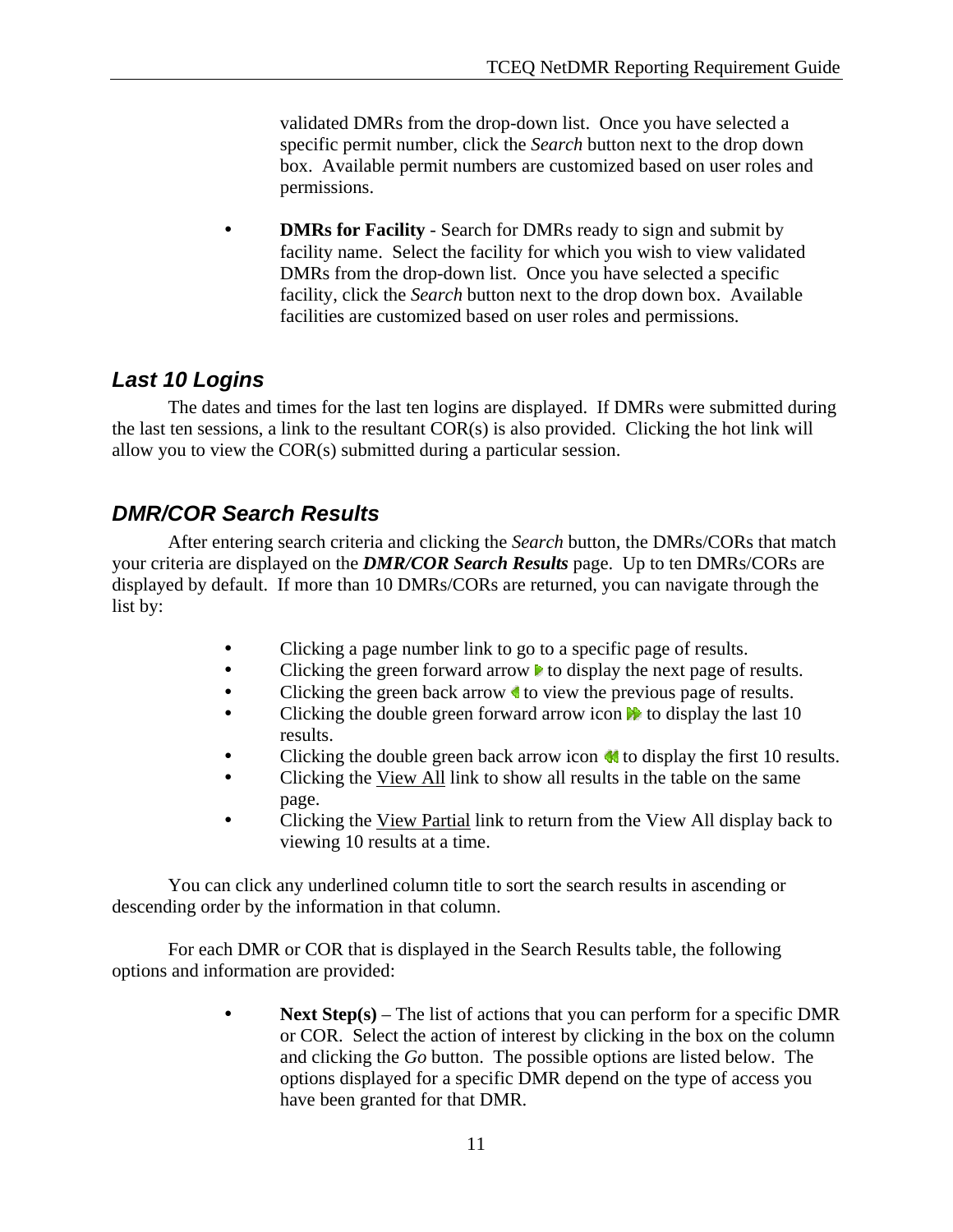validated DMRs from the drop-down list. Once you have selected a specific permit number, click the *Search* button next to the drop down box. Available permit numbers are customized based on user roles and permissions.

- **DMRs for Facility** - Search for DMRs ready to sign and submit by facility name. Select the facility for which you wish to view validated DMRs from the drop-down list. Once you have selected a specific facility, click the *Search* button next to the drop down box. Available facilities are customized based on user roles and permissions.

## Last 10 Logins

The dates and times for the last ten logins are displayed. If DMRs were submitted during the last ten sessions, a link to the resultant COR(s) is also provided. Clicking the hot link will allow you to view the COR(s) submitted during a particular session.

## DMR/COR Search Results

After entering search criteria and clicking the *Search* button, the DMRs/CORs that match your criteria are displayed on the ***DMR/COR Search Results*** page. Up to ten DMRs/CORs are displayed by default. If more than 10 DMRs/CORs are returned, you can navigate through the list by:

- Clicking a page number link to go to a specific page of results.
- Clicking the green forward arrow to display the next page of results.
- Clicking the green back arrow to view the previous page of results.
- Clicking the double green forward arrow icon to display the last 10 results.
- Clicking the double green back arrow icon to display the first 10 results.
- Clicking the View All link to show all results in the table on the same page.
- Clicking the View Partial link to return from the View All display back to viewing 10 results at a time.

You can click any underlined column title to sort the search results in ascending or descending order by the information in that column.

For each DMR or COR that is displayed in the Search Results table, the following options and information are provided:

- **Next Step(s)** – The list of actions that you can perform for a specific DMR or COR. Select the action of interest by clicking in the box on the column and clicking the *Go* button. The possible options are listed below. The options displayed for a specific DMR depend on the type of access you have been granted for that DMR.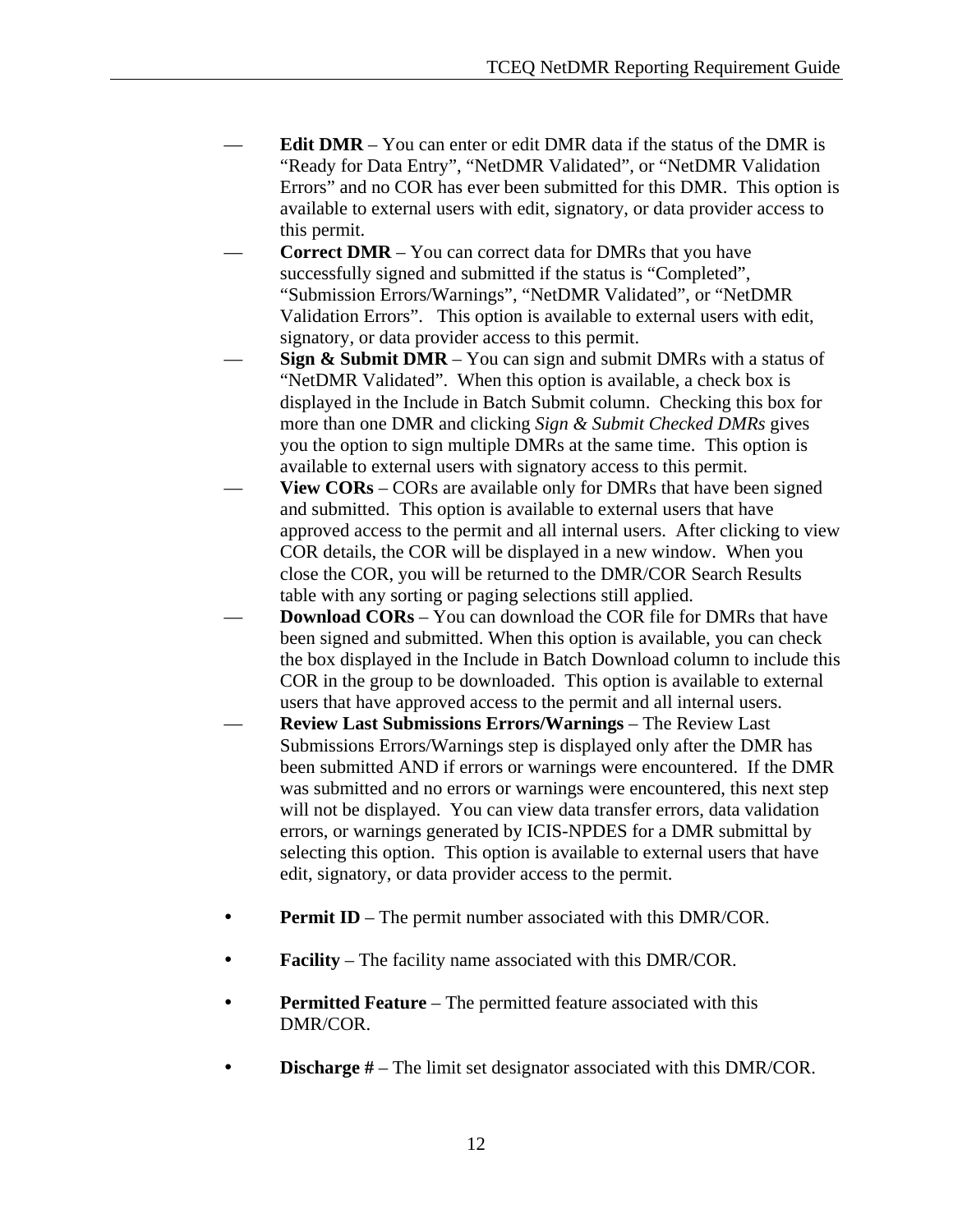- **Edit DMR** – You can enter or edit DMR data if the status of the DMR is "Ready for Data Entry", "NetDMR Validated", or "NetDMR Validation Errors" and no COR has ever been submitted for this DMR. This option is available to external users with edit, signatory, or data provider access to this permit.
- **Correct DMR** – You can correct data for DMRs that you have successfully signed and submitted if the status is "Completed", "Submission Errors/Warnings", "NetDMR Validated", or "NetDMR Validation Errors". This option is available to external users with edit, signatory, or data provider access to this permit.
- **Sign & Submit DMR** – You can sign and submit DMRs with a status of "NetDMR Validated". When this option is available, a check box is displayed in the Include in Batch Submit column. Checking this box for more than one DMR and clicking *Sign & Submit Checked DMRs* gives you the option to sign multiple DMRs at the same time. This option is available to external users with signatory access to this permit.
- **View CORs** – CORs are available only for DMRs that have been signed and submitted. This option is available to external users that have approved access to the permit and all internal users. After clicking to view COR details, the COR will be displayed in a new window. When you close the COR, you will be returned to the DMR/COR Search Results table with any sorting or paging selections still applied.
- **Download CORs** – You can download the COR file for DMRs that have been signed and submitted. When this option is available, you can check the box displayed in the Include in Batch Download column to include this COR in the group to be downloaded. This option is available to external users that have approved access to the permit and all internal users.
- **Review Last Submissions Errors/Warnings** – The Review Last Submissions Errors/Warnings step is displayed only after the DMR has been submitted AND if errors or warnings were encountered. If the DMR was submitted and no errors or warnings were encountered, this next step will not be displayed. You can view data transfer errors, data validation errors, or warnings generated by ICIS-NPDES for a DMR submittal by selecting this option. This option is available to external users that have edit, signatory, or data provider access to the permit.

- **Permit ID** – The permit number associated with this DMR/COR.

- **Facility** – The facility name associated with this DMR/COR.

- **Permitted Feature** – The permitted feature associated with this DMR/COR.

- **Discharge #** – The limit set designator associated with this DMR/COR.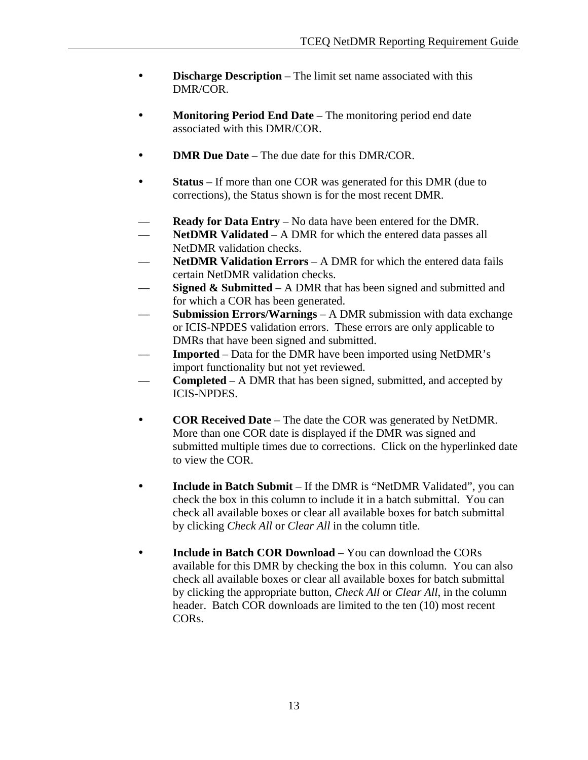- **Discharge Description** – The limit set name associated with this DMR/COR.

- **Monitoring Period End Date** – The monitoring period end date associated with this DMR/COR.

- **DMR Due Date** – The due date for this DMR/COR.

- **Status** – If more than one COR was generated for this DMR (due to corrections), the Status shown is for the most recent DMR.

  - **Ready for Data Entry** – No data have been entered for the DMR.
  - **NetDMR Validated** – A DMR for which the entered data passes all NetDMR validation checks.
  - **NetDMR Validation Errors** – A DMR for which the entered data fails certain NetDMR validation checks.
  - **Signed & Submitted** – A DMR that has been signed and submitted and for which a COR has been generated.
  - **Submission Errors/Warnings** – A DMR submission with data exchange or ICIS-NPDES validation errors. These errors are only applicable to DMRs that have been signed and submitted.
  - **Imported** – Data for the DMR have been imported using NetDMR's import functionality but not yet reviewed.
  - **Completed** – A DMR that has been signed, submitted, and accepted by ICIS-NPDES.

- **COR Received Date** – The date the COR was generated by NetDMR. More than one COR date is displayed if the DMR was signed and submitted multiple times due to corrections. Click on the hyperlinked date to view the COR.

- **Include in Batch Submit** – If the DMR is "NetDMR Validated", you can check the box in this column to include it in a batch submittal. You can check all available boxes or clear all available boxes for batch submittal by clicking *Check All* or *Clear All* in the column title.

- **Include in Batch COR Download** – You can download the CORs available for this DMR by checking the box in this column. You can also check all available boxes or clear all available boxes for batch submittal by clicking the appropriate button, *Check All* or *Clear All*, in the column header. Batch COR downloads are limited to the ten (10) most recent CORs.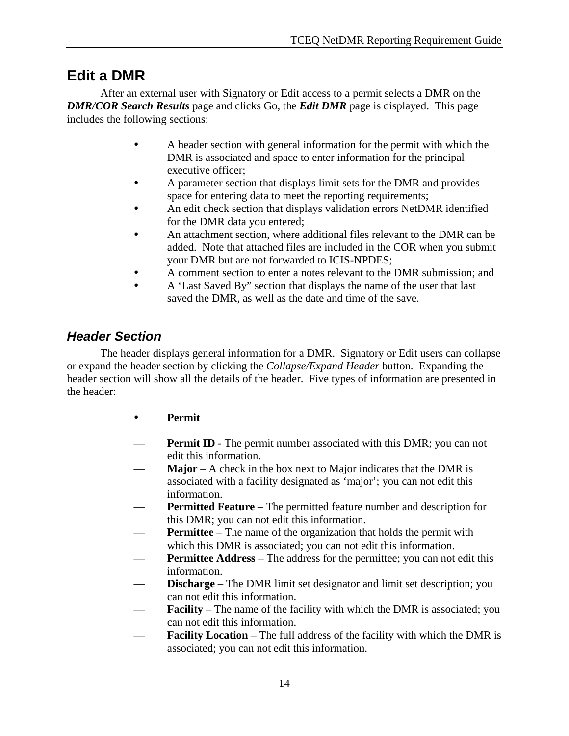## Edit a DMR

After an external user with Signatory or Edit access to a permit selects a DMR on the ***DMR/COR Search Results*** page and clicks Go, the ***Edit DMR*** page is displayed. This page includes the following sections:

- A header section with general information for the permit with which the DMR is associated and space to enter information for the principal executive officer;
- A parameter section that displays limit sets for the DMR and provides space for entering data to meet the reporting requirements;
- An edit check section that displays validation errors NetDMR identified for the DMR data you entered;
- An attachment section, where additional files relevant to the DMR can be added. Note that attached files are included in the COR when you submit your DMR but are not forwarded to ICIS-NPDES;
- A comment section to enter a notes relevant to the DMR submission; and
- A 'Last Saved By" section that displays the name of the user that last saved the DMR, as well as the date and time of the save.

### *Header Section*

The header displays general information for a DMR. Signatory or Edit users can collapse or expand the header section by clicking the *Collapse/Expand Header* button. Expanding the header section will show all the details of the header. Five types of information are presented in the header:

- **Permit**

— **Permit ID** - The permit number associated with this DMR; you can not edit this information.

— **Major** – A check in the box next to Major indicates that the DMR is associated with a facility designated as 'major'; you can not edit this information.

— **Permitted Feature** – The permitted feature number and description for this DMR; you can not edit this information.

— **Permittee** – The name of the organization that holds the permit with which this DMR is associated; you can not edit this information.

— **Permittee Address** – The address for the permittee; you can not edit this information.

— **Discharge** – The DMR limit set designator and limit set description; you can not edit this information.

— **Facility** – The name of the facility with which the DMR is associated; you can not edit this information.

— **Facility Location** – The full address of the facility with which the DMR is associated; you can not edit this information.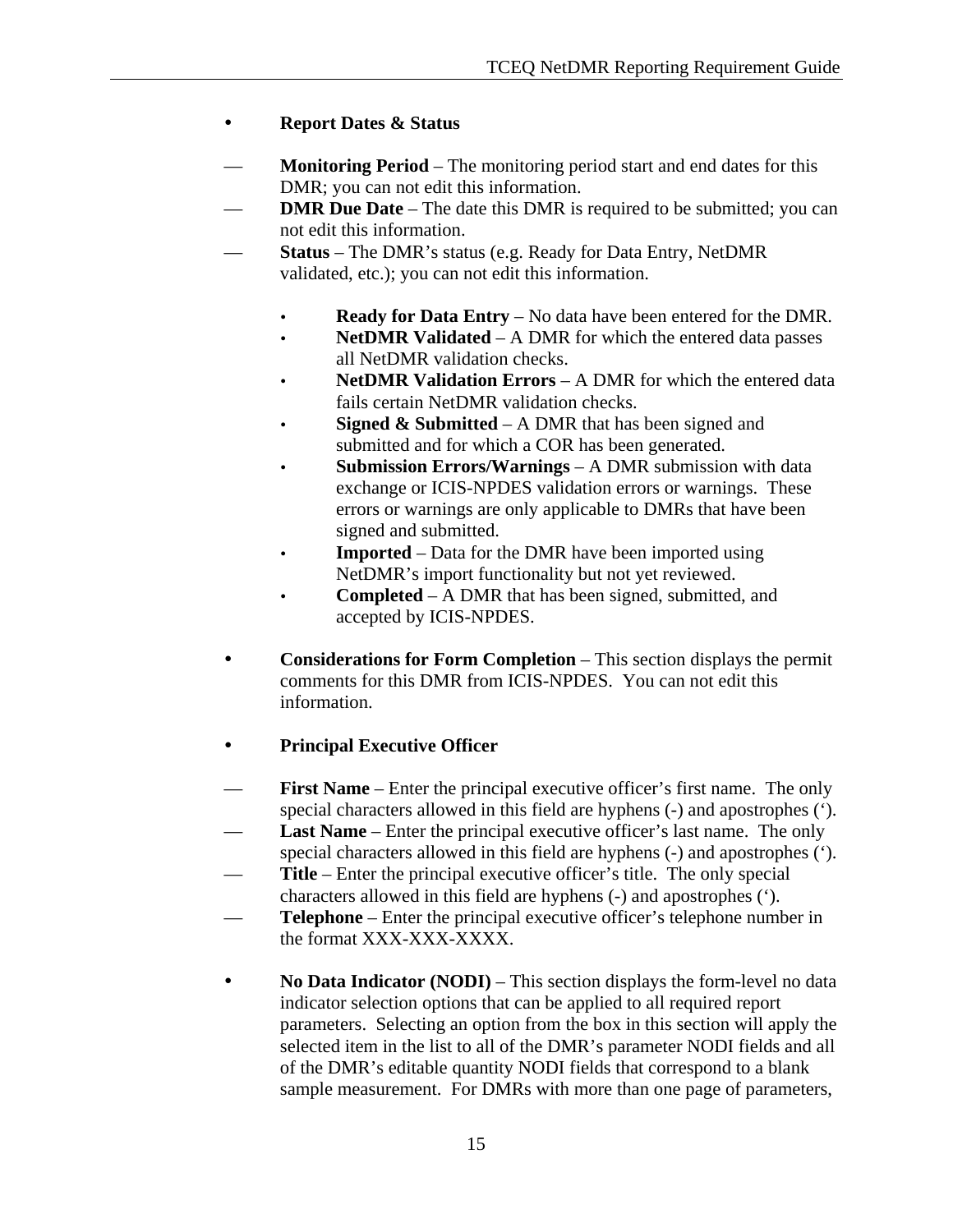- **Report Dates & Status**

  - **Monitoring Period** – The monitoring period start and end dates for this DMR; you can not edit this information.
  - **DMR Due Date** – The date this DMR is required to be submitted; you can not edit this information.
  - **Status** – The DMR's status (e.g. Ready for Data Entry, NetDMR validated, etc.); you can not edit this information.

    - **Ready for Data Entry** – No data have been entered for the DMR.
    - **NetDMR Validated** – A DMR for which the entered data passes all NetDMR validation checks.
    - **NetDMR Validation Errors** – A DMR for which the entered data fails certain NetDMR validation checks.
    - **Signed & Submitted** – A DMR that has been signed and submitted and for which a COR has been generated.
    - **Submission Errors/Warnings** – A DMR submission with data exchange or ICIS-NPDES validation errors or warnings. These errors or warnings are only applicable to DMRs that have been signed and submitted.
    - **Imported** – Data for the DMR have been imported using NetDMR's import functionality but not yet reviewed.
    - **Completed** – A DMR that has been signed, submitted, and accepted by ICIS-NPDES.

- **Considerations for Form Completion** – This section displays the permit comments for this DMR from ICIS-NPDES. You can not edit this information.

- **Principal Executive Officer**

  - **First Name** – Enter the principal executive officer's first name. The only special characters allowed in this field are hyphens (-) and apostrophes (‘).
  - **Last Name** – Enter the principal executive officer's last name. The only special characters allowed in this field are hyphens (-) and apostrophes (‘).
  - **Title** – Enter the principal executive officer's title. The only special characters allowed in this field are hyphens (-) and apostrophes (‘).
  - **Telephone** – Enter the principal executive officer's telephone number in the format XXX-XXX-XXXX.

- **No Data Indicator (NODI)** – This section displays the form-level no data indicator selection options that can be applied to all required report parameters. Selecting an option from the box in this section will apply the selected item in the list to all of the DMR's parameter NODI fields and all of the DMR's editable quantity NODI fields that correspond to a blank sample measurement. For DMRs with more than one page of parameters,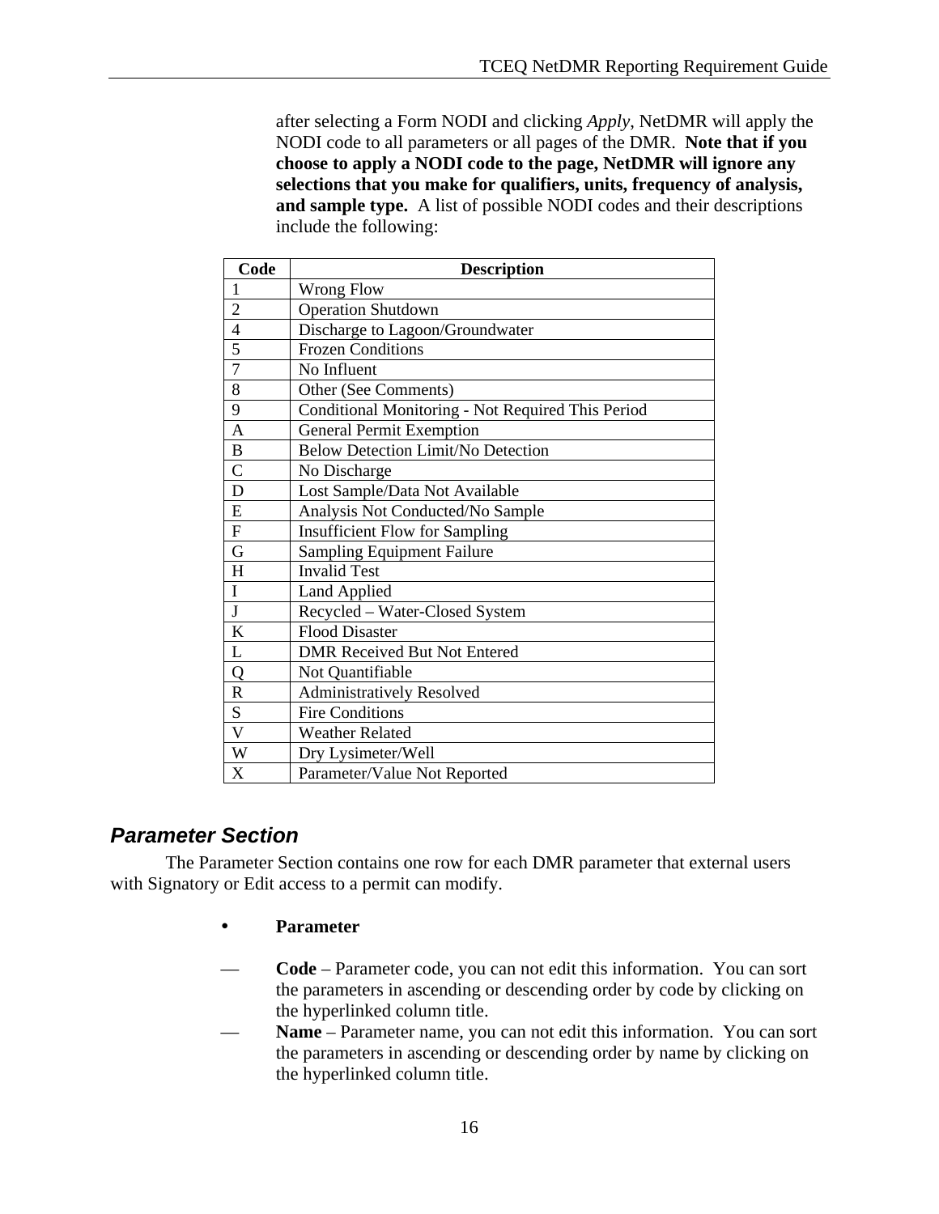after selecting a Form NODI and clicking *Apply*, NetDMR will apply the NODI code to all parameters or all pages of the DMR. **Note that if you choose to apply a NODI code to the page, NetDMR will ignore any selections that you make for qualifiers, units, frequency of analysis, and sample type.** A list of possible NODI codes and their descriptions include the following:

| Code | Description |
|---|---|
| 1 | Wrong Flow |
| 2 | Operation Shutdown |
| 4 | Discharge to Lagoon/Groundwater |
| 5 | Frozen Conditions |
| 7 | No Influent |
| 8 | Other (See Comments) |
| 9 | Conditional Monitoring - Not Required This Period |
| A | General Permit Exemption |
| B | Below Detection Limit/No Detection |
| C | No Discharge |
| D | Lost Sample/Data Not Available |
| E | Analysis Not Conducted/No Sample |
| F | Insufficient Flow for Sampling |
| G | Sampling Equipment Failure |
| H | Invalid Test |
| I | Land Applied |
| J | Recycled – Water-Closed System |
| K | Flood Disaster |
| L | DMR Received But Not Entered |
| Q | Not Quantifiable |
| R | Administratively Resolved |
| S | Fire Conditions |
| V | Weather Related |
| W | Dry Lysimeter/Well |
| X | Parameter/Value Not Reported |

## Parameter Section

The Parameter Section contains one row for each DMR parameter that external users with Signatory or Edit access to a permit can modify.

- **Parameter**

— **Code** – Parameter code, you can not edit this information. You can sort the parameters in ascending or descending order by code by clicking on the hyperlinked column title.

— **Name** – Parameter name, you can not edit this information. You can sort the parameters in ascending or descending order by name by clicking on the hyperlinked column title.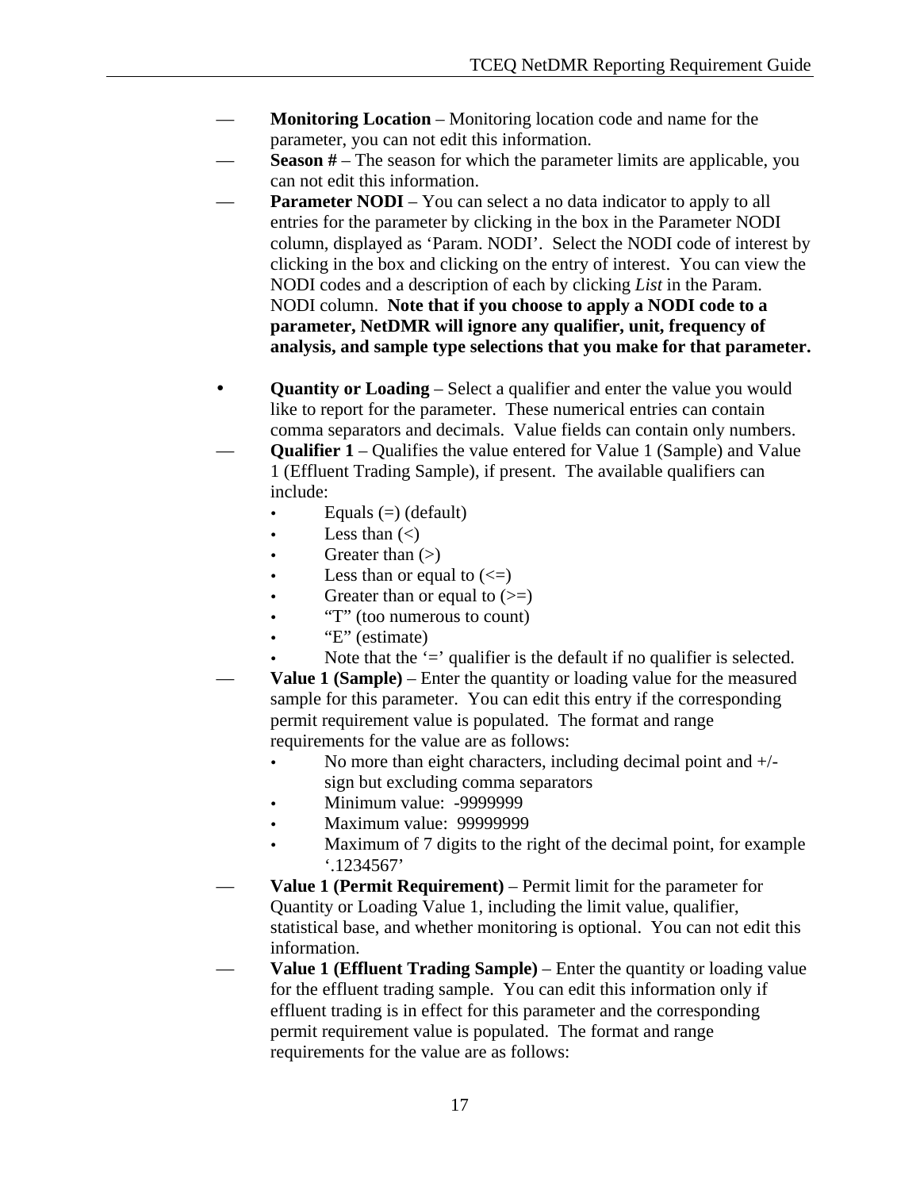- **Monitoring Location** – Monitoring location code and name for the parameter, you can not edit this information.
- **Season #** – The season for which the parameter limits are applicable, you can not edit this information.
- **Parameter NODI** – You can select a no data indicator to apply to all entries for the parameter by clicking in the box in the Parameter NODI column, displayed as 'Param. NODI'. Select the NODI code of interest by clicking in the box and clicking on the entry of interest. You can view the NODI codes and a description of each by clicking *List* in the Param. NODI column. **Note that if you choose to apply a NODI code to a parameter, NetDMR will ignore any qualifier, unit, frequency of analysis, and sample type selections that you make for that parameter.**

- **Quantity or Loading** – Select a qualifier and enter the value you would like to report for the parameter. These numerical entries can contain comma separators and decimals. Value fields can contain only numbers.
  - **Qualifier 1** – Qualifies the value entered for Value 1 (Sample) and Value 1 (Effluent Trading Sample), if present. The available qualifiers can include:
    - Equals (=) (default)
    - Less than (<)
    - Greater than (>)
    - Less than or equal to (<=)
    - Greater than or equal to (>=)
    - "T" (too numerous to count)
    - "E" (estimate)
    - Note that the '=' qualifier is the default if no qualifier is selected.
  - **Value 1 (Sample)** – Enter the quantity or loading value for the measured sample for this parameter. You can edit this entry if the corresponding permit requirement value is populated. The format and range requirements for the value are as follows:
    - No more than eight characters, including decimal point and +/- sign but excluding comma separators
    - Minimum value: -9999999
    - Maximum value: 99999999
    - Maximum of 7 digits to the right of the decimal point, for example '.1234567'
  - **Value 1 (Permit Requirement)** – Permit limit for the parameter for Quantity or Loading Value 1, including the limit value, qualifier, statistical base, and whether monitoring is optional. You can not edit this information.
  - **Value 1 (Effluent Trading Sample)** – Enter the quantity or loading value for the effluent trading sample. You can edit this information only if effluent trading is in effect for this parameter and the corresponding permit requirement value is populated. The format and range requirements for the value are as follows: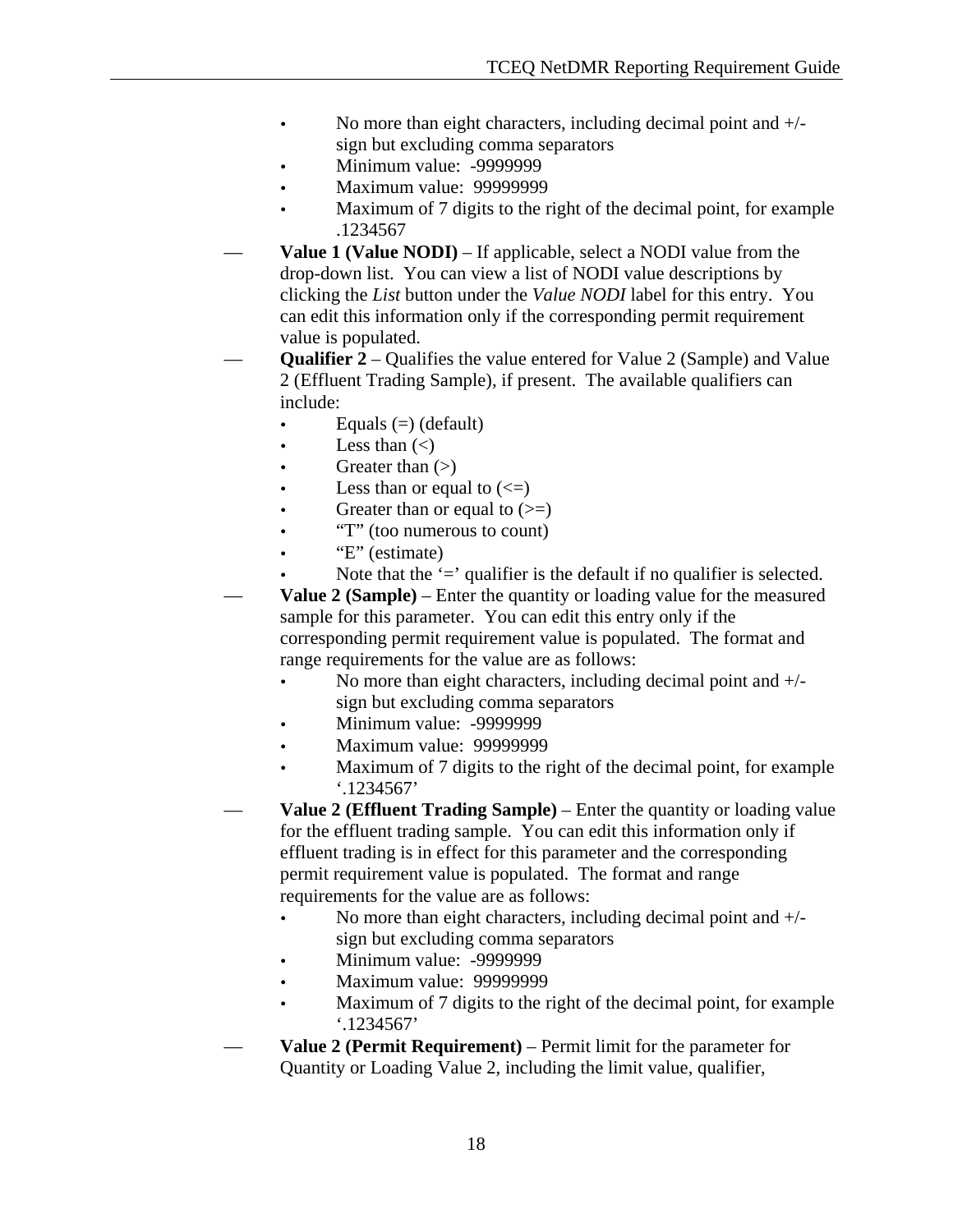- No more than eight characters, including decimal point and +/- sign but excluding comma separators
    - Minimum value: -9999999
    - Maximum value: 99999999
    - Maximum of 7 digits to the right of the decimal point, for example .1234567
- **Value 1 (Value NODI)** – If applicable, select a NODI value from the drop-down list. You can view a list of NODI value descriptions by clicking the *List* button under the *Value NODI* label for this entry. You can edit this information only if the corresponding permit requirement value is populated.
- **Qualifier 2** – Qualifies the value entered for Value 2 (Sample) and Value 2 (Effluent Trading Sample), if present. The available qualifiers can include:
    - Equals (=) (default)
    - Less than (<)
    - Greater than (>)
    - Less than or equal to (<=)
    - Greater than or equal to (>=)
    - "T" (too numerous to count)
    - "E" (estimate)
    - Note that the '=' qualifier is the default if no qualifier is selected.
- **Value 2 (Sample)** – Enter the quantity or loading value for the measured sample for this parameter. You can edit this entry only if the corresponding permit requirement value is populated. The format and range requirements for the value are as follows:
    - No more than eight characters, including decimal point and +/- sign but excluding comma separators
    - Minimum value: -9999999
    - Maximum value: 99999999
    - Maximum of 7 digits to the right of the decimal point, for example '.1234567'
- **Value 2 (Effluent Trading Sample)** – Enter the quantity or loading value for the effluent trading sample. You can edit this information only if effluent trading is in effect for this parameter and the corresponding permit requirement value is populated. The format and range requirements for the value are as follows:
    - No more than eight characters, including decimal point and +/- sign but excluding comma separators
    - Minimum value: -9999999
    - Maximum value: 99999999
    - Maximum of 7 digits to the right of the decimal point, for example '.1234567'
- **Value 2 (Permit Requirement)** – Permit limit for the parameter for Quantity or Loading Value 2, including the limit value, qualifier,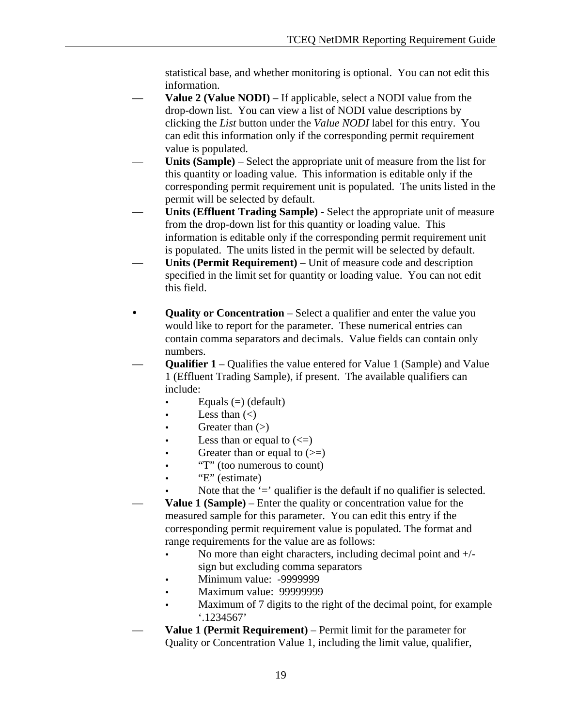statistical base, and whether monitoring is optional. You can not edit this information.

- **Value 2 (Value NODI)** – If applicable, select a NODI value from the drop-down list. You can view a list of NODI value descriptions by clicking the *List* button under the *Value NODI* label for this entry. You can edit this information only if the corresponding permit requirement value is populated.
- **Units (Sample)** – Select the appropriate unit of measure from the list for this quantity or loading value. This information is editable only if the corresponding permit requirement unit is populated. The units listed in the permit will be selected by default.
- **Units (Effluent Trading Sample)** - Select the appropriate unit of measure from the drop-down list for this quantity or loading value. This information is editable only if the corresponding permit requirement unit is populated. The units listed in the permit will be selected by default.
- **Units (Permit Requirement)** – Unit of measure code and description specified in the limit set for quantity or loading value. You can not edit this field.

- **Quality or Concentration** – Select a qualifier and enter the value you would like to report for the parameter. These numerical entries can contain comma separators and decimals. Value fields can contain only numbers.
- **Qualifier 1** – Qualifies the value entered for Value 1 (Sample) and Value 1 (Effluent Trading Sample), if present. The available qualifiers can include:
  - Equals (=) (default)
  - Less than (<)
  - Greater than (>)
  - Less than or equal to (<=)
  - Greater than or equal to (>=)
  - "T" (too numerous to count)
  - "E" (estimate)
  - Note that the '=' qualifier is the default if no qualifier is selected.
- **Value 1 (Sample)** – Enter the quality or concentration value for the measured sample for this parameter. You can edit this entry if the corresponding permit requirement value is populated. The format and range requirements for the value are as follows:
  - No more than eight characters, including decimal point and +/- sign but excluding comma separators
  - Minimum value: -9999999
  - Maximum value: 99999999
  - Maximum of 7 digits to the right of the decimal point, for example '.1234567'
- **Value 1 (Permit Requirement)** – Permit limit for the parameter for Quality or Concentration Value 1, including the limit value, qualifier,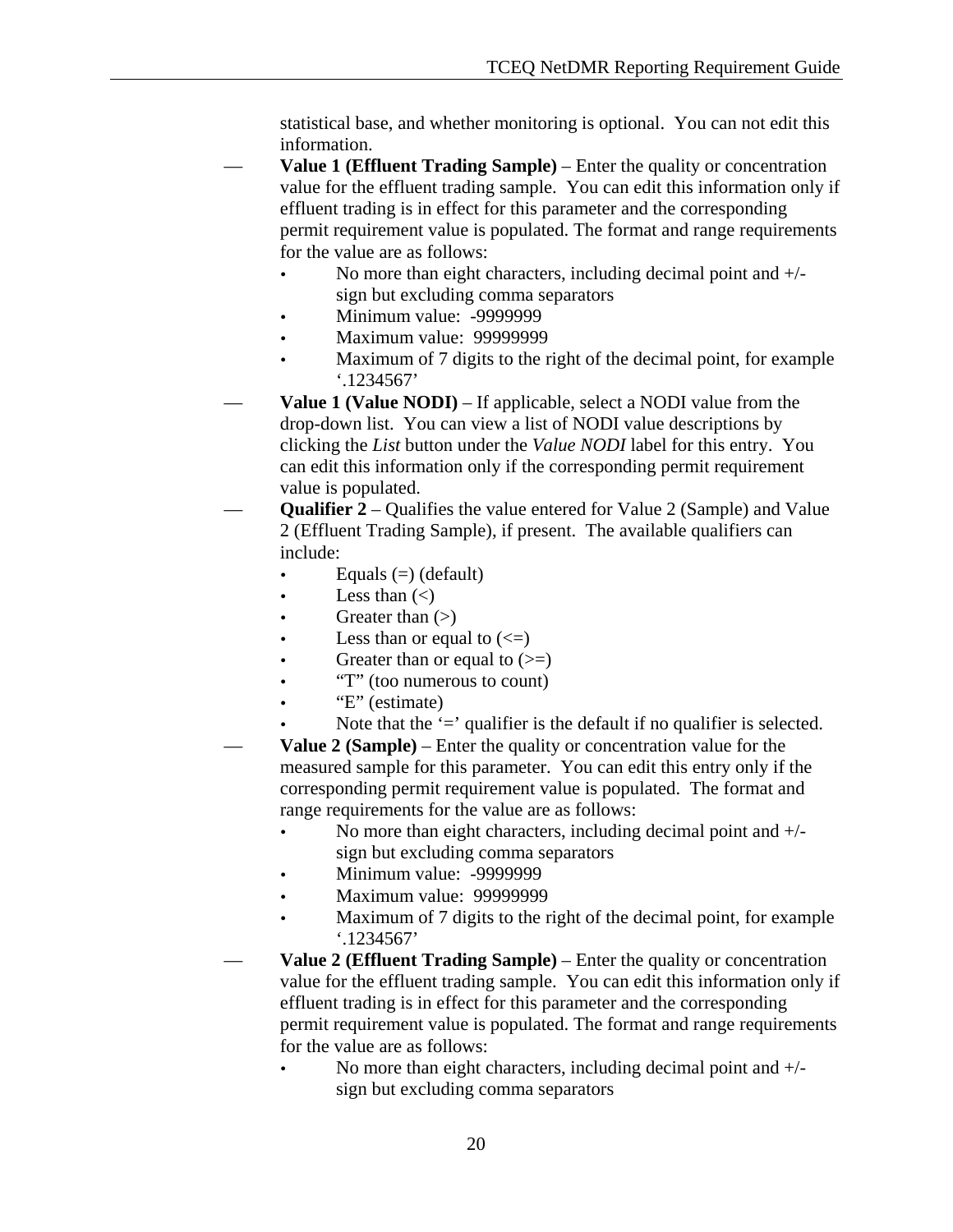statistical base, and whether monitoring is optional. You can not edit this information.

- **Value 1 (Effluent Trading Sample)** – Enter the quality or concentration value for the effluent trading sample. You can edit this information only if effluent trading is in effect for this parameter and the corresponding permit requirement value is populated. The format and range requirements for the value are as follows:
  - No more than eight characters, including decimal point and +/- sign but excluding comma separators
  - Minimum value: -9999999
  - Maximum value: 99999999
  - Maximum of 7 digits to the right of the decimal point, for example '.1234567'
- **Value 1 (Value NODI)** – If applicable, select a NODI value from the drop-down list. You can view a list of NODI value descriptions by clicking the *List* button under the *Value NODI* label for this entry. You can edit this information only if the corresponding permit requirement value is populated.
- **Qualifier 2** – Qualifies the value entered for Value 2 (Sample) and Value 2 (Effluent Trading Sample), if present. The available qualifiers can include:
  - Equals (=) (default)
  - Less than (<)
  - Greater than (>)
  - Less than or equal to (<=)
  - Greater than or equal to (>=)
  - "T" (too numerous to count)
  - "E" (estimate)
  - Note that the '=' qualifier is the default if no qualifier is selected.
- **Value 2 (Sample)** – Enter the quality or concentration value for the measured sample for this parameter. You can edit this entry only if the corresponding permit requirement value is populated. The format and range requirements for the value are as follows:
  - No more than eight characters, including decimal point and +/- sign but excluding comma separators
  - Minimum value: -9999999
  - Maximum value: 99999999
  - Maximum of 7 digits to the right of the decimal point, for example '.1234567'
- **Value 2 (Effluent Trading Sample)** – Enter the quality or concentration value for the effluent trading sample. You can edit this information only if effluent trading is in effect for this parameter and the corresponding permit requirement value is populated. The format and range requirements for the value are as follows:
  - No more than eight characters, including decimal point and +/- sign but excluding comma separators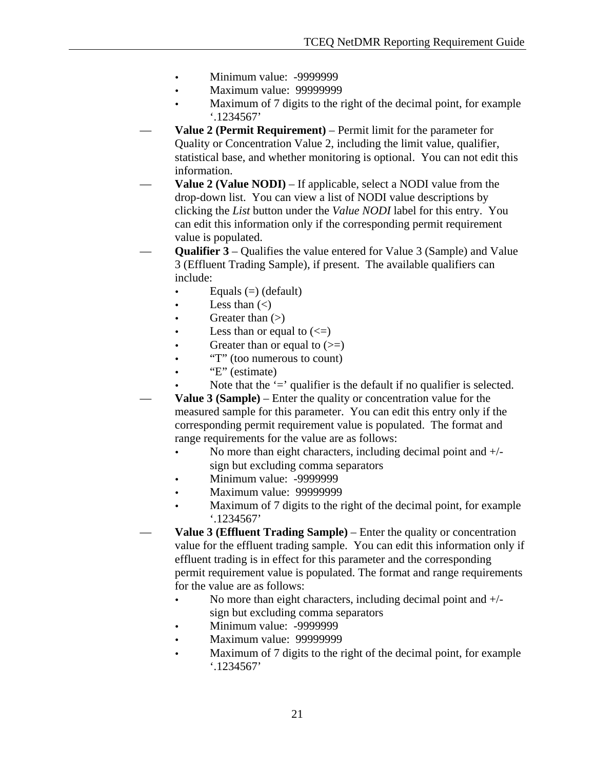- Minimum value: -9999999
   - Maximum value: 99999999
   - Maximum of 7 digits to the right of the decimal point, for example '.1234567'
- **Value 2 (Permit Requirement)** – Permit limit for the parameter for Quality or Concentration Value 2, including the limit value, qualifier, statistical base, and whether monitoring is optional. You can not edit this information.
- **Value 2 (Value NODI)** – If applicable, select a NODI value from the drop-down list. You can view a list of NODI value descriptions by clicking the *List* button under the *Value NODI* label for this entry. You can edit this information only if the corresponding permit requirement value is populated.
- **Qualifier 3** – Qualifies the value entered for Value 3 (Sample) and Value 3 (Effluent Trading Sample), if present. The available qualifiers can include:
   - Equals (=) (default)
   - Less than (<)
   - Greater than (>)
   - Less than or equal to (<=)
   - Greater than or equal to (>=)
   - "T" (too numerous to count)
   - "E" (estimate)
   - Note that the '=' qualifier is the default if no qualifier is selected.
- **Value 3 (Sample)** – Enter the quality or concentration value for the measured sample for this parameter. You can edit this entry only if the corresponding permit requirement value is populated. The format and range requirements for the value are as follows:
   - No more than eight characters, including decimal point and +/- sign but excluding comma separators
   - Minimum value: -9999999
   - Maximum value: 99999999
   - Maximum of 7 digits to the right of the decimal point, for example '.1234567'
- **Value 3 (Effluent Trading Sample)** – Enter the quality or concentration value for the effluent trading sample. You can edit this information only if effluent trading is in effect for this parameter and the corresponding permit requirement value is populated. The format and range requirements for the value are as follows:
   - No more than eight characters, including decimal point and +/- sign but excluding comma separators
   - Minimum value: -9999999
   - Maximum value: 99999999
   - Maximum of 7 digits to the right of the decimal point, for example '.1234567'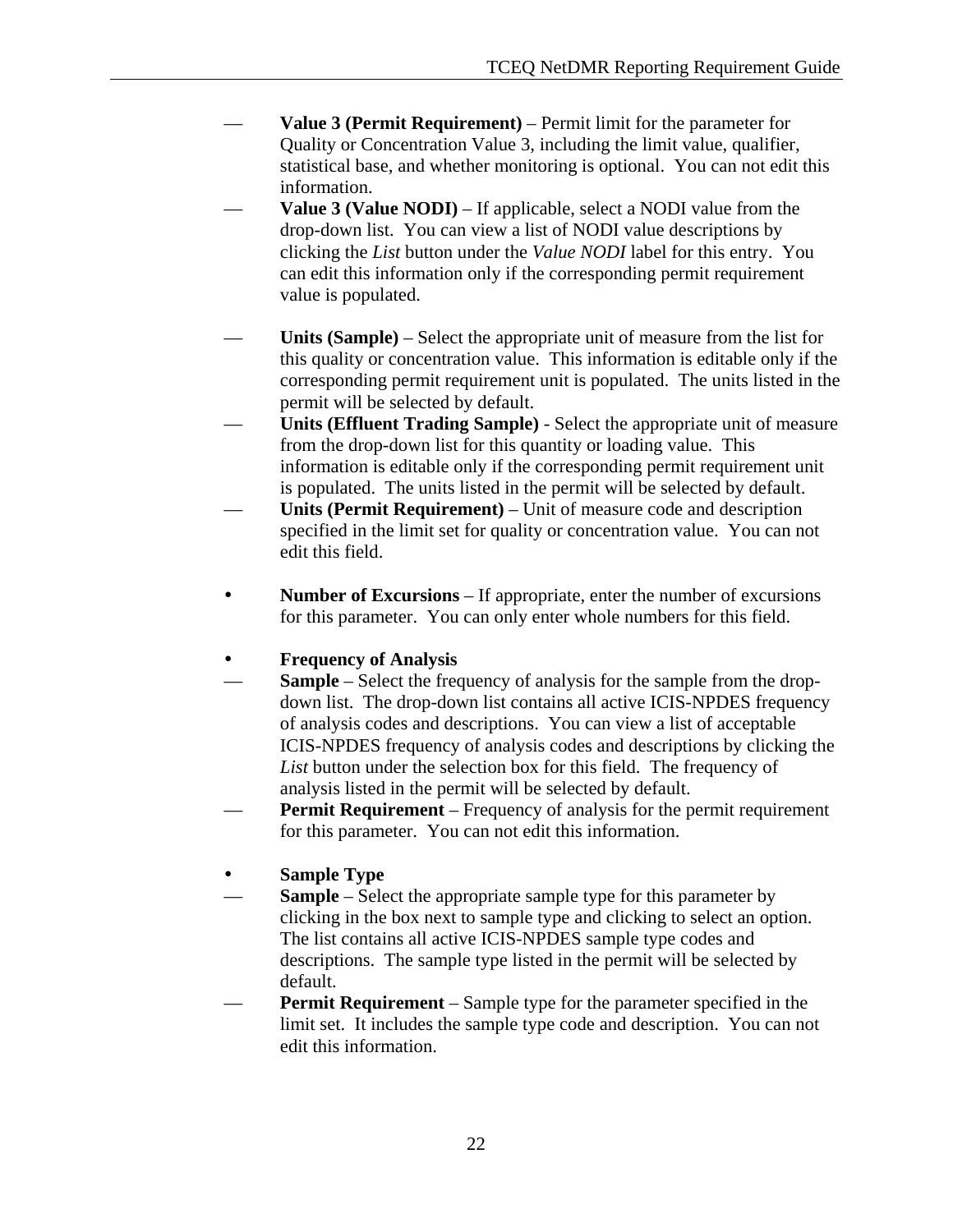- **Value 3 (Permit Requirement)** – Permit limit for the parameter for Quality or Concentration Value 3, including the limit value, qualifier, statistical base, and whether monitoring is optional. You can not edit this information.
- **Value 3 (Value NODI)** – If applicable, select a NODI value from the drop-down list. You can view a list of NODI value descriptions by clicking the *List* button under the *Value NODI* label for this entry. You can edit this information only if the corresponding permit requirement value is populated.

- **Units (Sample)** – Select the appropriate unit of measure from the list for this quality or concentration value. This information is editable only if the corresponding permit requirement unit is populated. The units listed in the permit will be selected by default.
- **Units (Effluent Trading Sample)** - Select the appropriate unit of measure from the drop-down list for this quantity or loading value. This information is editable only if the corresponding permit requirement unit is populated. The units listed in the permit will be selected by default.
- **Units (Permit Requirement)** – Unit of measure code and description specified in the limit set for quality or concentration value. You can not edit this field.

- **Number of Excursions** – If appropriate, enter the number of excursions for this parameter. You can only enter whole numbers for this field.

- **Frequency of Analysis**
  - **Sample** – Select the frequency of analysis for the sample from the drop-down list. The drop-down list contains all active ICIS-NPDES frequency of analysis codes and descriptions. You can view a list of acceptable ICIS-NPDES frequency of analysis codes and descriptions by clicking the *List* button under the selection box for this field. The frequency of analysis listed in the permit will be selected by default.
  - **Permit Requirement** – Frequency of analysis for the permit requirement for this parameter. You can not edit this information.

- **Sample Type**
  - **Sample** – Select the appropriate sample type for this parameter by clicking in the box next to sample type and clicking to select an option. The list contains all active ICIS-NPDES sample type codes and descriptions. The sample type listed in the permit will be selected by default.
  - **Permit Requirement** – Sample type for the parameter specified in the limit set. It includes the sample type code and description. You can not edit this information.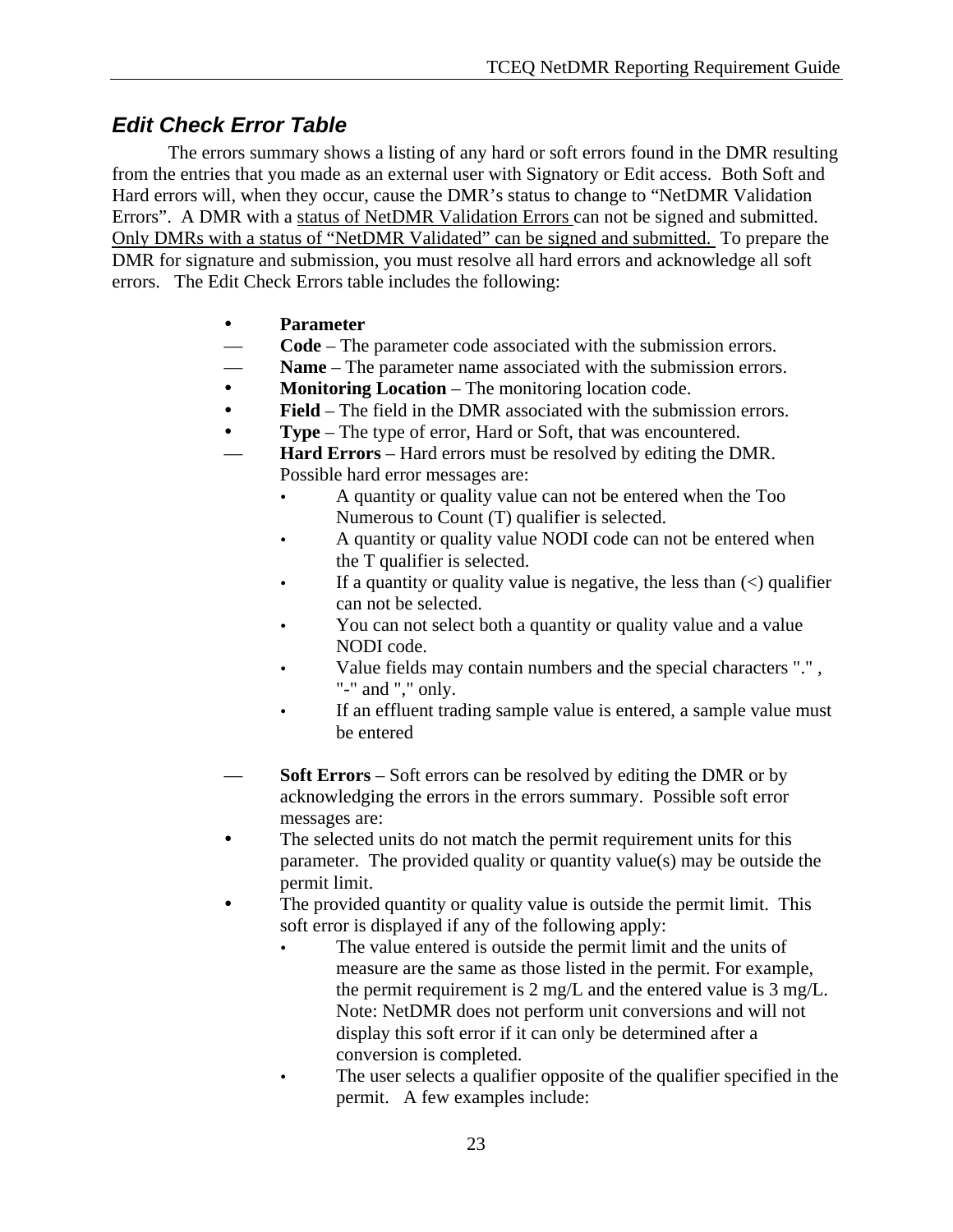## *Edit Check Error Table*

The errors summary shows a listing of any hard or soft errors found in the DMR resulting from the entries that you made as an external user with Signatory or Edit access. Both Soft and Hard errors will, when they occur, cause the DMR's status to change to "NetDMR Validation Errors". A DMR with a <u>status of NetDMR Validation Errors</u> can not be signed and submitted. <u>Only DMRs with a status of "NetDMR Validated" can be signed and submitted.</u> To prepare the DMR for signature and submission, you must resolve all hard errors and acknowledge all soft errors. The Edit Check Errors table includes the following:

- **Parameter**
  - **Code** – The parameter code associated with the submission errors.
  - **Name** – The parameter name associated with the submission errors.
- **Monitoring Location** – The monitoring location code.
- **Field** – The field in the DMR associated with the submission errors.
- **Type** – The type of error, Hard or Soft, that was encountered.
  - **Hard Errors** – Hard errors must be resolved by editing the DMR. Possible hard error messages are:
    - A quantity or quality value can not be entered when the Too Numerous to Count (T) qualifier is selected.
    - A quantity or quality value NODI code can not be entered when the T qualifier is selected.
    - If a quantity or quality value is negative, the less than (<) qualifier can not be selected.
    - You can not select both a quantity or quality value and a value NODI code.
    - Value fields may contain numbers and the special characters "." , "-" and "," only.
    - If an effluent trading sample value is entered, a sample value must be entered
  - **Soft Errors** – Soft errors can be resolved by editing the DMR or by acknowledging the errors in the errors summary. Possible soft error messages are:
- The selected units do not match the permit requirement units for this parameter. The provided quality or quantity value(s) may be outside the permit limit.
- The provided quantity or quality value is outside the permit limit. This soft error is displayed if any of the following apply:
  - The value entered is outside the permit limit and the units of measure are the same as those listed in the permit. For example, the permit requirement is 2 mg/L and the entered value is 3 mg/L. Note: NetDMR does not perform unit conversions and will not display this soft error if it can only be determined after a conversion is completed.
  - The user selects a qualifier opposite of the qualifier specified in the permit. A few examples include: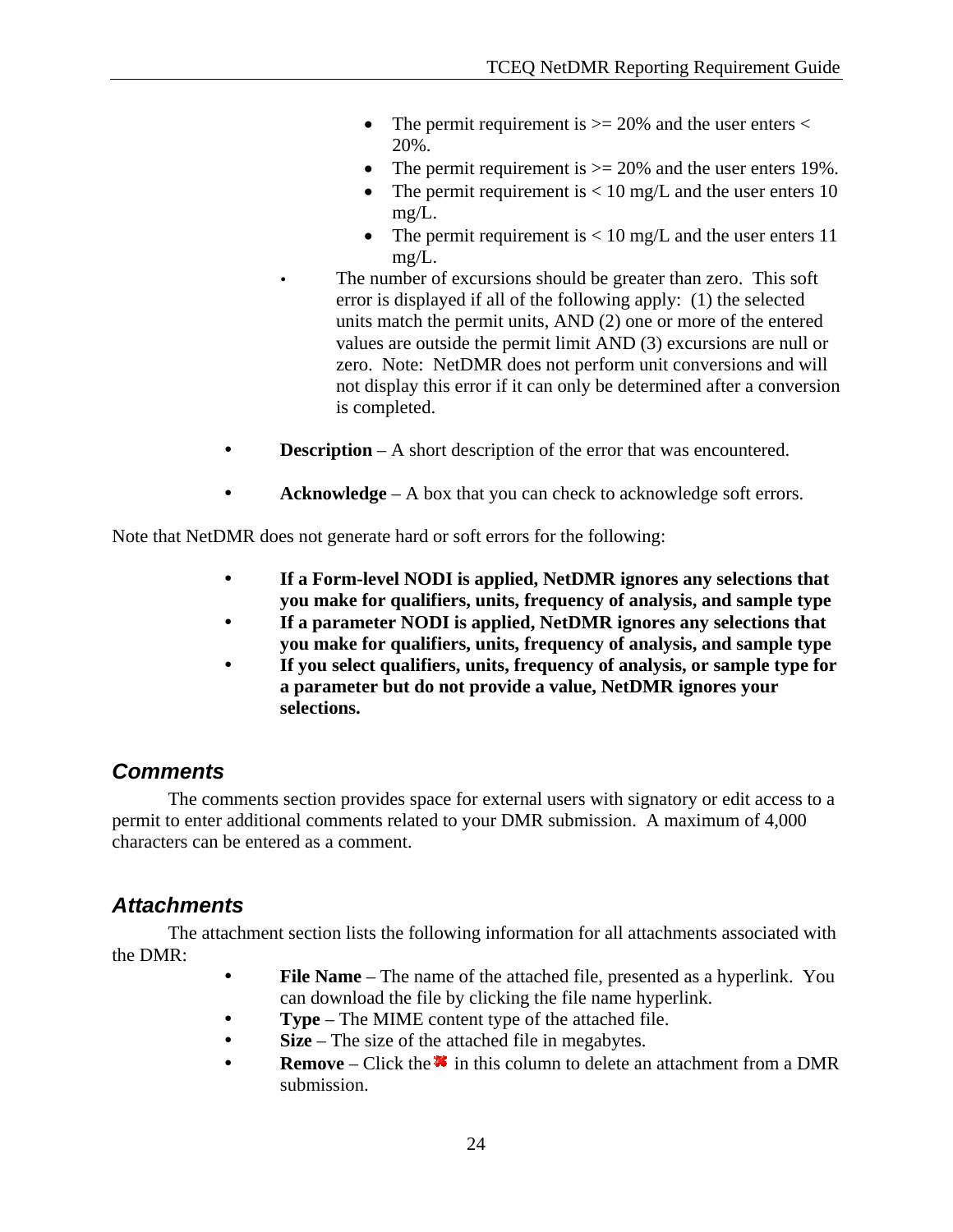- The permit requirement is >= 20% and the user enters < 20%.
    - The permit requirement is >= 20% and the user enters 19%.
    - The permit requirement is < 10 mg/L and the user enters 10 mg/L.
    - The permit requirement is < 10 mg/L and the user enters 11 mg/L.
  - The number of excursions should be greater than zero. This soft error is displayed if all of the following apply: (1) the selected units match the permit units, AND (2) one or more of the entered values are outside the permit limit AND (3) excursions are null or zero. Note: NetDMR does not perform unit conversions and will not display this error if it can only be determined after a conversion is completed.

- **Description** – A short description of the error that was encountered.

- **Acknowledge** – A box that you can check to acknowledge soft errors.

Note that NetDMR does not generate hard or soft errors for the following:

- **If a Form-level NODI is applied, NetDMR ignores any selections that you make for qualifiers, units, frequency of analysis, and sample type**
- **If a parameter NODI is applied, NetDMR ignores any selections that you make for qualifiers, units, frequency of analysis, and sample type**
- **If you select qualifiers, units, frequency of analysis, or sample type for a parameter but do not provide a value, NetDMR ignores your selections.**

## *Comments*

The comments section provides space for external users with signatory or edit access to a permit to enter additional comments related to your DMR submission. A maximum of 4,000 characters can be entered as a comment.

## *Attachments*

The attachment section lists the following information for all attachments associated with the DMR:

- **File Name** – The name of the attached file, presented as a hyperlink. You can download the file by clicking the file name hyperlink.
- **Type** – The MIME content type of the attached file.
- **Size** – The size of the attached file in megabytes.
- **Remove** – Click the ✖ in this column to delete an attachment from a DMR submission.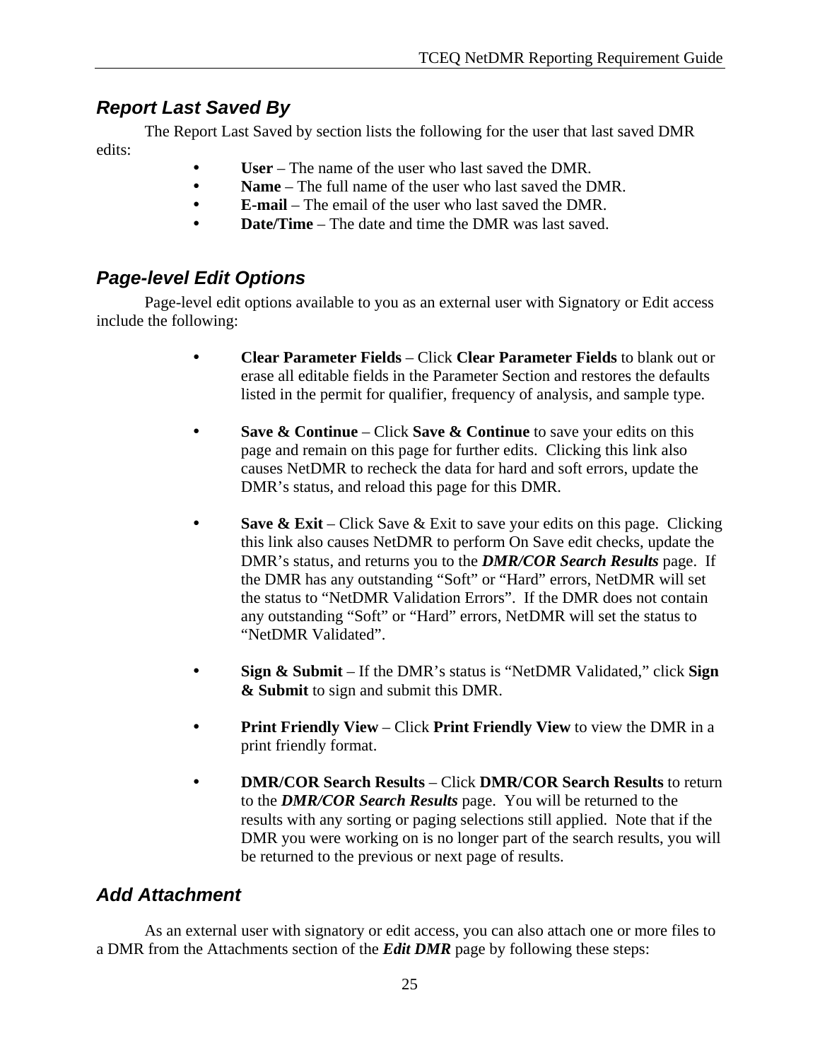## *Report Last Saved By*

The Report Last Saved by section lists the following for the user that last saved DMR edits:

- **User** – The name of the user who last saved the DMR.
- **Name** – The full name of the user who last saved the DMR.
- **E-mail** – The email of the user who last saved the DMR.
- **Date/Time** – The date and time the DMR was last saved.

## *Page-level Edit Options*

Page-level edit options available to you as an external user with Signatory or Edit access include the following:

- **Clear Parameter Fields** – Click **Clear Parameter Fields** to blank out or erase all editable fields in the Parameter Section and restores the defaults listed in the permit for qualifier, frequency of analysis, and sample type.

- **Save & Continue** – Click **Save & Continue** to save your edits on this page and remain on this page for further edits. Clicking this link also causes NetDMR to recheck the data for hard and soft errors, update the DMR's status, and reload this page for this DMR.

- **Save & Exit** – Click Save & Exit to save your edits on this page. Clicking this link also causes NetDMR to perform On Save edit checks, update the DMR's status, and returns you to the ***DMR/COR Search Results*** page. If the DMR has any outstanding "Soft" or "Hard" errors, NetDMR will set the status to "NetDMR Validation Errors". If the DMR does not contain any outstanding "Soft" or "Hard" errors, NetDMR will set the status to "NetDMR Validated".

- **Sign & Submit** – If the DMR's status is "NetDMR Validated," click **Sign & Submit** to sign and submit this DMR.

- **Print Friendly View** – Click **Print Friendly View** to view the DMR in a print friendly format.

- **DMR/COR Search Results** – Click **DMR/COR Search Results** to return to the ***DMR/COR Search Results*** page. You will be returned to the results with any sorting or paging selections still applied. Note that if the DMR you were working on is no longer part of the search results, you will be returned to the previous or next page of results.

## *Add Attachment*

As an external user with signatory or edit access, you can also attach one or more files to a DMR from the Attachments section of the ***Edit DMR*** page by following these steps: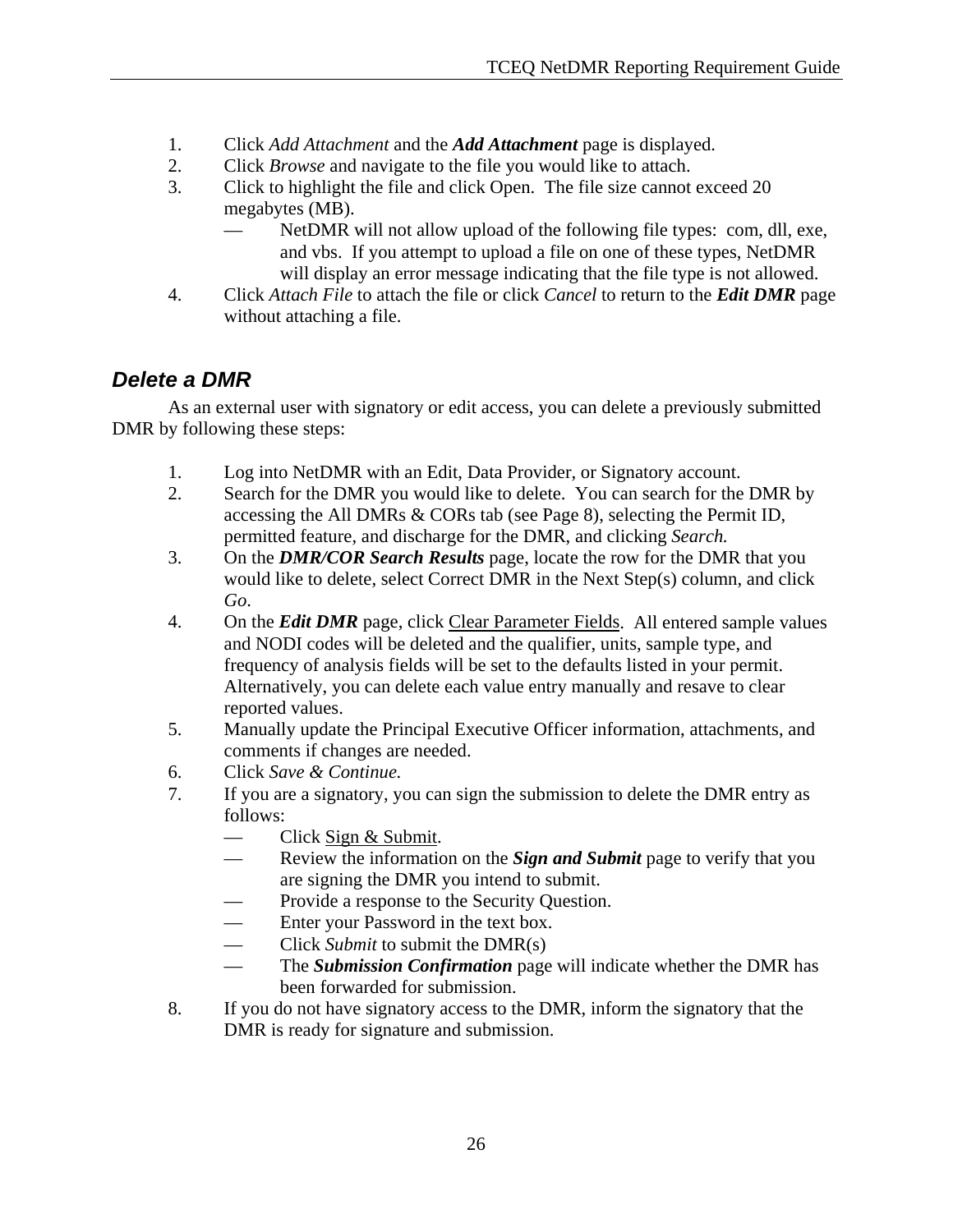1. Click *Add Attachment* and the ***Add Attachment*** page is displayed.
2. Click *Browse* and navigate to the file you would like to attach.
3. Click to highlight the file and click Open. The file size cannot exceed 20 megabytes (MB).
   — NetDMR will not allow upload of the following file types: com, dll, exe, and vbs. If you attempt to upload a file on one of these types, NetDMR will display an error message indicating that the file type is not allowed.
4. Click *Attach File* to attach the file or click *Cancel* to return to the ***Edit DMR*** page without attaching a file.

### *Delete a DMR*

As an external user with signatory or edit access, you can delete a previously submitted DMR by following these steps:

1. Log into NetDMR with an Edit, Data Provider, or Signatory account.
2. Search for the DMR you would like to delete. You can search for the DMR by accessing the All DMRs & CORs tab (see Page 8), selecting the Permit ID, permitted feature, and discharge for the DMR, and clicking *Search.*
3. On the ***DMR/COR Search Results*** page, locate the row for the DMR that you would like to delete, select Correct DMR in the Next Step(s) column, and click *Go*.
4. On the ***Edit DMR*** page, click <u>Clear Parameter Fields</u>. All entered sample values and NODI codes will be deleted and the qualifier, units, sample type, and frequency of analysis fields will be set to the defaults listed in your permit. Alternatively, you can delete each value entry manually and resave to clear reported values.
5. Manually update the Principal Executive Officer information, attachments, and comments if changes are needed.
6. Click *Save & Continue.*
7. If you are a signatory, you can sign the submission to delete the DMR entry as follows:
   — Click <u>Sign & Submit</u>.
   — Review the information on the ***Sign and Submit*** page to verify that you are signing the DMR you intend to submit.
   — Provide a response to the Security Question.
   — Enter your Password in the text box.
   — Click *Submit* to submit the DMR(s)
   — The ***Submission Confirmation*** page will indicate whether the DMR has been forwarded for submission.
8. If you do not have signatory access to the DMR, inform the signatory that the DMR is ready for signature and submission.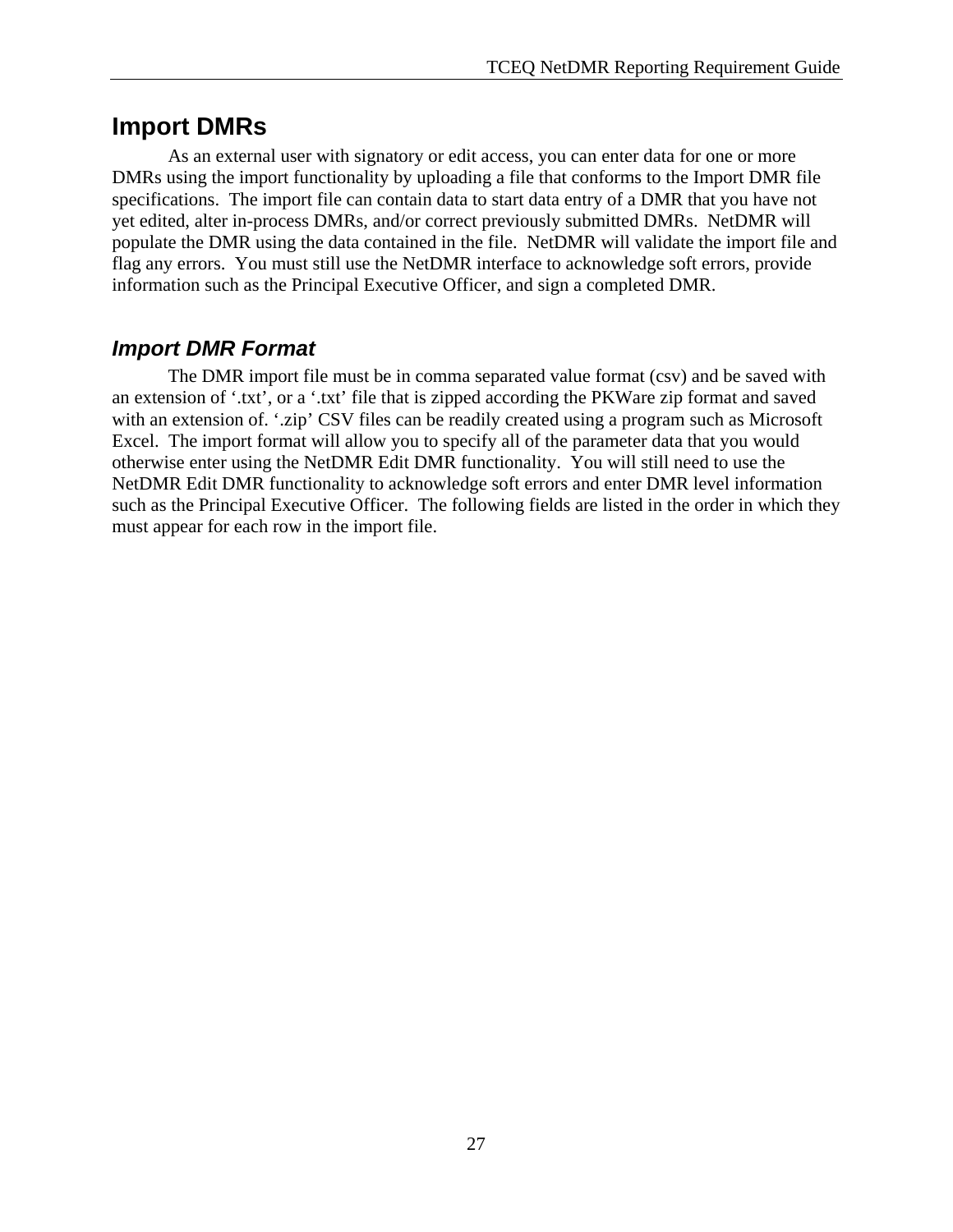# Import DMRs

As an external user with signatory or edit access, you can enter data for one or more DMRs using the import functionality by uploading a file that conforms to the Import DMR file specifications. The import file can contain data to start data entry of a DMR that you have not yet edited, alter in-process DMRs, and/or correct previously submitted DMRs. NetDMR will populate the DMR using the data contained in the file. NetDMR will validate the import file and flag any errors. You must still use the NetDMR interface to acknowledge soft errors, provide information such as the Principal Executive Officer, and sign a completed DMR.

## *Import DMR Format*

The DMR import file must be in comma separated value format (csv) and be saved with an extension of '.txt', or a '.txt' file that is zipped according the PKWare zip format and saved with an extension of. '.zip' CSV files can be readily created using a program such as Microsoft Excel. The import format will allow you to specify all of the parameter data that you would otherwise enter using the NetDMR Edit DMR functionality. You will still need to use the NetDMR Edit DMR functionality to acknowledge soft errors and enter DMR level information such as the Principal Executive Officer. The following fields are listed in the order in which they must appear for each row in the import file.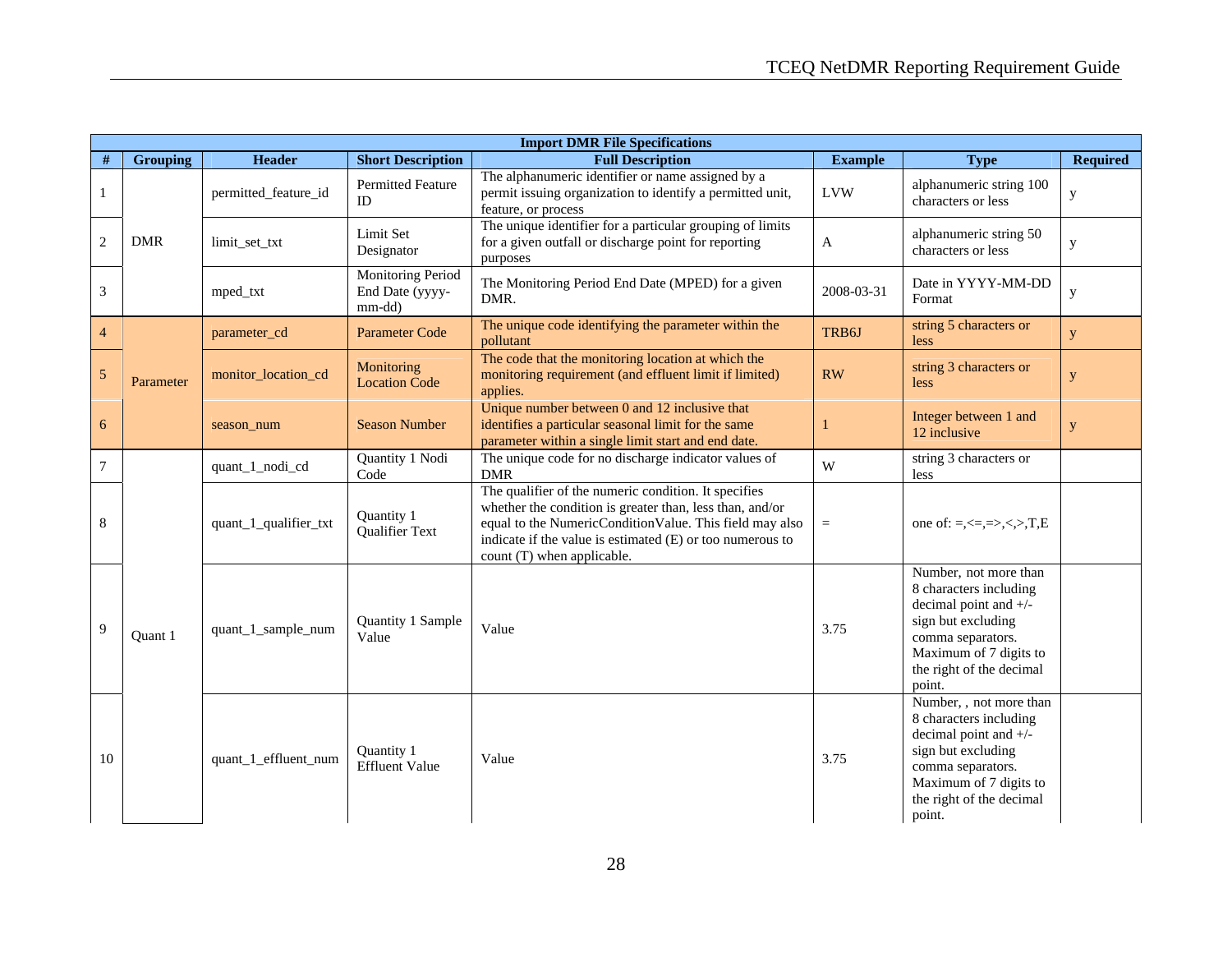| Import DMR File Specifications | | | | | | | |
|---|---|---|---|---|---|---|---|
| # | Grouping | Header | Short Description | Full Description | Example | Type | Required |
| 1 | DMR | permitted_feature_id | Permitted Feature ID | The alphanumeric identifier or name assigned by a permit issuing organization to identify a permitted unit, feature, or process | LVW | alphanumeric string 100 characters or less | y |
| 2 | | limit_set_txt | Limit Set Designator | The unique identifier for a particular grouping of limits for a given outfall or discharge point for reporting purposes | A | alphanumeric string 50 characters or less | y |
| 3 | | mped_txt | Monitoring Period End Date (yyyy-mm-dd) | The Monitoring Period End Date (MPED) for a given DMR. | 2008-03-31 | Date in YYYY-MM-DD Format | y |
| 4 | Parameter | parameter_cd | Parameter Code | The unique code identifying the parameter within the pollutant | TRB6J | string 5 characters or less | y |
| 5 | | monitor_location_cd | Monitoring Location Code | The code that the monitoring location at which the monitoring requirement (and effluent limit if limited) applies. | RW | string 3 characters or less | y |
| 6 | | season_num | Season Number | Unique number between 0 and 12 inclusive that identifies a particular seasonal limit for the same parameter within a single limit start and end date. | 1 | Integer between 1 and 12 inclusive | y |
| 7 | Quant 1 | quant_1_nodi_cd | Quantity 1 Nodi Code | The unique code for no discharge indicator values of DMR | W | string 3 characters or less | |
| 8 | | quant_1_qualifier_txt | Quantity 1 Qualifier Text | The qualifier of the numeric condition. It specifies whether the condition is greater than, less than, and/or equal to the NumericConditionValue. This field may also indicate if the value is estimated (E) or too numerous to count (T) when applicable. | = | one of: =,<=,=>,<,>,T,E | |
| 9 | | quant_1_sample_num | Quantity 1 Sample Value | Value | 3.75 | Number, not more than 8 characters including decimal point and +/- sign but excluding comma separators. Maximum of 7 digits to the right of the decimal point. | |
| 10 | | quant_1_effluent_num | Quantity 1 Effluent Value | Value | 3.75 | Number, , not more than 8 characters including decimal point and +/- sign but excluding comma separators. Maximum of 7 digits to the right of the decimal point. | |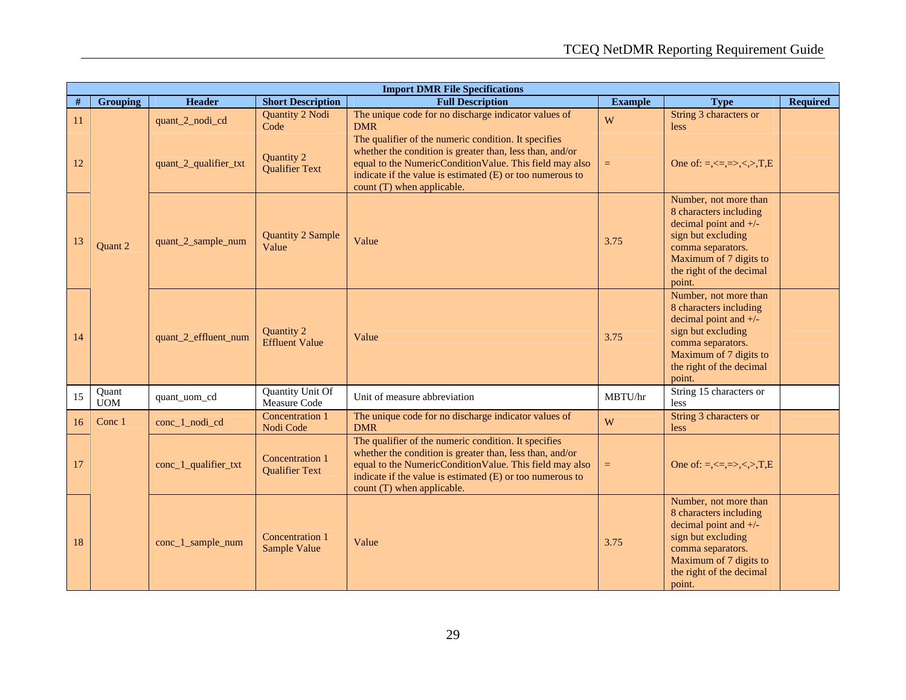| Import DMR File Specifications | | | | | | | |
|---|---|---|---|---|---|---|---|
| # | Grouping | Header | Short Description | Full Description | Example | Type | Required |
| 11 | Quant 2 | quant_2_nodi_cd | Quantity 2 Nodi Code | The unique code for no discharge indicator values of DMR | W | String 3 characters or less | |
| 12 | | quant_2_qualifier_txt | Quantity 2 Qualifier Text | The qualifier of the numeric condition. It specifies whether the condition is greater than, less than, and/or equal to the NumericConditionValue. This field may also indicate if the value is estimated (E) or too numerous to count (T) when applicable. | = | One of: =,<=,=>,<,>,T,E | |
| 13 | | quant_2_sample_num | Quantity 2 Sample Value | Value | 3.75 | Number, not more than 8 characters including decimal point and +/- sign but excluding comma separators. Maximum of 7 digits to the right of the decimal point. | |
| 14 | | quant_2_effluent_num | Quantity 2 Effluent Value | Value | 3.75 | Number, not more than 8 characters including decimal point and +/- sign but excluding comma separators. Maximum of 7 digits to the right of the decimal point. | |
| 15 | Quant UOM | quant_uom_cd | Quantity Unit Of Measure Code | Unit of measure abbreviation | MBTU/hr | String 15 characters or less | |
| 16 | Conc 1 | conc_1_nodi_cd | Concentration 1 Nodi Code | The unique code for no discharge indicator values of DMR | W | String 3 characters or less | |
| 17 | | conc_1_qualifier_txt | Concentration 1 Qualifier Text | The qualifier of the numeric condition. It specifies whether the condition is greater than, less than, and/or equal to the NumericConditionValue. This field may also indicate if the value is estimated (E) or too numerous to count (T) when applicable. | = | One of: =,<=,=>,<,>,T,E | |
| 18 | | conc_1_sample_num | Concentration 1 Sample Value | Value | 3.75 | Number, not more than 8 characters including decimal point and +/- sign but excluding comma separators. Maximum of 7 digits to the right of the decimal point. | |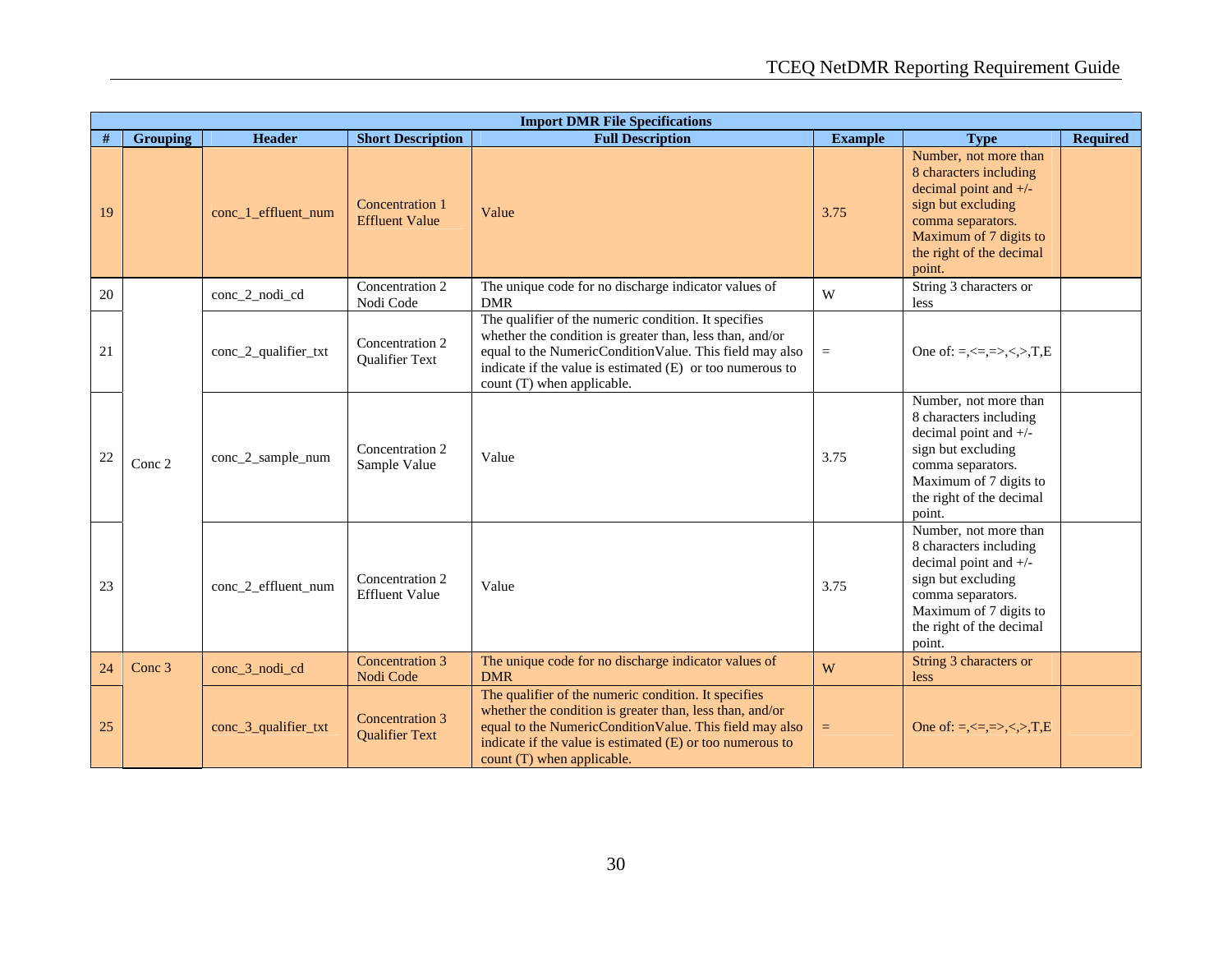| Import DMR File Specifications | | | | | | | |
|---|---|---|---|---|---|---|---|
| # | Grouping | Header | Short Description | Full Description | Example | Type | Required |
| 19 | | conc_1_effluent_num | Concentration 1 Effluent Value | Value | 3.75 | Number, not more than 8 characters including decimal point and +/- sign but excluding comma separators. Maximum of 7 digits to the right of the decimal point. | |
| 20 | Conc 2 | conc_2_nodi_cd | Concentration 2 Nodi Code | The unique code for no discharge indicator values of DMR | W | String 3 characters or less | |
| 21 | | conc_2_qualifier_txt | Concentration 2 Qualifier Text | The qualifier of the numeric condition. It specifies whether the condition is greater than, less than, and/or equal to the NumericConditionValue. This field may also indicate if the value is estimated (E) or too numerous to count (T) when applicable. | = | One of: =,<=,=>,<,>,T,E | |
| 22 | | conc_2_sample_num | Concentration 2 Sample Value | Value | 3.75 | Number, not more than 8 characters including decimal point and +/- sign but excluding comma separators. Maximum of 7 digits to the right of the decimal point. | |
| 23 | | conc_2_effluent_num | Concentration 2 Effluent Value | Value | 3.75 | Number, not more than 8 characters including decimal point and +/- sign but excluding comma separators. Maximum of 7 digits to the right of the decimal point. | |
| 24 | Conc 3 | conc_3_nodi_cd | Concentration 3 Nodi Code | The unique code for no discharge indicator values of DMR | W | String 3 characters or less | |
| 25 | | conc_3_qualifier_txt | Concentration 3 Qualifier Text | The qualifier of the numeric condition. It specifies whether the condition is greater than, less than, and/or equal to the NumericConditionValue. This field may also indicate if the value is estimated (E) or too numerous to count (T) when applicable. | = | One of: =,<=,=>,<,>,T,E | |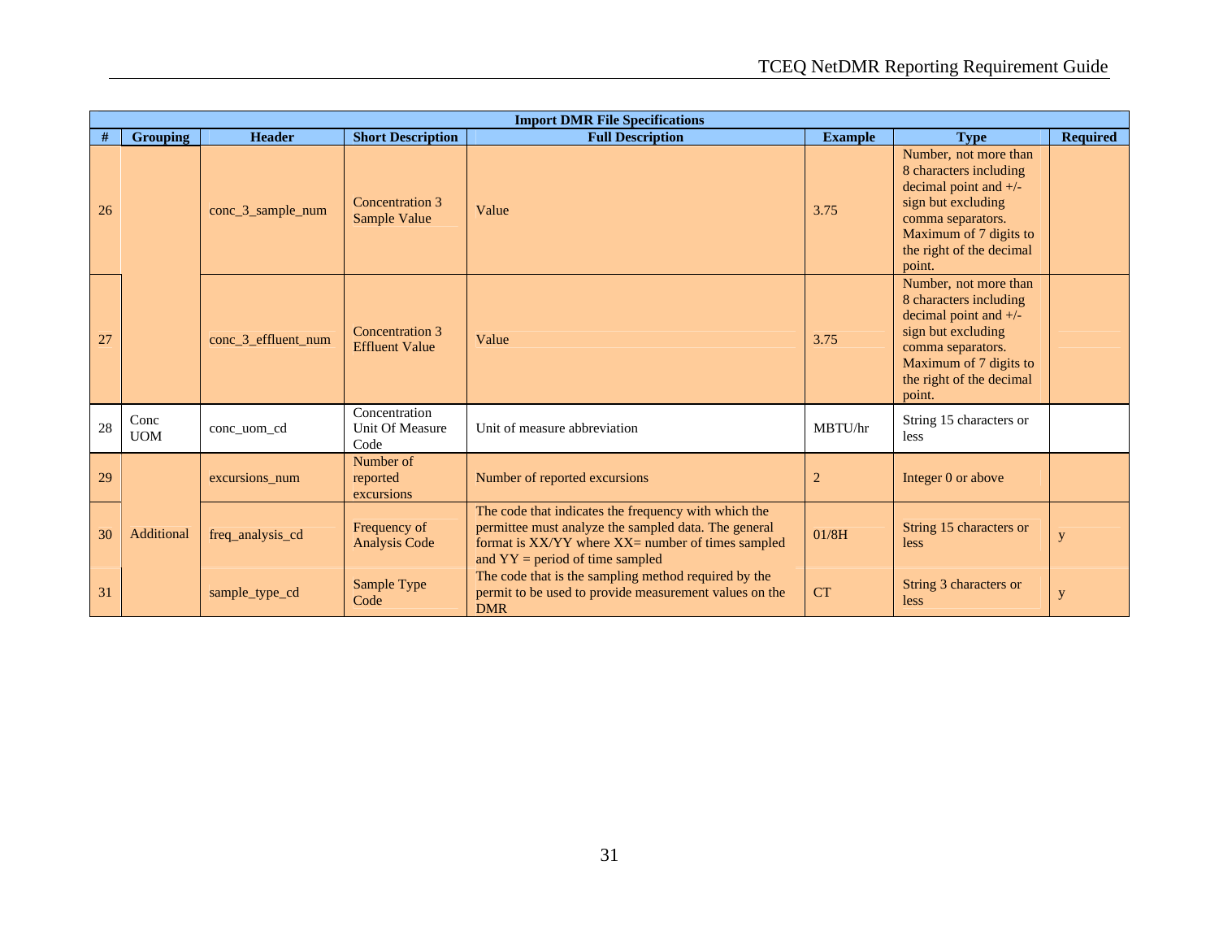| Import DMR File Specifications | | | | | | | |
|---|---|---|---|---|---|---|---|
| # | Grouping | Header | Short Description | Full Description | Example | Type | Required |
| 26 | | conc_3_sample_num | Concentration 3 Sample Value | Value | 3.75 | Number, not more than 8 characters including decimal point and +/- sign but excluding comma separators. Maximum of 7 digits to the right of the decimal point. | |
| 27 | | conc_3_effluent_num | Concentration 3 Effluent Value | Value | 3.75 | Number, not more than 8 characters including decimal point and +/- sign but excluding comma separators. Maximum of 7 digits to the right of the decimal point. | |
| 28 | Conc UOM | conc_uom_cd | Concentration Unit Of Measure Code | Unit of measure abbreviation | MBTU/hr | String 15 characters or less | |
| 29 | Additional | excursions_num | Number of reported excursions | Number of reported excursions | 2 | Integer 0 or above | |
| 30 | | freq_analysis_cd | Frequency of Analysis Code | The code that indicates the frequency with which the permittee must analyze the sampled data. The general format is XX/YY where XX= number of times sampled and YY = period of time sampled | 01/8H | String 15 characters or less | y |
| 31 | | sample_type_cd | Sample Type Code | The code that is the sampling method required by the permit to be used to provide measurement values on the DMR | CT | String 3 characters or less | y |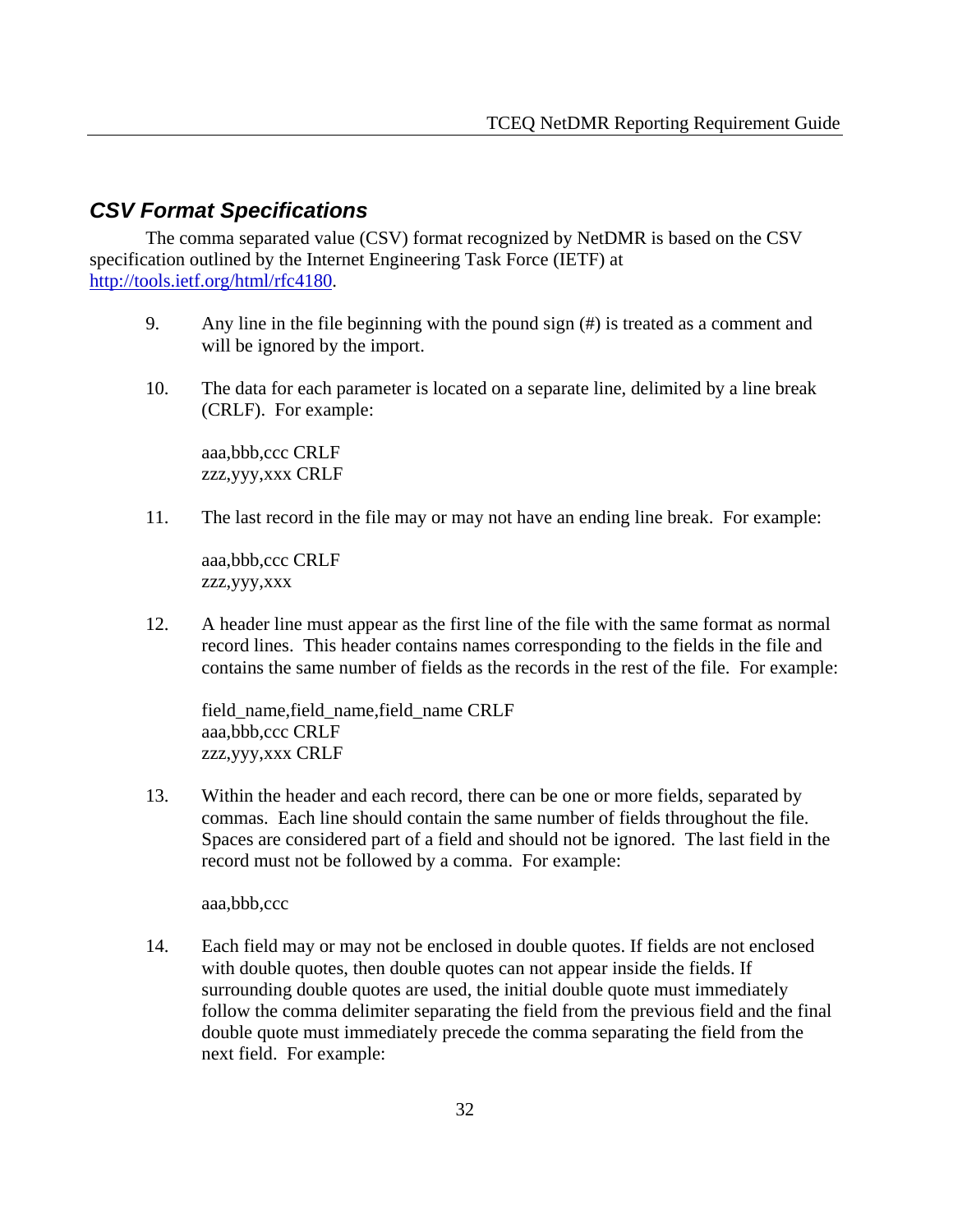### *CSV Format Specifications*

The comma separated value (CSV) format recognized by NetDMR is based on the CSV specification outlined by the Internet Engineering Task Force (IETF) at [http://tools.ietf.org/html/rfc4180](http://tools.ietf.org/html/rfc4180).

9. Any line in the file beginning with the pound sign (#) is treated as a comment and will be ignored by the import.

10. The data for each parameter is located on a separate line, delimited by a line break (CRLF). For example:

    aaa,bbb,ccc CRLF
    zzz,yyy,xxx CRLF

11. The last record in the file may or may not have an ending line break. For example:

    aaa,bbb,ccc CRLF
    zzz,yyy,xxx

12. A header line must appear as the first line of the file with the same format as normal record lines. This header contains names corresponding to the fields in the file and contains the same number of fields as the records in the rest of the file. For example:

    field_name,field_name,field_name CRLF
    aaa,bbb,ccc CRLF
    zzz,yyy,xxx CRLF

13. Within the header and each record, there can be one or more fields, separated by commas. Each line should contain the same number of fields throughout the file. Spaces are considered part of a field and should not be ignored. The last field in the record must not be followed by a comma. For example:

    aaa,bbb,ccc

14. Each field may or may not be enclosed in double quotes. If fields are not enclosed with double quotes, then double quotes can not appear inside the fields. If surrounding double quotes are used, the initial double quote must immediately follow the comma delimiter separating the field from the previous field and the final double quote must immediately precede the comma separating the field from the next field. For example: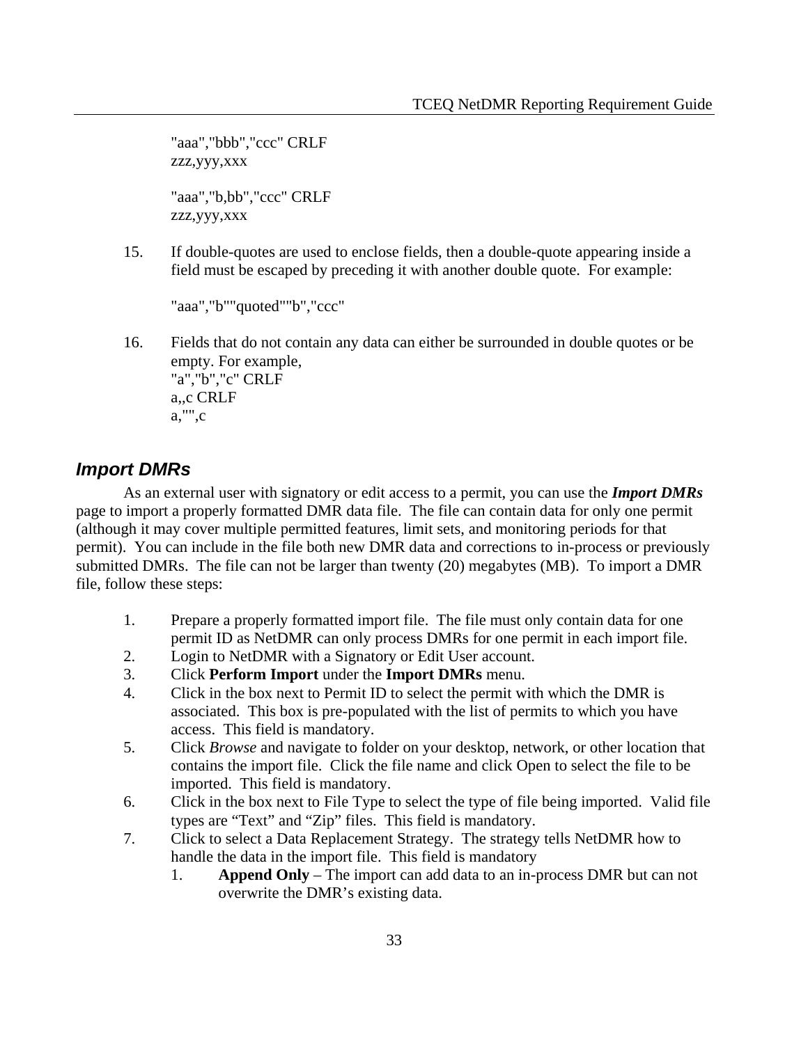"aaa","bbb","ccc" CRLF
zzz,yyy,xxx

"aaa","b,bb","ccc" CRLF
zzz,yyy,xxx

15. If double-quotes are used to enclose fields, then a double-quote appearing inside a field must be escaped by preceding it with another double quote. For example:

    "aaa","b""quoted""b","ccc"

16. Fields that do not contain any data can either be surrounded in double quotes or be empty. For example,
    "a","b","c" CRLF
    a,,c CRLF
    a,"",c

### Import DMRs

As an external user with signatory or edit access to a permit, you can use the ***Import DMRs*** page to import a properly formatted DMR data file. The file can contain data for only one permit (although it may cover multiple permitted features, limit sets, and monitoring periods for that permit). You can include in the file both new DMR data and corrections to in-process or previously submitted DMRs. The file can not be larger than twenty (20) megabytes (MB). To import a DMR file, follow these steps:

1. Prepare a properly formatted import file. The file must only contain data for one permit ID as NetDMR can only process DMRs for one permit in each import file.
2. Login to NetDMR with a Signatory or Edit User account.
3. Click **Perform Import** under the **Import DMRs** menu.
4. Click in the box next to Permit ID to select the permit with which the DMR is associated. This box is pre-populated with the list of permits to which you have access. This field is mandatory.
5. Click *Browse* and navigate to folder on your desktop, network, or other location that contains the import file. Click the file name and click Open to select the file to be imported. This field is mandatory.
6. Click in the box next to File Type to select the type of file being imported. Valid file types are “Text” and “Zip” files. This field is mandatory.
7. Click to select a Data Replacement Strategy. The strategy tells NetDMR how to handle the data in the import file. This field is mandatory
    1. **Append Only** – The import can add data to an in-process DMR but can not overwrite the DMR’s existing data.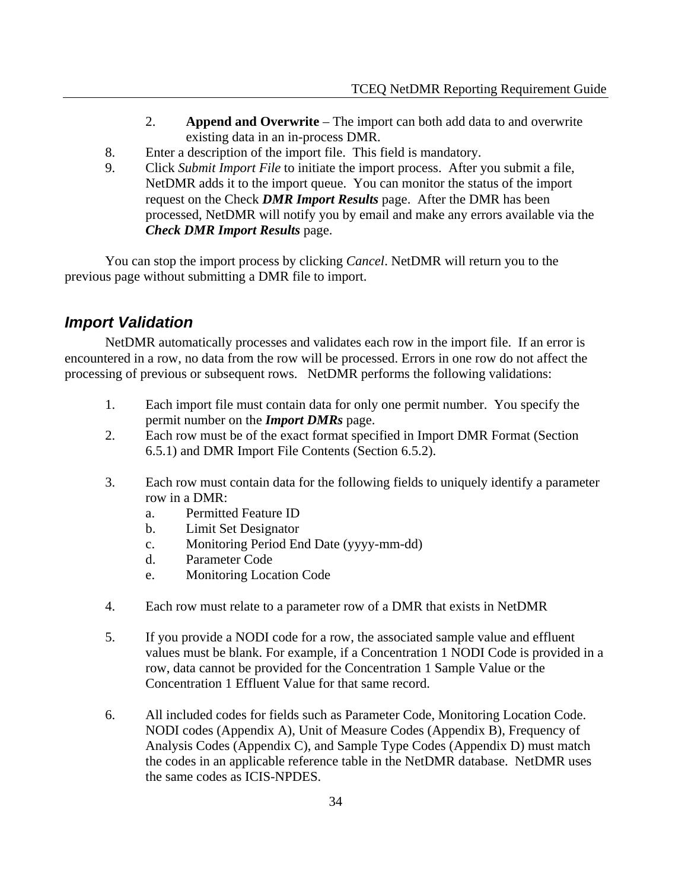2. **Append and Overwrite** – The import can both add data to and overwrite existing data in an in-process DMR.

8. Enter a description of the import file. This field is mandatory.
9. Click *Submit Import File* to initiate the import process. After you submit a file, NetDMR adds it to the import queue. You can monitor the status of the import request on the Check ***DMR Import Results*** page. After the DMR has been processed, NetDMR will notify you by email and make any errors available via the ***Check DMR Import Results*** page.

You can stop the import process by clicking *Cancel*. NetDMR will return you to the previous page without submitting a DMR file to import.

## *Import Validation*

NetDMR automatically processes and validates each row in the import file. If an error is encountered in a row, no data from the row will be processed. Errors in one row do not affect the processing of previous or subsequent rows. NetDMR performs the following validations:

1. Each import file must contain data for only one permit number. You specify the permit number on the ***Import DMRs*** page.
2. Each row must be of the exact format specified in Import DMR Format (Section 6.5.1) and DMR Import File Contents (Section 6.5.2).
3. Each row must contain data for the following fields to uniquely identify a parameter row in a DMR:
   a. Permitted Feature ID
   b. Limit Set Designator
   c. Monitoring Period End Date (yyyy-mm-dd)
   d. Parameter Code
   e. Monitoring Location Code
4. Each row must relate to a parameter row of a DMR that exists in NetDMR
5. If you provide a NODI code for a row, the associated sample value and effluent values must be blank. For example, if a Concentration 1 NODI Code is provided in a row, data cannot be provided for the Concentration 1 Sample Value or the Concentration 1 Effluent Value for that same record.
6. All included codes for fields such as Parameter Code, Monitoring Location Code. NODI codes (Appendix A), Unit of Measure Codes (Appendix B), Frequency of Analysis Codes (Appendix C), and Sample Type Codes (Appendix D) must match the codes in an applicable reference table in the NetDMR database. NetDMR uses the same codes as ICIS-NPDES.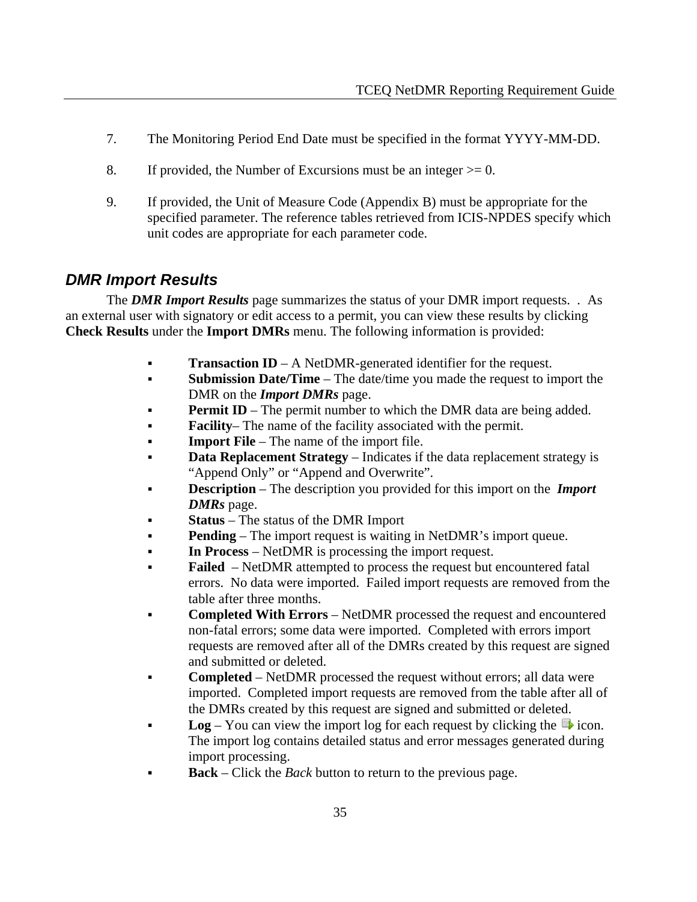7. The Monitoring Period End Date must be specified in the format YYYY-MM-DD.

8. If provided, the Number of Excursions must be an integer >= 0.

9. If provided, the Unit of Measure Code (Appendix B) must be appropriate for the specified parameter. The reference tables retrieved from ICIS-NPDES specify which unit codes are appropriate for each parameter code.

## DMR Import Results

The ***DMR Import Results*** page summarizes the status of your DMR import requests. . As an external user with signatory or edit access to a permit, you can view these results by clicking **Check Results** under the **Import DMRs** menu. The following information is provided:

- **Transaction ID** – A NetDMR-generated identifier for the request.
- **Submission Date/Time** – The date/time you made the request to import the DMR on the ***Import DMRs*** page.
- **Permit ID** – The permit number to which the DMR data are being added.
- **Facility**– The name of the facility associated with the permit.
- **Import File** – The name of the import file.
- **Data Replacement Strategy** – Indicates if the data replacement strategy is "Append Only" or "Append and Overwrite".
- **Description** – The description you provided for this import on the ***Import DMRs*** page.
- **Status** – The status of the DMR Import
- **Pending** – The import request is waiting in NetDMR's import queue.
- **In Process** – NetDMR is processing the import request.
- **Failed** – NetDMR attempted to process the request but encountered fatal errors. No data were imported. Failed import requests are removed from the table after three months.
- **Completed With Errors** – NetDMR processed the request and encountered non-fatal errors; some data were imported. Completed with errors import requests are removed after all of the DMRs created by this request are signed and submitted or deleted.
- **Completed** – NetDMR processed the request without errors; all data were imported. Completed import requests are removed from the table after all of the DMRs created by this request are signed and submitted or deleted.
- **Log** – You can view the import log for each request by clicking the icon. The import log contains detailed status and error messages generated during import processing.
- **Back** – Click the *Back* button to return to the previous page.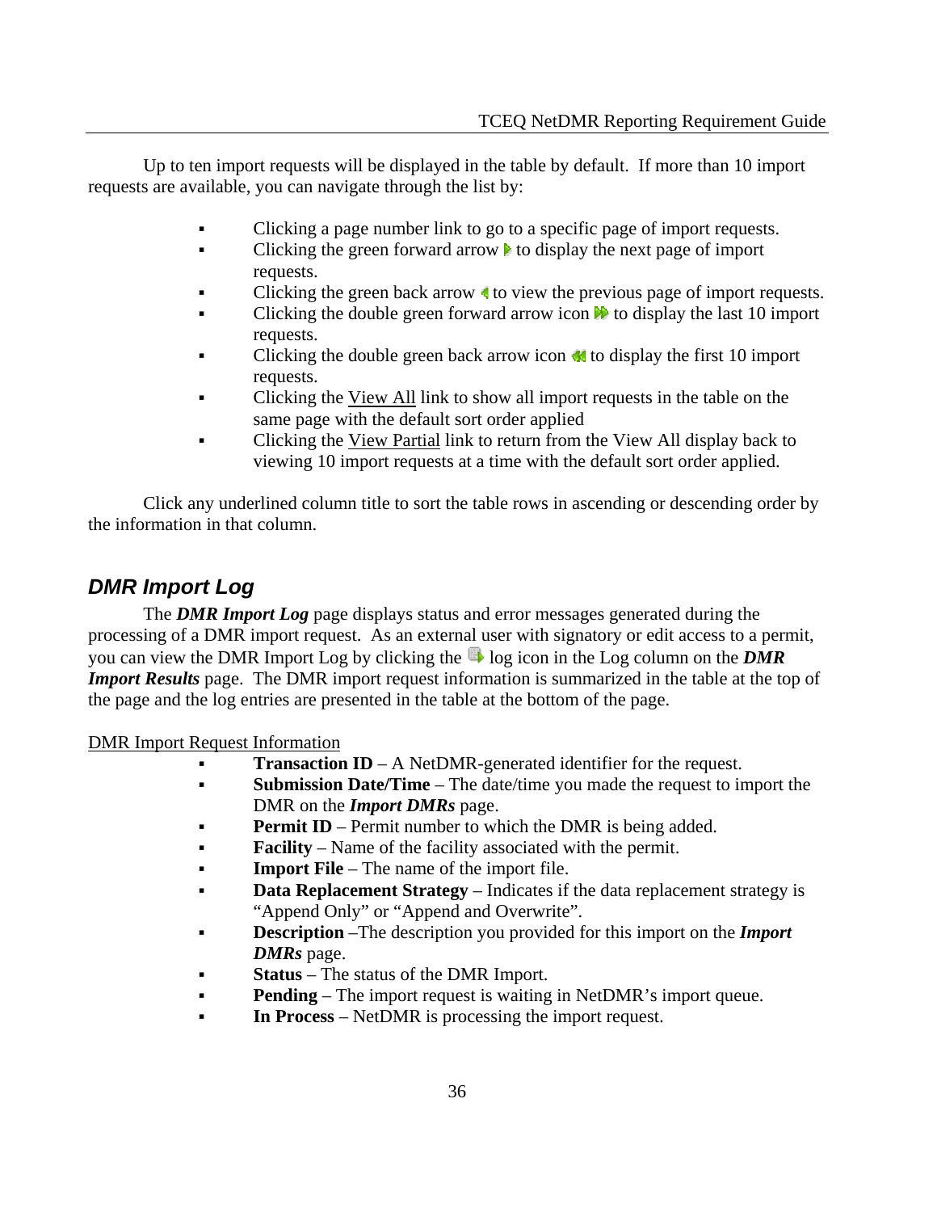Up to ten import requests will be displayed in the table by default. If more than 10 import requests are available, you can navigate through the list by:

- Clicking a page number link to go to a specific page of import requests.
- Clicking the green forward arrow to display the next page of import requests.
- Clicking the green back arrow to view the previous page of import requests.
- Clicking the double green forward arrow icon to display the last 10 import requests.
- Clicking the double green back arrow icon to display the first 10 import requests.
- Clicking the View All link to show all import requests in the table on the same page with the default sort order applied
- Clicking the View Partial link to return from the View All display back to viewing 10 import requests at a time with the default sort order applied.

Click any underlined column title to sort the table rows in ascending or descending order by the information in that column.

## DMR Import Log

The ***DMR Import Log*** page displays status and error messages generated during the processing of a DMR import request. As an external user with signatory or edit access to a permit, you can view the DMR Import Log by clicking the log icon in the Log column on the ***DMR Import Results*** page. The DMR import request information is summarized in the table at the top of the page and the log entries are presented in the table at the bottom of the page.

DMR Import Request Information

- **Transaction ID** – A NetDMR-generated identifier for the request.
- **Submission Date/Time** – The date/time you made the request to import the DMR on the ***Import DMRs*** page.
- **Permit ID** – Permit number to which the DMR is being added.
- **Facility** – Name of the facility associated with the permit.
- **Import File** – The name of the import file.
- **Data Replacement Strategy** – Indicates if the data replacement strategy is "Append Only" or "Append and Overwrite".
- **Description** –The description you provided for this import on the ***Import DMRs*** page.
- **Status** – The status of the DMR Import.
- **Pending** – The import request is waiting in NetDMR's import queue.
- **In Process** – NetDMR is processing the import request.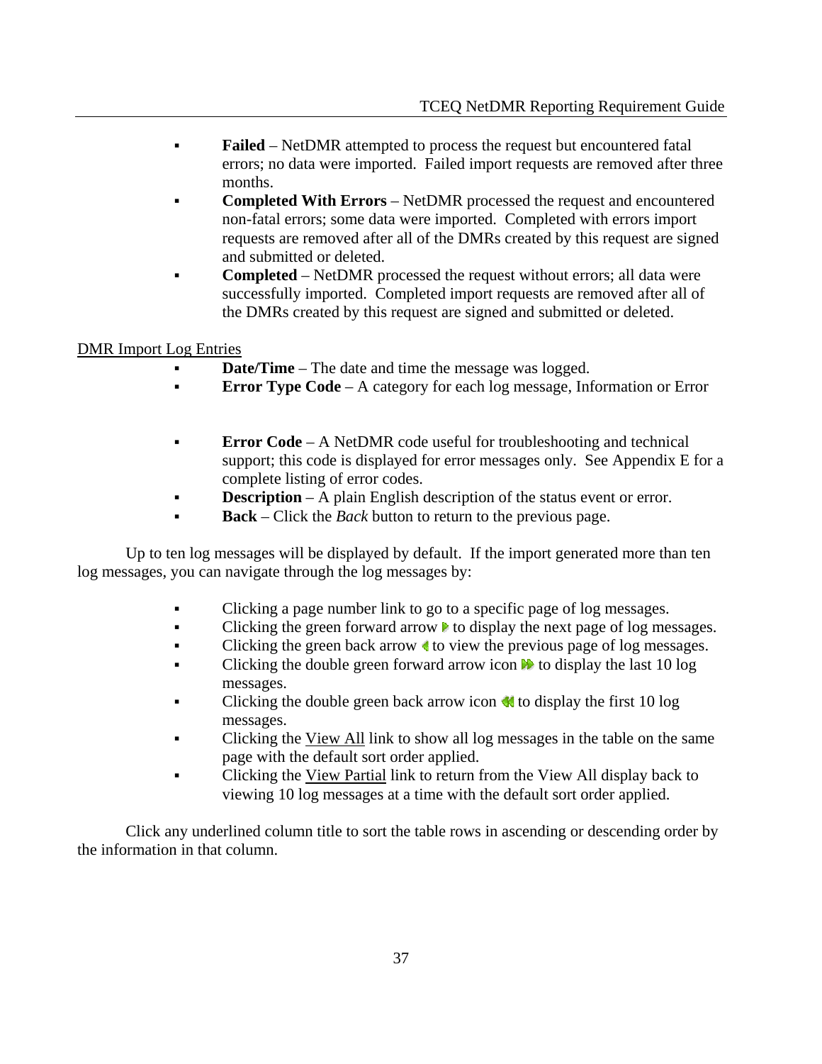- **Failed** – NetDMR attempted to process the request but encountered fatal errors; no data were imported. Failed import requests are removed after three months.
- **Completed With Errors** – NetDMR processed the request and encountered non-fatal errors; some data were imported. Completed with errors import requests are removed after all of the DMRs created by this request are signed and submitted or deleted.
- **Completed** – NetDMR processed the request without errors; all data were successfully imported. Completed import requests are removed after all of the DMRs created by this request are signed and submitted or deleted.

DMR Import Log Entries

- **Date/Time** – The date and time the message was logged.
- **Error Type Code** – A category for each log message, Information or Error
- **Error Code** – A NetDMR code useful for troubleshooting and technical support; this code is displayed for error messages only. See Appendix E for a complete listing of error codes.
- **Description** – A plain English description of the status event or error.
- **Back** – Click the *Back* button to return to the previous page.

Up to ten log messages will be displayed by default. If the import generated more than ten log messages, you can navigate through the log messages by:

- Clicking a page number link to go to a specific page of log messages.
- Clicking the green forward arrow to display the next page of log messages.
- Clicking the green back arrow to view the previous page of log messages.
- Clicking the double green forward arrow icon to display the last 10 log messages.
- Clicking the double green back arrow icon to display the first 10 log messages.
- Clicking the View All link to show all log messages in the table on the same page with the default sort order applied.
- Clicking the View Partial link to return from the View All display back to viewing 10 log messages at a time with the default sort order applied.

Click any underlined column title to sort the table rows in ascending or descending order by the information in that column.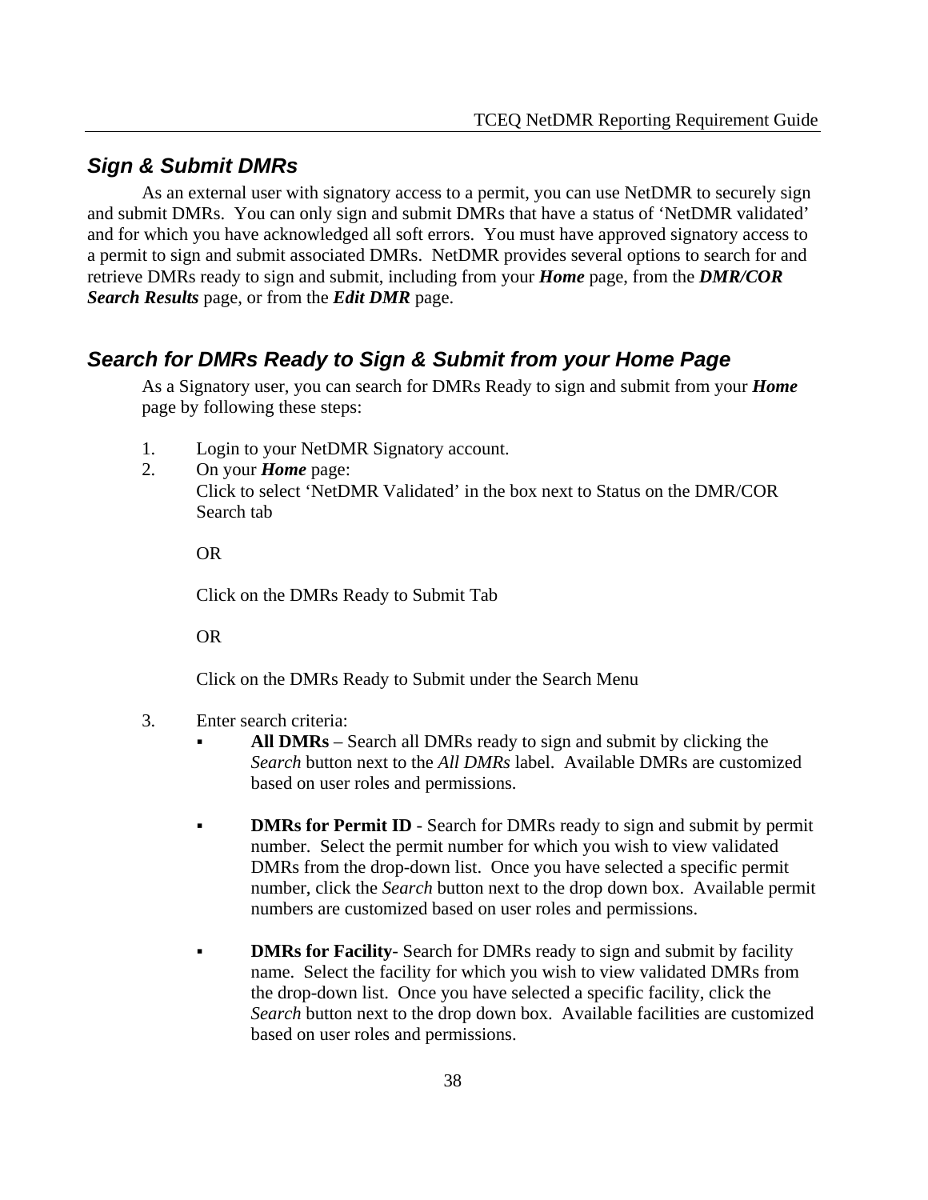## *Sign & Submit DMRs*

As an external user with signatory access to a permit, you can use NetDMR to securely sign and submit DMRs. You can only sign and submit DMRs that have a status of 'NetDMR validated' and for which you have acknowledged all soft errors. You must have approved signatory access to a permit to sign and submit associated DMRs. NetDMR provides several options to search for and retrieve DMRs ready to sign and submit, including from your ***Home*** page, from the ***DMR/COR Search Results*** page, or from the ***Edit DMR*** page.

## *Search for DMRs Ready to Sign & Submit from your Home Page*

As a Signatory user, you can search for DMRs Ready to sign and submit from your ***Home*** page by following these steps:

1. Login to your NetDMR Signatory account.
2. On your ***Home*** page:
   Click to select 'NetDMR Validated' in the box next to Status on the DMR/COR Search tab

   OR

   Click on the DMRs Ready to Submit Tab

   OR

   Click on the DMRs Ready to Submit under the Search Menu

3. Enter search criteria:
   - **All DMRs** – Search all DMRs ready to sign and submit by clicking the *Search* button next to the *All DMRs* label. Available DMRs are customized based on user roles and permissions.

   - **DMRs for Permit ID** - Search for DMRs ready to sign and submit by permit number. Select the permit number for which you wish to view validated DMRs from the drop-down list. Once you have selected a specific permit number, click the *Search* button next to the drop down box. Available permit numbers are customized based on user roles and permissions.

   - **DMRs for Facility**- Search for DMRs ready to sign and submit by facility name. Select the facility for which you wish to view validated DMRs from the drop-down list. Once you have selected a specific facility, click the *Search* button next to the drop down box. Available facilities are customized based on user roles and permissions.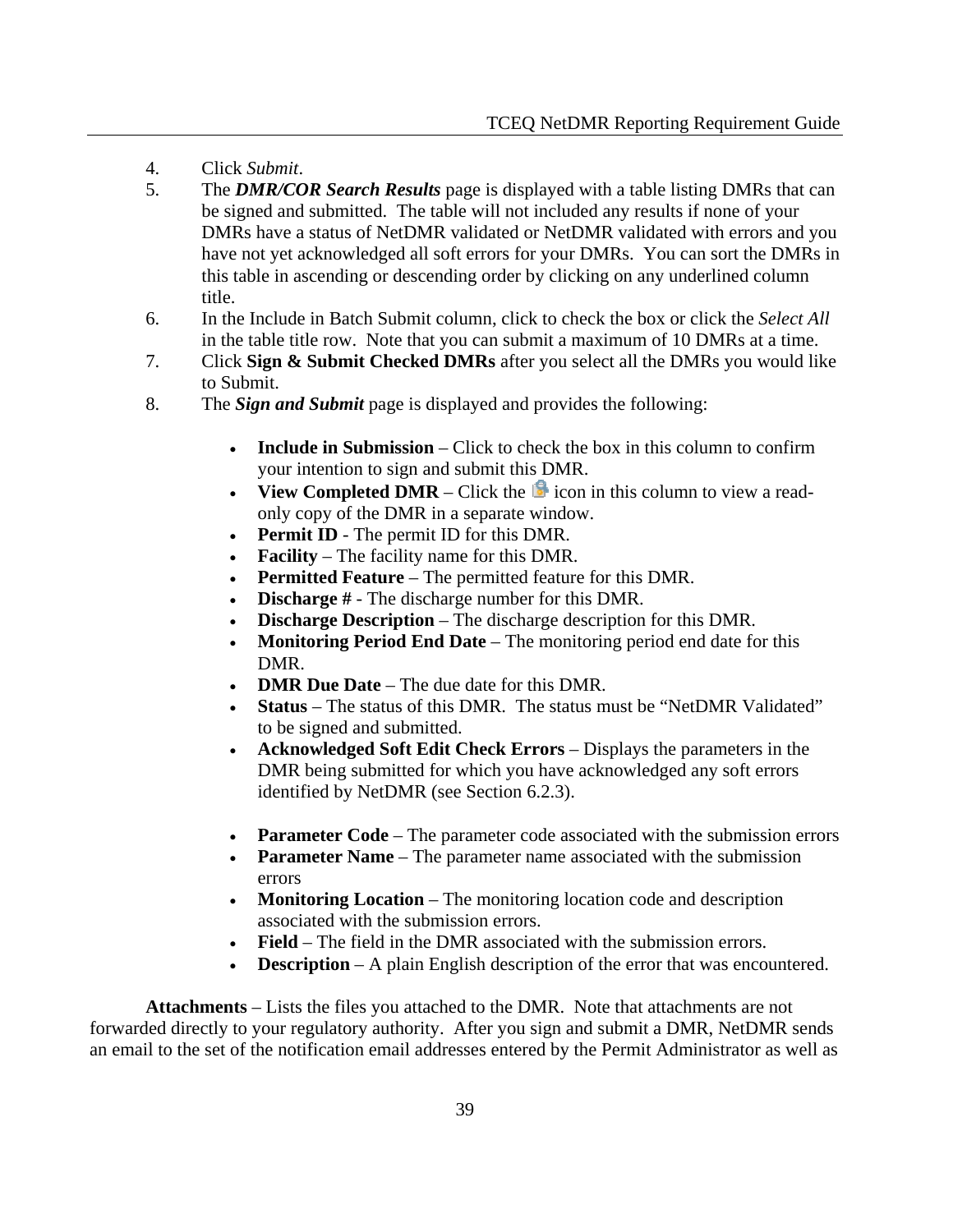4. Click *Submit*.
5. The ***DMR/COR Search Results*** page is displayed with a table listing DMRs that can be signed and submitted. The table will not included any results if none of your DMRs have a status of NetDMR validated or NetDMR validated with errors and you have not yet acknowledged all soft errors for your DMRs. You can sort the DMRs in this table in ascending or descending order by clicking on any underlined column title.
6. In the Include in Batch Submit column, click to check the box or click the *Select All* in the table title row. Note that you can submit a maximum of 10 DMRs at a time.
7. Click **Sign & Submit Checked DMRs** after you select all the DMRs you would like to Submit.
8. The ***Sign and Submit*** page is displayed and provides the following:

   - **Include in Submission** – Click to check the box in this column to confirm your intention to sign and submit this DMR.
   - **View Completed DMR** – Click the icon in this column to view a read-only copy of the DMR in a separate window.
   - **Permit ID** - The permit ID for this DMR.
   - **Facility** – The facility name for this DMR.
   - **Permitted Feature** – The permitted feature for this DMR.
   - **Discharge #** - The discharge number for this DMR.
   - **Discharge Description** – The discharge description for this DMR.
   - **Monitoring Period End Date** – The monitoring period end date for this DMR.
   - **DMR Due Date** – The due date for this DMR.
   - **Status** – The status of this DMR. The status must be "NetDMR Validated" to be signed and submitted.
   - **Acknowledged Soft Edit Check Errors** – Displays the parameters in the DMR being submitted for which you have acknowledged any soft errors identified by NetDMR (see Section 6.2.3).

   - **Parameter Code** – The parameter code associated with the submission errors
   - **Parameter Name** – The parameter name associated with the submission errors
   - **Monitoring Location** – The monitoring location code and description associated with the submission errors.
   - **Field** – The field in the DMR associated with the submission errors.
   - **Description** – A plain English description of the error that was encountered.

**Attachments** – Lists the files you attached to the DMR. Note that attachments are not forwarded directly to your regulatory authority. After you sign and submit a DMR, NetDMR sends an email to the set of the notification email addresses entered by the Permit Administrator as well as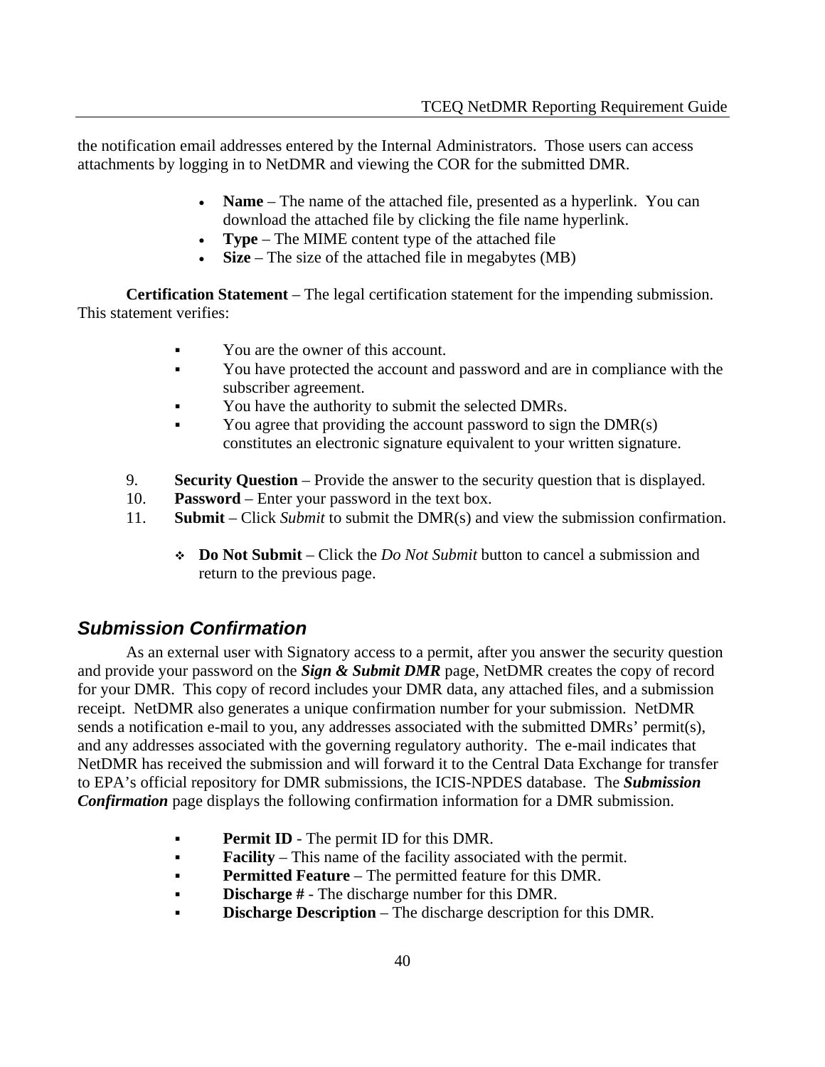the notification email addresses entered by the Internal Administrators. Those users can access attachments by logging in to NetDMR and viewing the COR for the submitted DMR.

- **Name** – The name of the attached file, presented as a hyperlink. You can download the attached file by clicking the file name hyperlink.
- **Type** – The MIME content type of the attached file
- **Size** – The size of the attached file in megabytes (MB)

**Certification Statement** – The legal certification statement for the impending submission. This statement verifies:

- You are the owner of this account.
- You have protected the account and password and are in compliance with the subscriber agreement.
- You have the authority to submit the selected DMRs.
- You agree that providing the account password to sign the DMR(s) constitutes an electronic signature equivalent to your written signature.

9. **Security Question** – Provide the answer to the security question that is displayed.
10. **Password** – Enter your password in the text box.
11. **Submit** – Click *Submit* to submit the DMR(s) and view the submission confirmation.

    - **Do Not Submit** – Click the *Do Not Submit* button to cancel a submission and return to the previous page.

## *Submission Confirmation*

As an external user with Signatory access to a permit, after you answer the security question and provide your password on the ***Sign & Submit DMR*** page, NetDMR creates the copy of record for your DMR. This copy of record includes your DMR data, any attached files, and a submission receipt. NetDMR also generates a unique confirmation number for your submission. NetDMR sends a notification e-mail to you, any addresses associated with the submitted DMRs' permit(s), and any addresses associated with the governing regulatory authority. The e-mail indicates that NetDMR has received the submission and will forward it to the Central Data Exchange for transfer to EPA's official repository for DMR submissions, the ICIS-NPDES database. The ***Submission Confirmation*** page displays the following confirmation information for a DMR submission.

- **Permit ID** - The permit ID for this DMR.
- **Facility** – This name of the facility associated with the permit.
- **Permitted Feature** – The permitted feature for this DMR.
- **Discharge #** - The discharge number for this DMR.
- **Discharge Description** – The discharge description for this DMR.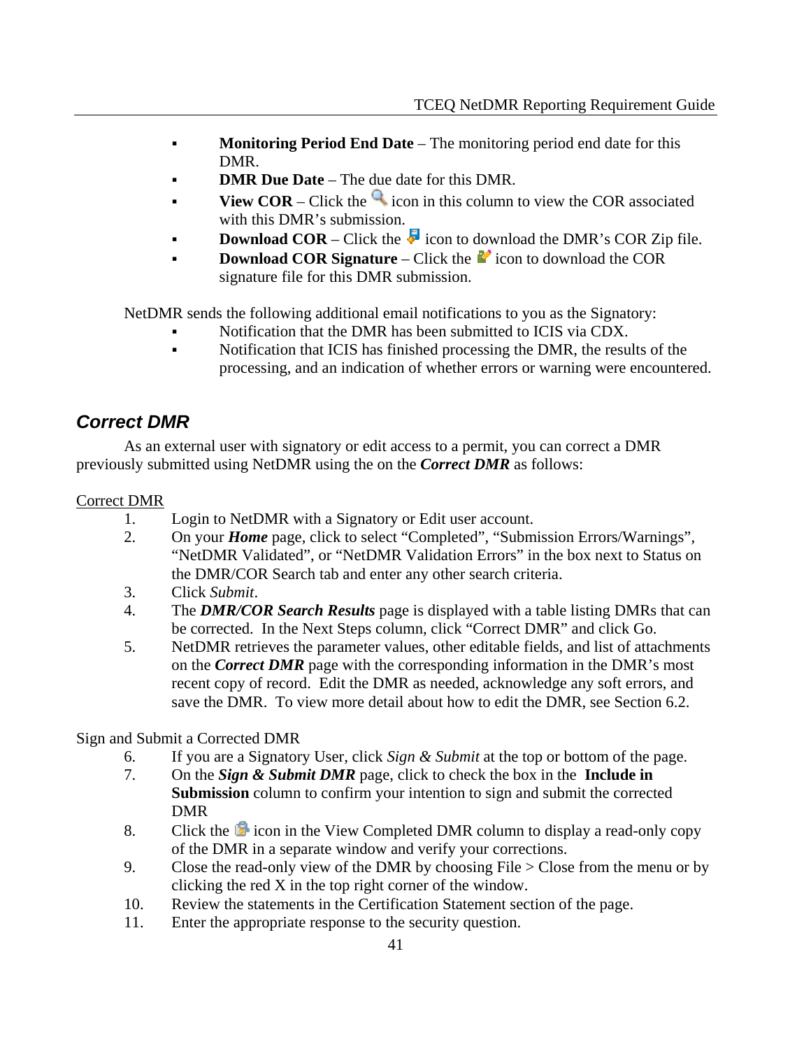- **Monitoring Period End Date** – The monitoring period end date for this DMR.
- **DMR Due Date** – The due date for this DMR.
- **View COR** – Click the icon in this column to view the COR associated with this DMR's submission.
- **Download COR** – Click the icon to download the DMR's COR Zip file.
- **Download COR Signature** – Click the icon to download the COR signature file for this DMR submission.

NetDMR sends the following additional email notifications to you as the Signatory:

- Notification that the DMR has been submitted to ICIS via CDX.
- Notification that ICIS has finished processing the DMR, the results of the processing, and an indication of whether errors or warning were encountered.

## *Correct DMR*

As an external user with signatory or edit access to a permit, you can correct a DMR previously submitted using NetDMR using the on the ***Correct DMR*** as follows:

<u>Correct DMR</u>

1. Login to NetDMR with a Signatory or Edit user account.
2. On your ***Home*** page, click to select "Completed", "Submission Errors/Warnings", "NetDMR Validated", or "NetDMR Validation Errors" in the box next to Status on the DMR/COR Search tab and enter any other search criteria.
3. Click *Submit*.
4. The ***DMR/COR Search Results*** page is displayed with a table listing DMRs that can be corrected. In the Next Steps column, click "Correct DMR" and click Go.
5. NetDMR retrieves the parameter values, other editable fields, and list of attachments on the ***Correct DMR*** page with the corresponding information in the DMR's most recent copy of record. Edit the DMR as needed, acknowledge any soft errors, and save the DMR. To view more detail about how to edit the DMR, see Section 6.2.

Sign and Submit a Corrected DMR

6. If you are a Signatory User, click *Sign & Submit* at the top or bottom of the page.
7. On the ***Sign & Submit DMR*** page, click to check the box in the **Include in Submission** column to confirm your intention to sign and submit the corrected DMR
8. Click the icon in the View Completed DMR column to display a read-only copy of the DMR in a separate window and verify your corrections.
9. Close the read-only view of the DMR by choosing File > Close from the menu or by clicking the red X in the top right corner of the window.
10. Review the statements in the Certification Statement section of the page.
11. Enter the appropriate response to the security question.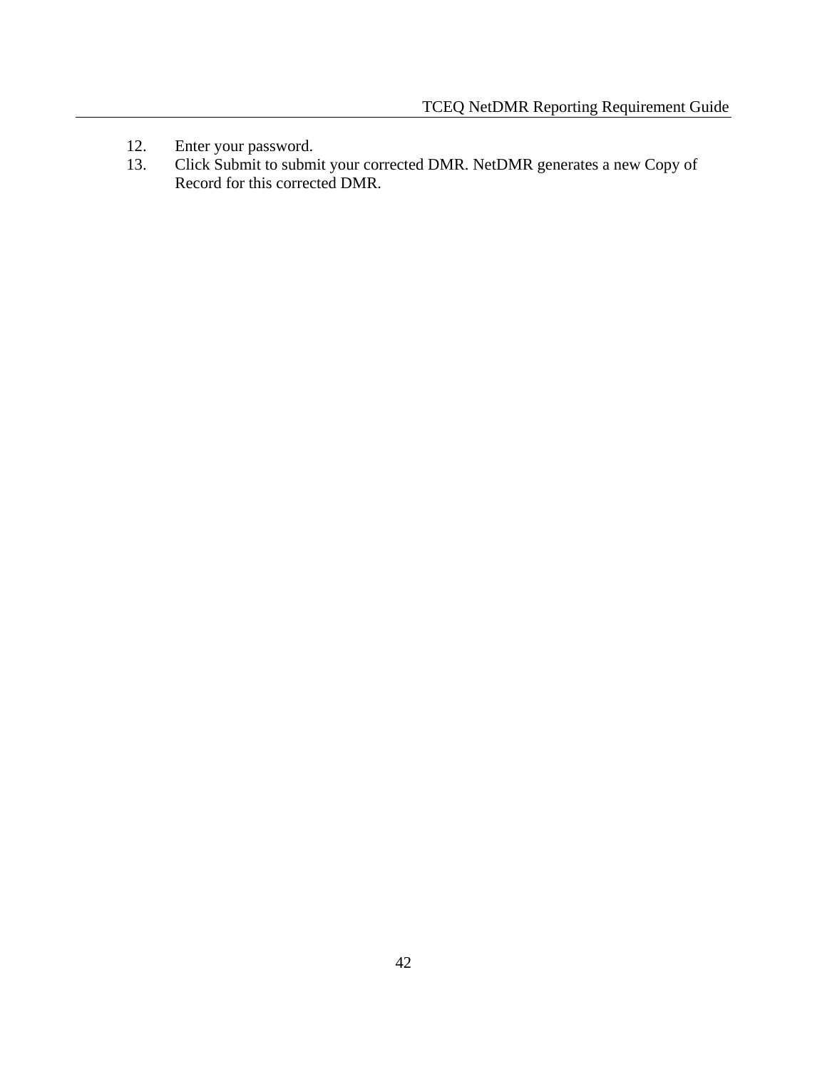12. Enter your password.
13. Click Submit to submit your corrected DMR. NetDMR generates a new Copy of Record for this corrected DMR.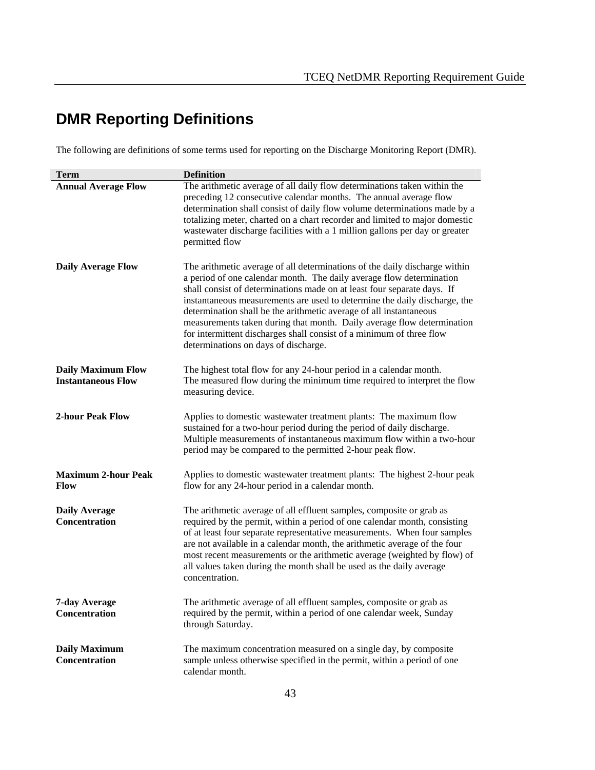# DMR Reporting Definitions

The following are definitions of some terms used for reporting on the Discharge Monitoring Report (DMR).

| Term | Definition |
|---|---|
| **Annual Average Flow** | The arithmetic average of all daily flow determinations taken within the preceding 12 consecutive calendar months. The annual average flow determination shall consist of daily flow volume determinations made by a totalizing meter, charted on a chart recorder and limited to major domestic wastewater discharge facilities with a 1 million gallons per day or greater permitted flow |
| **Daily Average Flow** | The arithmetic average of all determinations of the daily discharge within a period of one calendar month. The daily average flow determination shall consist of determinations made on at least four separate days. If instantaneous measurements are used to determine the daily discharge, the determination shall be the arithmetic average of all instantaneous measurements taken during that month. Daily average flow determination for intermittent discharges shall consist of a minimum of three flow determinations on days of discharge. |
| **Daily Maximum Flow** | The highest total flow for any 24-hour period in a calendar month. |
| **Instantaneous Flow** | The measured flow during the minimum time required to interpret the flow measuring device. |
| **2-hour Peak Flow** | Applies to domestic wastewater treatment plants: The maximum flow sustained for a two-hour period during the period of daily discharge. Multiple measurements of instantaneous maximum flow within a two-hour period may be compared to the permitted 2-hour peak flow. |
| **Maximum 2-hour Peak Flow** | Applies to domestic wastewater treatment plants: The highest 2-hour peak flow for any 24-hour period in a calendar month. |
| **Daily Average Concentration** | The arithmetic average of all effluent samples, composite or grab as required by the permit, within a period of one calendar month, consisting of at least four separate representative measurements. When four samples are not available in a calendar month, the arithmetic average of the four most recent measurements or the arithmetic average (weighted by flow) of all values taken during the month shall be used as the daily average concentration. |
| **7-day Average Concentration** | The arithmetic average of all effluent samples, composite or grab as required by the permit, within a period of one calendar week, Sunday through Saturday. |
| **Daily Maximum Concentration** | The maximum concentration measured on a single day, by composite sample unless otherwise specified in the permit, within a period of one calendar month. |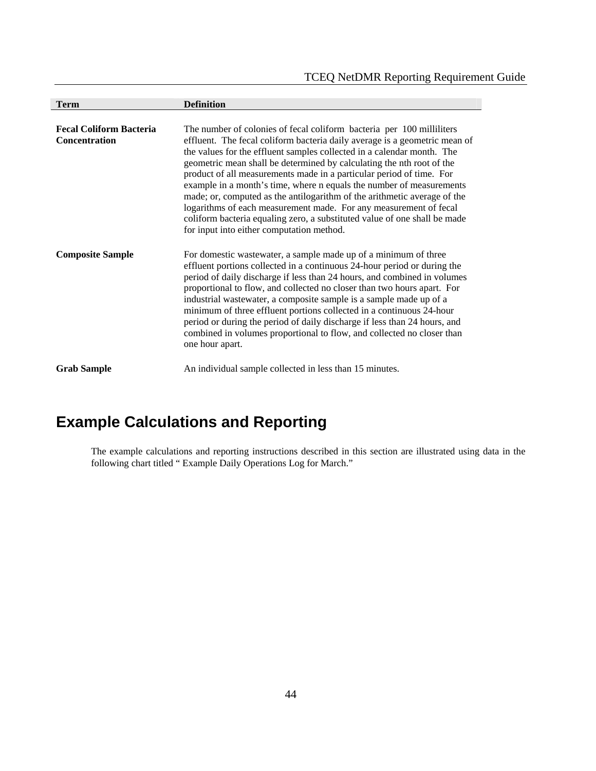| Term | Definition |
|---|---|
| **Fecal Coliform Bacteria Concentration** | The number of colonies of fecal coliform bacteria per 100 milliliters effluent. The fecal coliform bacteria daily average is a geometric mean of the values for the effluent samples collected in a calendar month. The geometric mean shall be determined by calculating the nth root of the product of all measurements made in a particular period of time. For example in a month's time, where n equals the number of measurements made; or, computed as the antilogarithm of the arithmetic average of the logarithms of each measurement made. For any measurement of fecal coliform bacteria equaling zero, a substituted value of one shall be made for input into either computation method. |
| **Composite Sample** | For domestic wastewater, a sample made up of a minimum of three effluent portions collected in a continuous 24-hour period or during the period of daily discharge if less than 24 hours, and combined in volumes proportional to flow, and collected no closer than two hours apart. For industrial wastewater, a composite sample is a sample made up of a minimum of three effluent portions collected in a continuous 24-hour period or during the period of daily discharge if less than 24 hours, and combined in volumes proportional to flow, and collected no closer than one hour apart. |
| **Grab Sample** | An individual sample collected in less than 15 minutes. |

## Example Calculations and Reporting

The example calculations and reporting instructions described in this section are illustrated using data in the following chart titled " Example Daily Operations Log for March."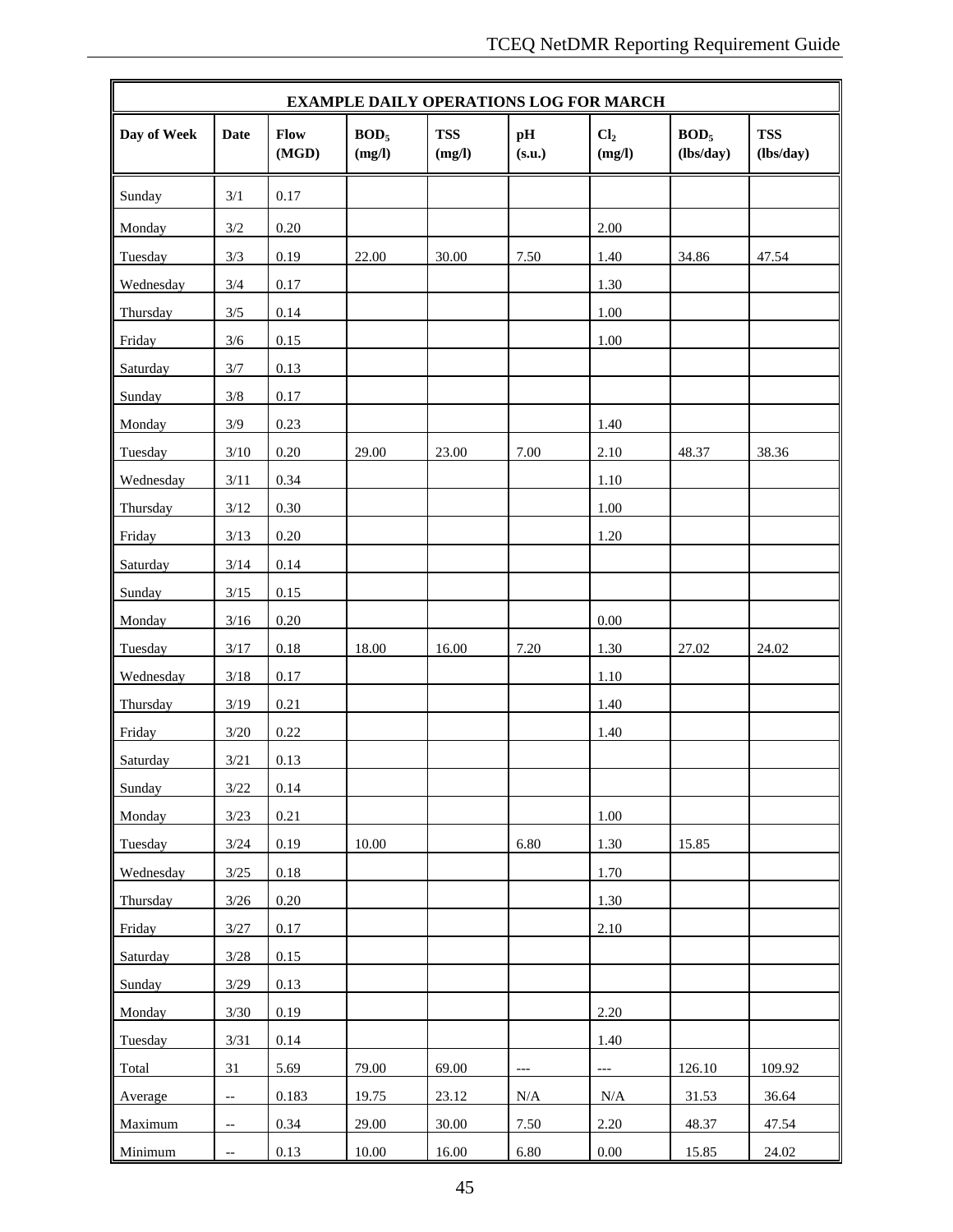| EXAMPLE DAILY OPERATIONS LOG FOR MARCH | | | | | | | | |
|---|---|---|---|---|---|---|---|---|
| **Day of Week** | **Date** | **Flow (MGD)** | **$BOD_5$ (mg/l)** | **TSS (mg/l)** | **pH (s.u.)** | **$Cl_2$ (mg/l)** | **$BOD_5$ (lbs/day)** | **TSS (lbs/day)** |
| Sunday | 3/1 | 0.17 | | | | | | |
| Monday | 3/2 | 0.20 | | | | 2.00 | | |
| Tuesday | 3/3 | 0.19 | 22.00 | 30.00 | 7.50 | 1.40 | 34.86 | 47.54 |
| Wednesday | 3/4 | 0.17 | | | | 1.30 | | |
| Thursday | 3/5 | 0.14 | | | | 1.00 | | |
| Friday | 3/6 | 0.15 | | | | 1.00 | | |
| Saturday | 3/7 | 0.13 | | | | | | |
| Sunday | 3/8 | 0.17 | | | | | | |
| Monday | 3/9 | 0.23 | | | | 1.40 | | |
| Tuesday | 3/10 | 0.20 | 29.00 | 23.00 | 7.00 | 2.10 | 48.37 | 38.36 |
| Wednesday | 3/11 | 0.34 | | | | 1.10 | | |
| Thursday | 3/12 | 0.30 | | | | 1.00 | | |
| Friday | 3/13 | 0.20 | | | | 1.20 | | |
| Saturday | 3/14 | 0.14 | | | | | | |
| Sunday | 3/15 | 0.15 | | | | | | |
| Monday | 3/16 | 0.20 | | | | 0.00 | | |
| Tuesday | 3/17 | 0.18 | 18.00 | 16.00 | 7.20 | 1.30 | 27.02 | 24.02 |
| Wednesday | 3/18 | 0.17 | | | | 1.10 | | |
| Thursday | 3/19 | 0.21 | | | | 1.40 | | |
| Friday | 3/20 | 0.22 | | | | 1.40 | | |
| Saturday | 3/21 | 0.13 | | | | | | |
| Sunday | 3/22 | 0.14 | | | | | | |
| Monday | 3/23 | 0.21 | | | | 1.00 | | |
| Tuesday | 3/24 | 0.19 | 10.00 | | 6.80 | 1.30 | 15.85 | |
| Wednesday | 3/25 | 0.18 | | | | 1.70 | | |
| Thursday | 3/26 | 0.20 | | | | 1.30 | | |
| Friday | 3/27 | 0.17 | | | | 2.10 | | |
| Saturday | 3/28 | 0.15 | | | | | | |
| Sunday | 3/29 | 0.13 | | | | | | |
| Monday | 3/30 | 0.19 | | | | 2.20 | | |
| Tuesday | 3/31 | 0.14 | | | | 1.40 | | |
| Total | 31 | 5.69 | 79.00 | 69.00 | --- | --- | 126.10 | 109.92 |
| Average | -- | 0.183 | 19.75 | 23.12 | N/A | N/A | 31.53 | 36.64 |
| Maximum | -- | 0.34 | 29.00 | 30.00 | 7.50 | 2.20 | 48.37 | 47.54 |
| Minimum | -- | 0.13 | 10.00 | 16.00 | 6.80 | 0.00 | 15.85 | 24.02 |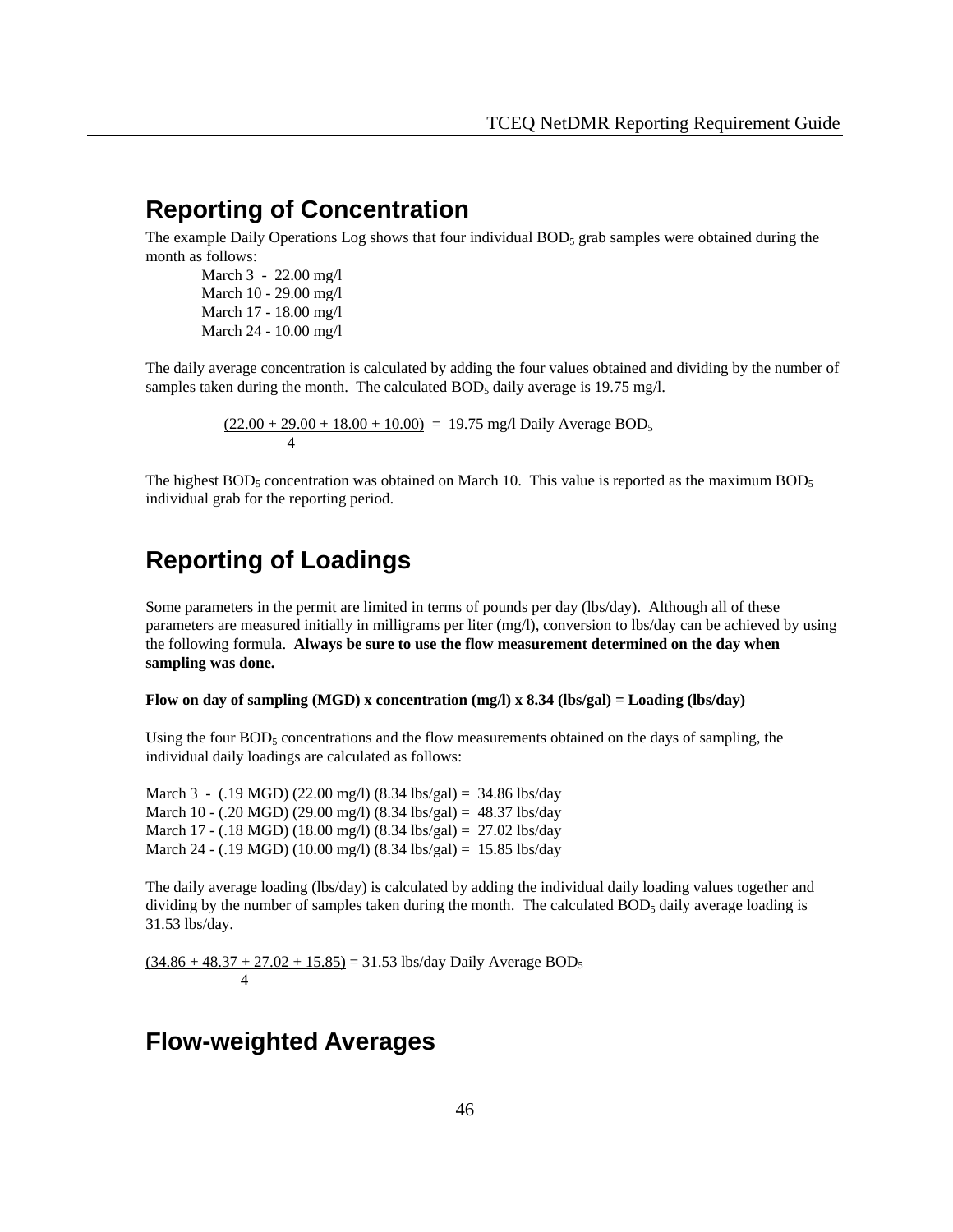## Reporting of Concentration

The example Daily Operations Log shows that four individual $BOD_5$ grab samples were obtained during the month as follows:

March 3 - 22.00 mg/l
March 10 - 29.00 mg/l
March 17 - 18.00 mg/l
March 24 - 10.00 mg/l

The daily average concentration is calculated by adding the four values obtained and dividing by the number of samples taken during the month. The calculated $BOD_5$ daily average is 19.75 mg/l.

$$\frac{(22.00 + 29.00 + 18.00 + 10.00)}{4} = 19.75 \text{ mg/l Daily Average } BOD_5$$

The highest $BOD_5$ concentration was obtained on March 10. This value is reported as the maximum $BOD_5$ individual grab for the reporting period.

## Reporting of Loadings

Some parameters in the permit are limited in terms of pounds per day (lbs/day). Although all of these parameters are measured initially in milligrams per liter (mg/l), conversion to lbs/day can be achieved by using the following formula. **Always be sure to use the flow measurement determined on the day when sampling was done.**

**Flow on day of sampling (MGD) x concentration (mg/l) x 8.34 (lbs/gal) = Loading (lbs/day)**

Using the four $BOD_5$ concentrations and the flow measurements obtained on the days of sampling, the individual daily loadings are calculated as follows:

March 3 - (.19 MGD) (22.00 mg/l) (8.34 lbs/gal) = 34.86 lbs/day
March 10 - (.20 MGD) (29.00 mg/l) (8.34 lbs/gal) = 48.37 lbs/day
March 17 - (.18 MGD) (18.00 mg/l) (8.34 lbs/gal) = 27.02 lbs/day
March 24 - (.19 MGD) (10.00 mg/l) (8.34 lbs/gal) = 15.85 lbs/day

The daily average loading (lbs/day) is calculated by adding the individual daily loading values together and dividing by the number of samples taken during the month. The calculated $BOD_5$ daily average loading is 31.53 lbs/day.

$$\frac{(34.86 + 48.37 + 27.02 + 15.85)}{4} = 31.53 \text{ lbs/day Daily Average } BOD_5$$

## Flow-weighted Averages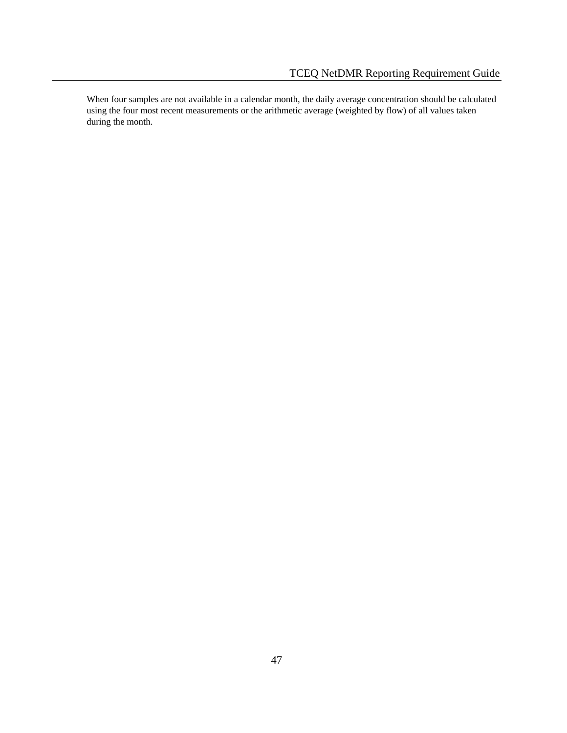When four samples are not available in a calendar month, the daily average concentration should be calculated using the four most recent measurements or the arithmetic average (weighted by flow) of all values taken during the month.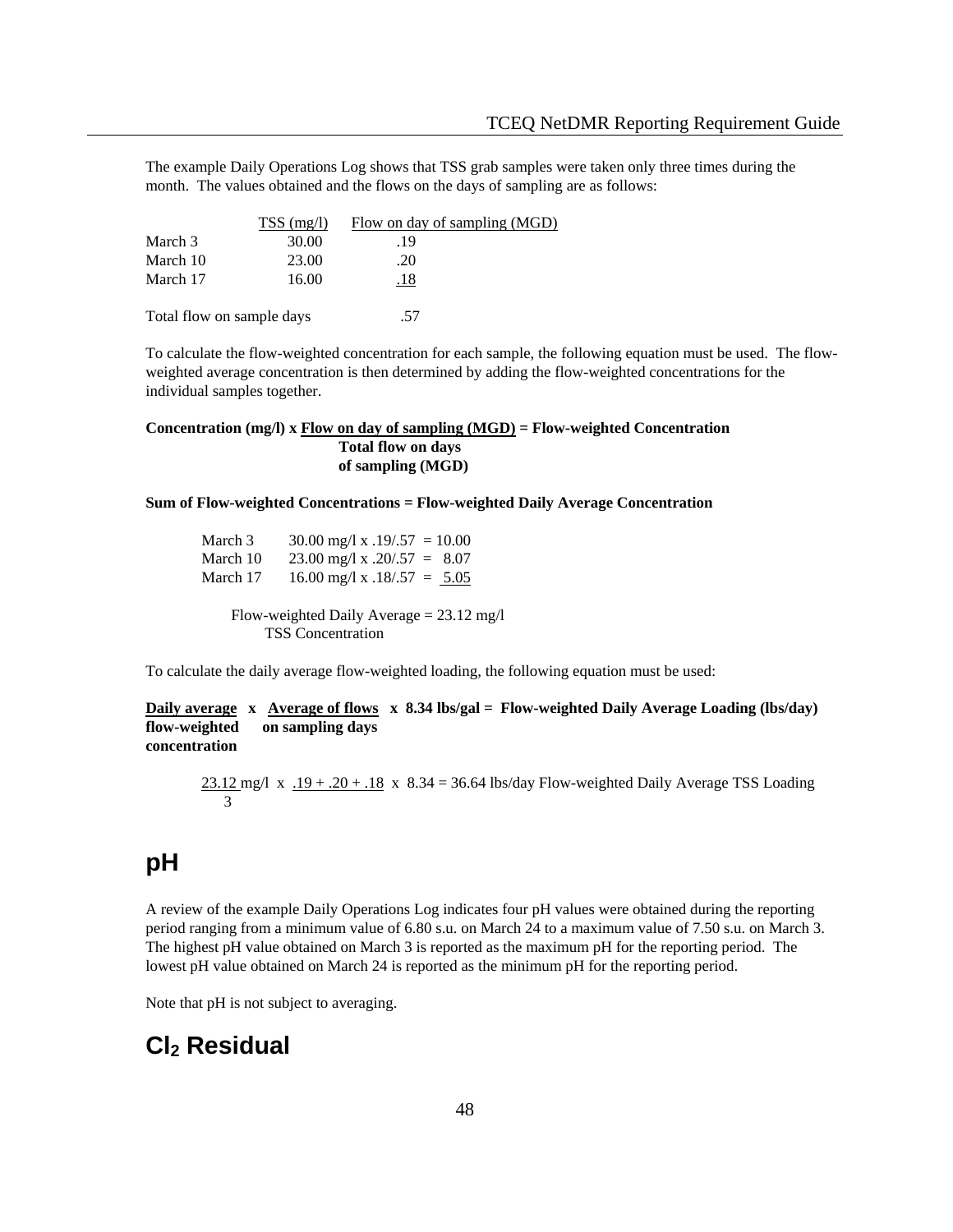The example Daily Operations Log shows that TSS grab samples were taken only three times during the month. The values obtained and the flows on the days of sampling are as follows:

| | TSS (mg/l) | Flow on day of sampling (MGD) |
|---|---|---|
| March 3 | 30.00 | .19 |
| March 10 | 23.00 | .20 |
| March 17 | 16.00 | .18 |
| Total flow on sample days | | .57 |

To calculate the flow-weighted concentration for each sample, the following equation must be used. The flow-weighted average concentration is then determined by adding the flow-weighted concentrations for the individual samples together.

$$\textbf{Concentration (mg/l)} \times \frac{\textbf{Flow on day of sampling (MGD)}}{\textbf{Total flow on days of sampling (MGD)}} = \textbf{Flow-weighted Concentration}$$

**Sum of Flow-weighted Concentrations = Flow-weighted Daily Average Concentration**

| | |
|---|---|
| March 3 | 30.00 mg/l x .19/.57 = 10.00 |
| March 10 | 23.00 mg/l x .20/.57 = 8.07 |
| March 17 | 16.00 mg/l x .18/.57 = 5.05 |

Flow-weighted Daily Average = 23.12 mg/l TSS Concentration

To calculate the daily average flow-weighted loading, the following equation must be used:

**Daily average flow-weighted concentration x Average of flows on sampling days x 8.34 lbs/gal = Flow-weighted Daily Average Loading (lbs/day)**

$$23.12 \text{ mg/l} \times \frac{.19 + .20 + .18}{3} \times 8.34 = 36.64 \text{ lbs/day}$$ Flow-weighted Daily Average TSS Loading

## pH

A review of the example Daily Operations Log indicates four pH values were obtained during the reporting period ranging from a minimum value of 6.80 s.u. on March 24 to a maximum value of 7.50 s.u. on March 3. The highest pH value obtained on March 3 is reported as the maximum pH for the reporting period. The lowest pH value obtained on March 24 is reported as the minimum pH for the reporting period.

Note that pH is not subject to averaging.

## $Cl_2$ Residual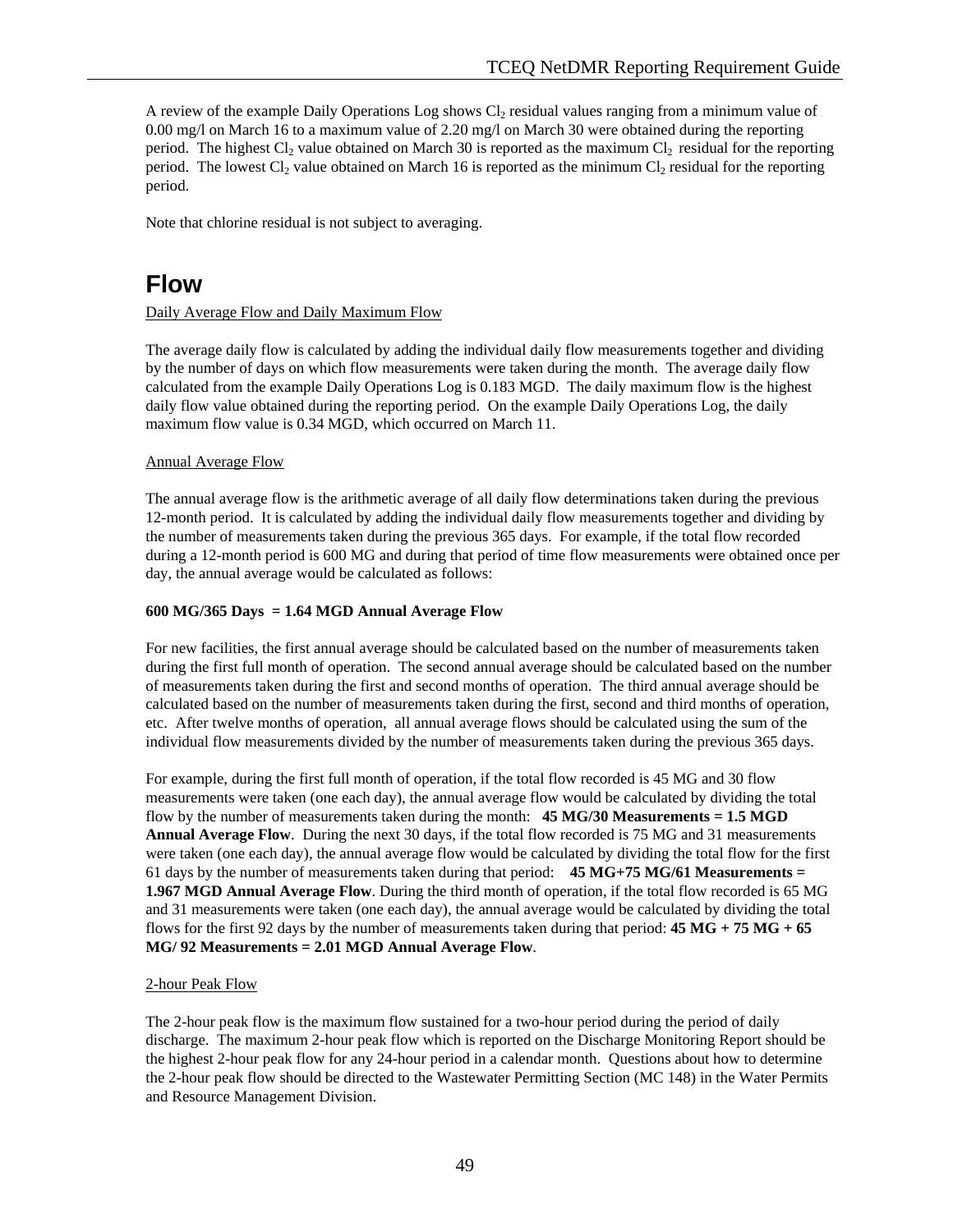A review of the example Daily Operations Log shows $Cl_2$ residual values ranging from a minimum value of 0.00 mg/l on March 16 to a maximum value of 2.20 mg/l on March 30 were obtained during the reporting period. The highest $Cl_2$ value obtained on March 30 is reported as the maximum $Cl_2$ residual for the reporting period. The lowest $Cl_2$ value obtained on March 16 is reported as the minimum $Cl_2$ residual for the reporting period.

Note that chlorine residual is not subject to averaging.

# Flow

Daily Average Flow and Daily Maximum Flow

The average daily flow is calculated by adding the individual daily flow measurements together and dividing by the number of days on which flow measurements were taken during the month. The average daily flow calculated from the example Daily Operations Log is 0.183 MGD. The daily maximum flow is the highest daily flow value obtained during the reporting period. On the example Daily Operations Log, the daily maximum flow value is 0.34 MGD, which occurred on March 11.

Annual Average Flow

The annual average flow is the arithmetic average of all daily flow determinations taken during the previous 12-month period. It is calculated by adding the individual daily flow measurements together and dividing by the number of measurements taken during the previous 365 days. For example, if the total flow recorded during a 12-month period is 600 MG and during that period of time flow measurements were obtained once per day, the annual average would be calculated as follows:

**600 MG/365 Days = 1.64 MGD Annual Average Flow**

For new facilities, the first annual average should be calculated based on the number of measurements taken during the first full month of operation. The second annual average should be calculated based on the number of measurements taken during the first and second months of operation. The third annual average should be calculated based on the number of measurements taken during the first, second and third months of operation, etc. After twelve months of operation, all annual average flows should be calculated using the sum of the individual flow measurements divided by the number of measurements taken during the previous 365 days.

For example, during the first full month of operation, if the total flow recorded is 45 MG and 30 flow measurements were taken (one each day), the annual average flow would be calculated by dividing the total flow by the number of measurements taken during the month: **45 MG/30 Measurements = 1.5 MGD Annual Average Flow**. During the next 30 days, if the total flow recorded is 75 MG and 31 measurements were taken (one each day), the annual average flow would be calculated by dividing the total flow for the first 61 days by the number of measurements taken during that period: **45 MG+75 MG/61 Measurements = 1.967 MGD Annual Average Flow**. During the third month of operation, if the total flow recorded is 65 MG and 31 measurements were taken (one each day), the annual average would be calculated by dividing the total flows for the first 92 days by the number of measurements taken during that period: **45 MG + 75 MG + 65 MG/ 92 Measurements = 2.01 MGD Annual Average Flow**.

2-hour Peak Flow

The 2-hour peak flow is the maximum flow sustained for a two-hour period during the period of daily discharge. The maximum 2-hour peak flow which is reported on the Discharge Monitoring Report should be the highest 2-hour peak flow for any 24-hour period in a calendar month. Questions about how to determine the 2-hour peak flow should be directed to the Wastewater Permitting Section (MC 148) in the Water Permits and Resource Management Division.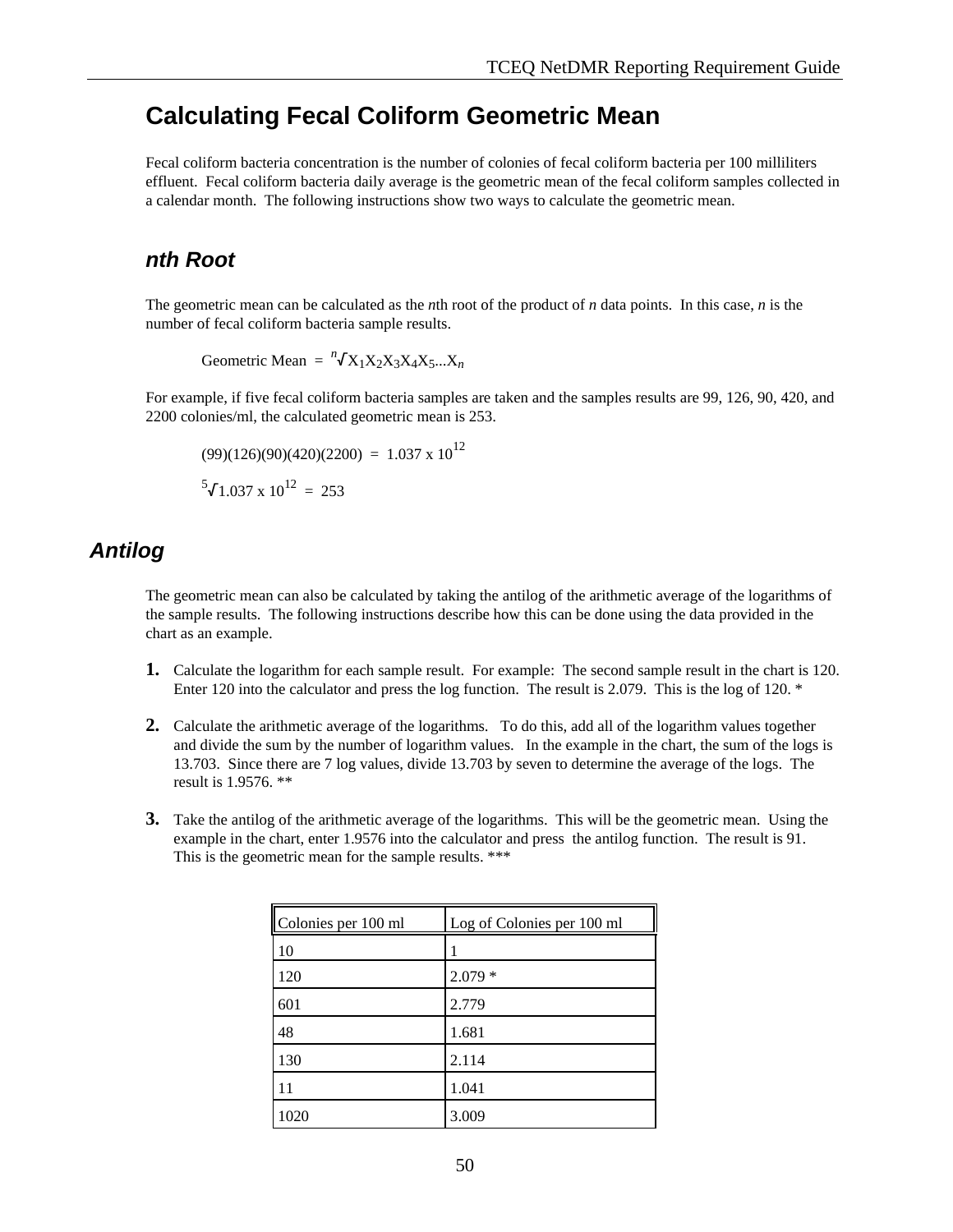## Calculating Fecal Coliform Geometric Mean

Fecal coliform bacteria concentration is the number of colonies of fecal coliform bacteria per 100 milliliters effluent. Fecal coliform bacteria daily average is the geometric mean of the fecal coliform samples collected in a calendar month. The following instructions show two ways to calculate the geometric mean.

### *nth Root*

The geometric mean can be calculated as the *n*th root of the product of *n* data points. In this case, *n* is the number of fecal coliform bacteria sample results.

$$\text{Geometric Mean} = \sqrt[n]{X_1 X_2 X_3 X_4 X_5 \ldots X_n}$$

For example, if five fecal coliform bacteria samples are taken and the samples results are 99, 126, 90, 420, and 2200 colonies/ml, the calculated geometric mean is 253.

$$(99)(126)(90)(420)(2200) = 1.037 \times 10^{12}$$

$$\sqrt[5]{1.037 \times 10^{12}} = 253$$

### *Antilog*

The geometric mean can also be calculated by taking the antilog of the arithmetic average of the logarithms of the sample results. The following instructions describe how this can be done using the data provided in the chart as an example.

1. Calculate the logarithm for each sample result. For example: The second sample result in the chart is 120. Enter 120 into the calculator and press the log function. The result is 2.079. This is the log of 120. *

2. Calculate the arithmetic average of the logarithms. To do this, add all of the logarithm values together and divide the sum by the number of logarithm values. In the example in the chart, the sum of the logs is 13.703. Since there are 7 log values, divide 13.703 by seven to determine the average of the logs. The result is 1.9576. **

3. Take the antilog of the arithmetic average of the logarithms. This will be the geometric mean. Using the example in the chart, enter 1.9576 into the calculator and press the antilog function. The result is 91. This is the geometric mean for the sample results. ***

| Colonies per 100 ml | Log of Colonies per 100 ml |
|---|---|
| 10 | 1 |
| 120 | 2.079 * |
| 601 | 2.779 |
| 48 | 1.681 |
| 130 | 2.114 |
| 11 | 1.041 |
| 1020 | 3.009 |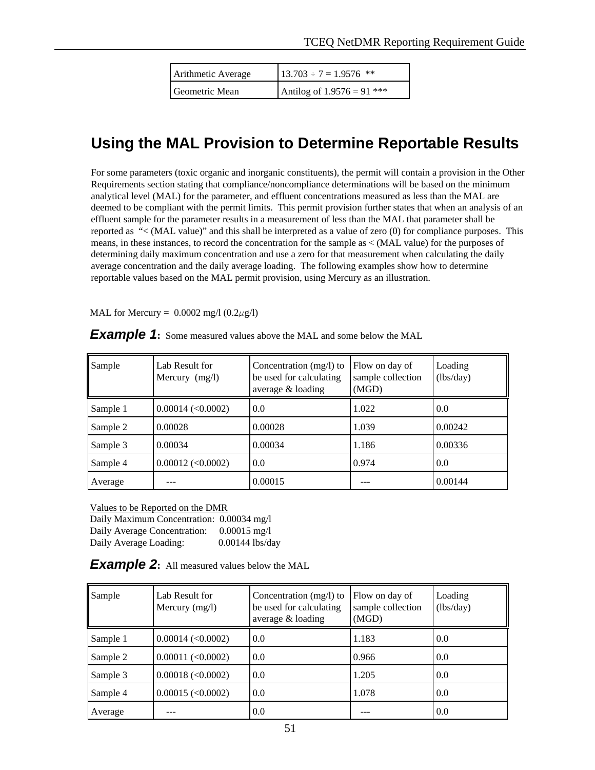| Arithmetic Average | 13.703 ÷ 7 = 1.9576 ** |
| --- | --- |
| Geometric Mean | Antilog of 1.9576 = 91 *** |

## Using the MAL Provision to Determine Reportable Results

For some parameters (toxic organic and inorganic constituents), the permit will contain a provision in the Other Requirements section stating that compliance/noncompliance determinations will be based on the minimum analytical level (MAL) for the parameter, and effluent concentrations measured as less than the MAL are deemed to be compliant with the permit limits. This permit provision further states that when an analysis of an effluent sample for the parameter results in a measurement of less than the MAL that parameter shall be reported as "< (MAL value)" and this shall be interpreted as a value of zero (0) for compliance purposes. This means, in these instances, to record the concentration for the sample as < (MAL value) for the purposes of determining daily maximum concentration and use a zero for that measurement when calculating the daily average concentration and the daily average loading. The following examples show how to determine reportable values based on the MAL permit provision, using Mercury as an illustration.

MAL for Mercury = 0.0002 mg/l (0.2$\mu$g/l)

***Example 1*:** Some measured values above the MAL and some below the MAL

| Sample | Lab Result for Mercury (mg/l) | Concentration (mg/l) to be used for calculating average & loading | Flow on day of sample collection (MGD) | Loading (lbs/day) |
| --- | --- | --- | --- | --- |
| Sample 1 | 0.00014 (<0.0002) | 0.0 | 1.022 | 0.0 |
| Sample 2 | 0.00028 | 0.00028 | 1.039 | 0.00242 |
| Sample 3 | 0.00034 | 0.00034 | 1.186 | 0.00336 |
| Sample 4 | 0.00012 (<0.0002) | 0.0 | 0.974 | 0.0 |
| Average | --- | 0.00015 | --- | 0.00144 |

Values to be Reported on the DMR
Daily Maximum Concentration: 0.00034 mg/l
Daily Average Concentration: 0.00015 mg/l
Daily Average Loading: 0.00144 lbs/day

***Example 2*:** All measured values below the MAL

| Sample | Lab Result for Mercury (mg/l) | Concentration (mg/l) to be used for calculating average & loading | Flow on day of sample collection (MGD) | Loading (lbs/day) |
| --- | --- | --- | --- | --- |
| Sample 1 | 0.00014 (<0.0002) | 0.0 | 1.183 | 0.0 |
| Sample 2 | 0.00011 (<0.0002) | 0.0 | 0.966 | 0.0 |
| Sample 3 | 0.00018 (<0.0002) | 0.0 | 1.205 | 0.0 |
| Sample 4 | 0.00015 (<0.0002) | 0.0 | 1.078 | 0.0 |
| Average | --- | 0.0 | --- | 0.0 |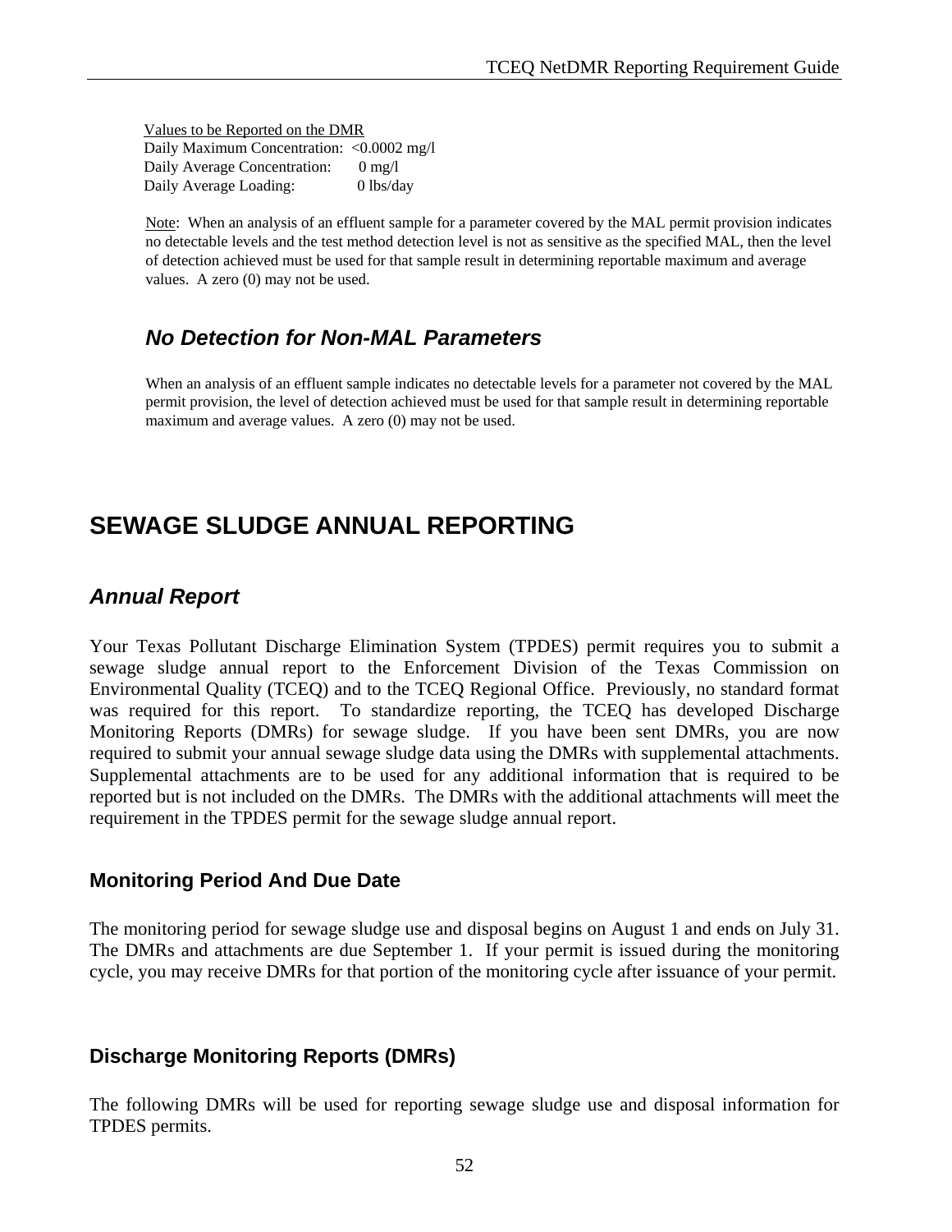<u>Values to be Reported on the DMR</u>
Daily Maximum Concentration: <0.0002 mg/l
Daily Average Concentration: 0 mg/l
Daily Average Loading: 0 lbs/day

<u>Note</u>: When an analysis of an effluent sample for a parameter covered by the MAL permit provision indicates no detectable levels and the test method detection level is not as sensitive as the specified MAL, then the level of detection achieved must be used for that sample result in determining reportable maximum and average values. A zero (0) may not be used.

### *No Detection for Non-MAL Parameters*

When an analysis of an effluent sample indicates no detectable levels for a parameter not covered by the MAL permit provision, the level of detection achieved must be used for that sample result in determining reportable maximum and average values. A zero (0) may not be used.

# SEWAGE SLUDGE ANNUAL REPORTING

## *Annual Report*

Your Texas Pollutant Discharge Elimination System (TPDES) permit requires you to submit a sewage sludge annual report to the Enforcement Division of the Texas Commission on Environmental Quality (TCEQ) and to the TCEQ Regional Office. Previously, no standard format was required for this report. To standardize reporting, the TCEQ has developed Discharge Monitoring Reports (DMRs) for sewage sludge. If you have been sent DMRs, you are now required to submit your annual sewage sludge data using the DMRs with supplemental attachments. Supplemental attachments are to be used for any additional information that is required to be reported but is not included on the DMRs. The DMRs with the additional attachments will meet the requirement in the TPDES permit for the sewage sludge annual report.

### Monitoring Period And Due Date

The monitoring period for sewage sludge use and disposal begins on August 1 and ends on July 31. The DMRs and attachments are due September 1. If your permit is issued during the monitoring cycle, you may receive DMRs for that portion of the monitoring cycle after issuance of your permit.

### Discharge Monitoring Reports (DMRs)

The following DMRs will be used for reporting sewage sludge use and disposal information for TPDES permits.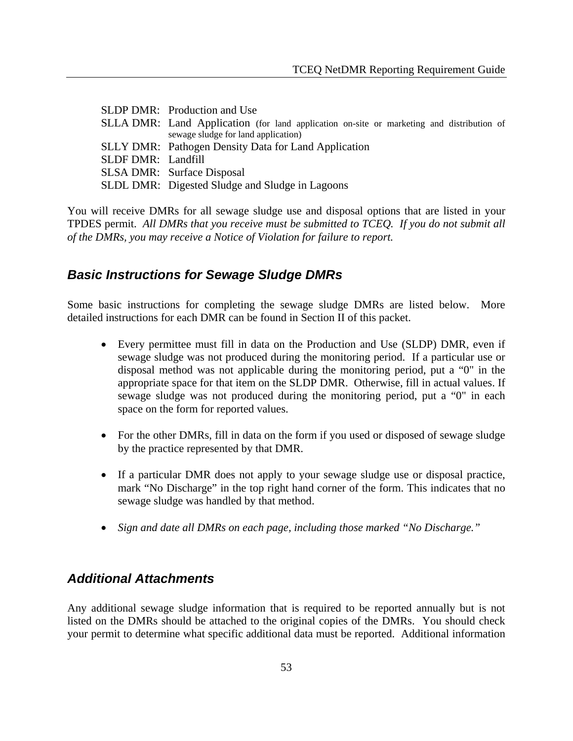SLDP DMR: Production and Use
SLLA DMR: Land Application (for land application on-site or marketing and distribution of sewage sludge for land application)
SLLY DMR: Pathogen Density Data for Land Application
SLDF DMR: Landfill
SLSA DMR: Surface Disposal
SLDL DMR: Digested Sludge and Sludge in Lagoons

You will receive DMRs for all sewage sludge use and disposal options that are listed in your TPDES permit. *All DMRs that you receive must be submitted to TCEQ. If you do not submit all of the DMRs, you may receive a Notice of Violation for failure to report.*

### *Basic Instructions for Sewage Sludge DMRs*

Some basic instructions for completing the sewage sludge DMRs are listed below. More detailed instructions for each DMR can be found in Section II of this packet.

- Every permittee must fill in data on the Production and Use (SLDP) DMR, even if sewage sludge was not produced during the monitoring period. If a particular use or disposal method was not applicable during the monitoring period, put a "0" in the appropriate space for that item on the SLDP DMR. Otherwise, fill in actual values. If sewage sludge was not produced during the monitoring period, put a "0" in each space on the form for reported values.

- For the other DMRs, fill in data on the form if you used or disposed of sewage sludge by the practice represented by that DMR.

- If a particular DMR does not apply to your sewage sludge use or disposal practice, mark "No Discharge" in the top right hand corner of the form. This indicates that no sewage sludge was handled by that method.

- *Sign and date all DMRs on each page, including those marked "No Discharge."*

### *Additional Attachments*

Any additional sewage sludge information that is required to be reported annually but is not listed on the DMRs should be attached to the original copies of the DMRs. You should check your permit to determine what specific additional data must be reported. Additional information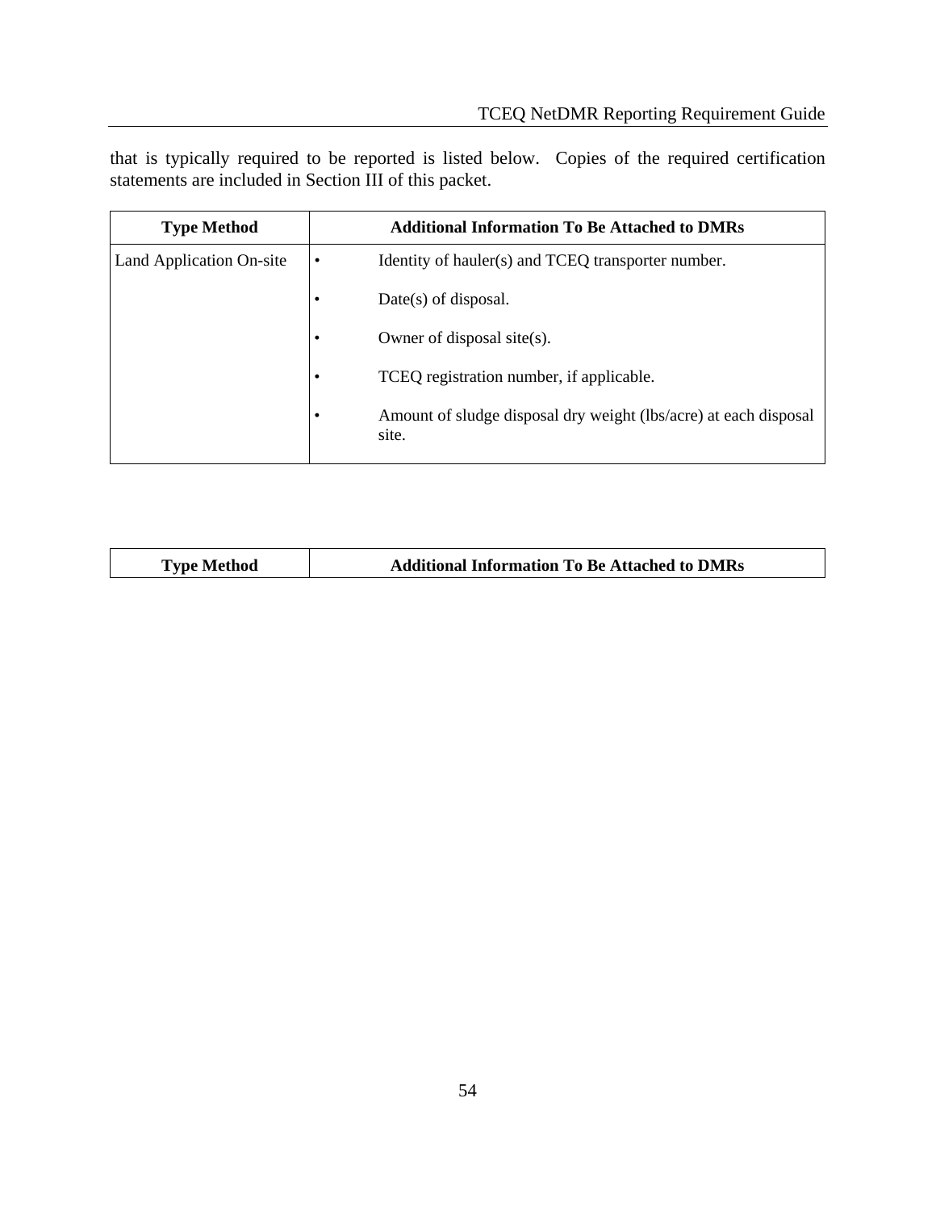that is typically required to be reported is listed below. Copies of the required certification statements are included in Section III of this packet.

| Type Method | Additional Information To Be Attached to DMRs |
|---|---|
| Land Application On-site | • Identity of hauler(s) and TCEQ transporter number.<br>• Date(s) of disposal.<br>• Owner of disposal site(s).<br>• TCEQ registration number, if applicable.<br>• Amount of sludge disposal dry weight (lbs/acre) at each disposal site. |

| Type Method | Additional Information To Be Attached to DMRs |
|---|---|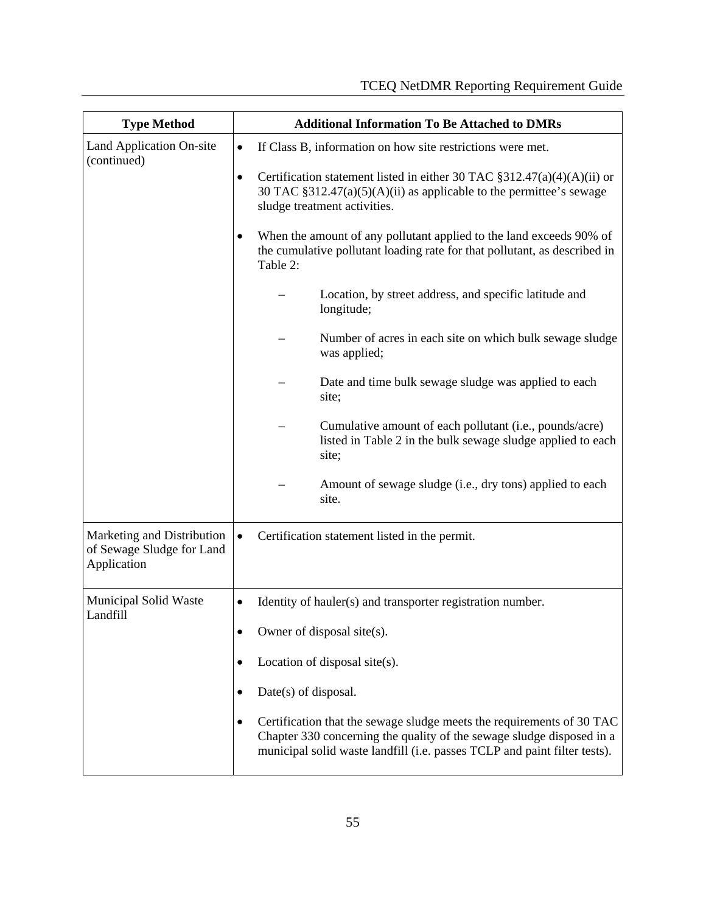| Type Method | Additional Information To Be Attached to DMRs |
| --- | --- |
| Land Application On-site (continued) | • If Class B, information on how site restrictions were met.<br><br>• Certification statement listed in either 30 TAC §312.47(a)(4)(A)(ii) or 30 TAC §312.47(a)(5)(A)(ii) as applicable to the permittee's sewage sludge treatment activities.<br><br>• When the amount of any pollutant applied to the land exceeds 90% of the cumulative pollutant loading rate for that pollutant, as described in Table 2:<br><br>– Location, by street address, and specific latitude and longitude;<br><br>– Number of acres in each site on which bulk sewage sludge was applied;<br><br>– Date and time bulk sewage sludge was applied to each site;<br><br>– Cumulative amount of each pollutant (i.e., pounds/acre) listed in Table 2 in the bulk sewage sludge applied to each site;<br><br>– Amount of sewage sludge (i.e., dry tons) applied to each site. |
| Marketing and Distribution of Sewage Sludge for Land Application | • Certification statement listed in the permit. |
| Municipal Solid Waste Landfill | • Identity of hauler(s) and transporter registration number.<br><br>• Owner of disposal site(s).<br><br>• Location of disposal site(s).<br><br>• Date(s) of disposal.<br><br>• Certification that the sewage sludge meets the requirements of 30 TAC Chapter 330 concerning the quality of the sewage sludge disposed in a municipal solid waste landfill (i.e. passes TCLP and paint filter tests). |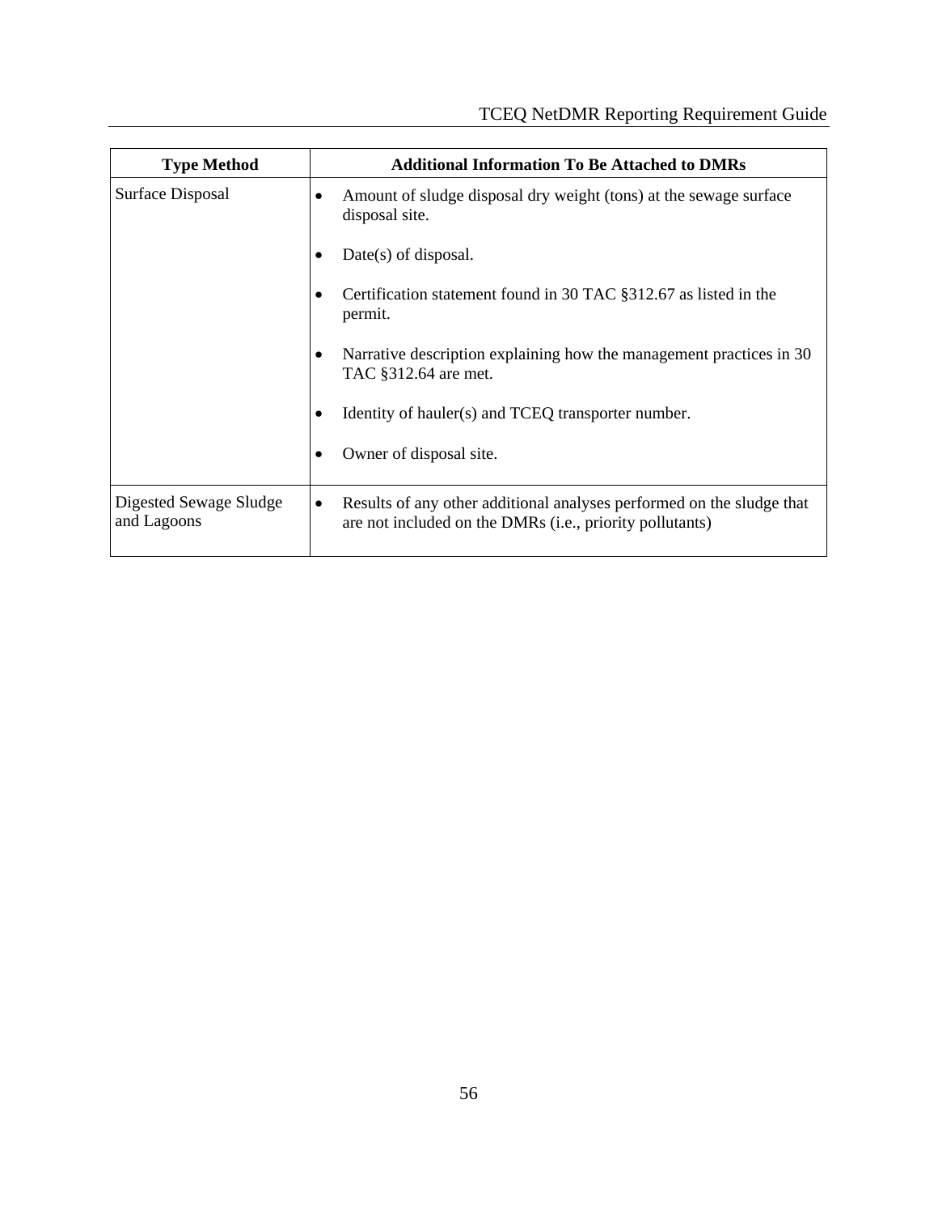| Type Method | Additional Information To Be Attached to DMRs |
|---|---|
| Surface Disposal | • Amount of sludge disposal dry weight (tons) at the sewage surface disposal site.<br><br>• Date(s) of disposal.<br><br>• Certification statement found in 30 TAC §312.67 as listed in the permit.<br><br>• Narrative description explaining how the management practices in 30 TAC §312.64 are met.<br><br>• Identity of hauler(s) and TCEQ transporter number.<br><br>• Owner of disposal site. |
| Digested Sewage Sludge and Lagoons | • Results of any other additional analyses performed on the sludge that are not included on the DMRs (i.e., priority pollutants) |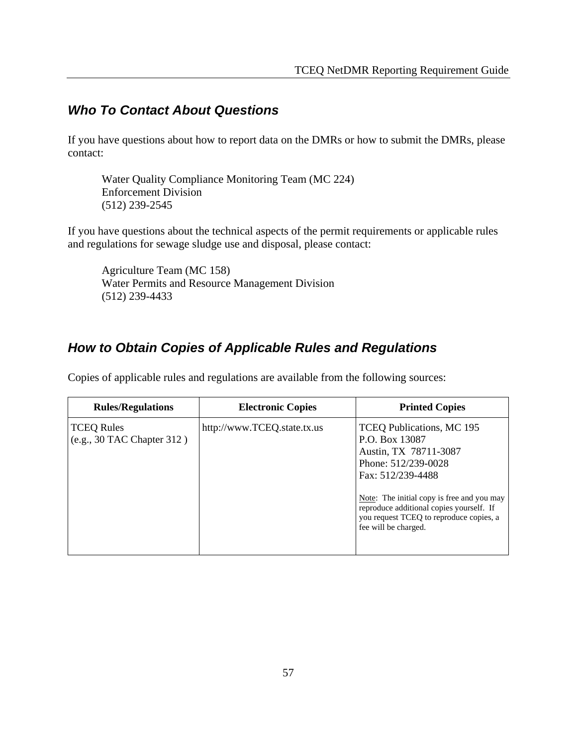## *Who To Contact About Questions*

If you have questions about how to report data on the DMRs or how to submit the DMRs, please contact:

> Water Quality Compliance Monitoring Team (MC 224)
> Enforcement Division
> (512) 239-2545

If you have questions about the technical aspects of the permit requirements or applicable rules and regulations for sewage sludge use and disposal, please contact:

> Agriculture Team (MC 158)
> Water Permits and Resource Management Division
> (512) 239-4433

## *How to Obtain Copies of Applicable Rules and Regulations*

Copies of applicable rules and regulations are available from the following sources:

| Rules/Regulations | Electronic Copies | Printed Copies |
| --- | --- | --- |
| TCEQ Rules<br>(e.g., 30 TAC Chapter 312 ) | http://www.TCEQ.state.tx.us | TCEQ Publications, MC 195<br>P.O. Box 13087<br>Austin, TX 78711-3087<br>Phone: 512/239-0028<br>Fax: 512/239-4488<br><br>Note: The initial copy is free and you may reproduce additional copies yourself. If you request TCEQ to reproduce copies, a fee will be charged. |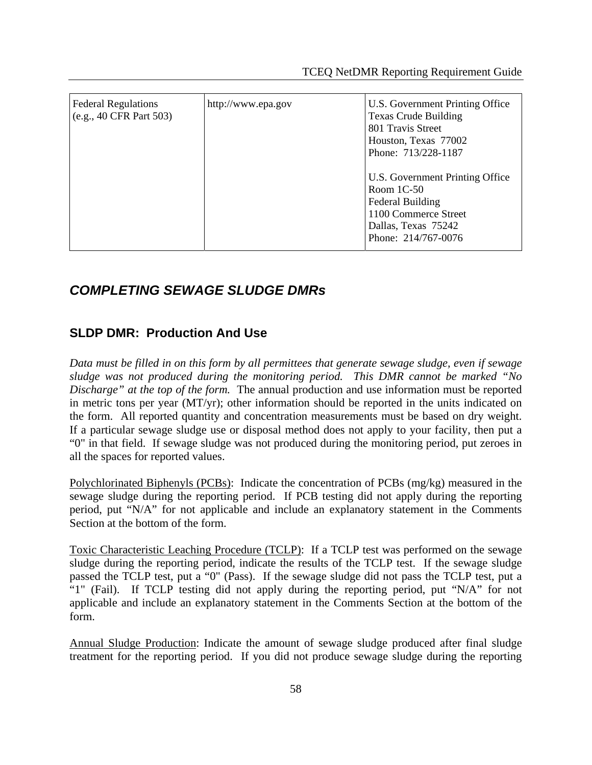| Federal Regulations (e.g., 40 CFR Part 503) | http://www.epa.gov | U.S. Government Printing Office<br>Texas Crude Building<br>801 Travis Street<br>Houston, Texas 77002<br>Phone: 713/228-1187<br><br>U.S. Government Printing Office<br>Room 1C-50<br>Federal Building<br>1100 Commerce Street<br>Dallas, Texas 75242<br>Phone: 214/767-0076 |
|---|---|---|

## *COMPLETING SEWAGE SLUDGE DMRs*

### SLDP DMR: Production And Use

*Data must be filled in on this form by all permittees that generate sewage sludge, even if sewage sludge was not produced during the monitoring period. This DMR cannot be marked "No Discharge" at the top of the form.* The annual production and use information must be reported in metric tons per year (MT/yr); other information should be reported in the units indicated on the form. All reported quantity and concentration measurements must be based on dry weight. If a particular sewage sludge use or disposal method does not apply to your facility, then put a "0" in that field. If sewage sludge was not produced during the monitoring period, put zeroes in all the spaces for reported values.

<u>Polychlorinated Biphenyls (PCBs)</u>: Indicate the concentration of PCBs (mg/kg) measured in the sewage sludge during the reporting period. If PCB testing did not apply during the reporting period, put "N/A" for not applicable and include an explanatory statement in the Comments Section at the bottom of the form.

<u>Toxic Characteristic Leaching Procedure (TCLP)</u>: If a TCLP test was performed on the sewage sludge during the reporting period, indicate the results of the TCLP test. If the sewage sludge passed the TCLP test, put a "0" (Pass). If the sewage sludge did not pass the TCLP test, put a "1" (Fail). If TCLP testing did not apply during the reporting period, put "N/A" for not applicable and include an explanatory statement in the Comments Section at the bottom of the form.

<u>Annual Sludge Production</u>: Indicate the amount of sewage sludge produced after final sludge treatment for the reporting period. If you did not produce sewage sludge during the reporting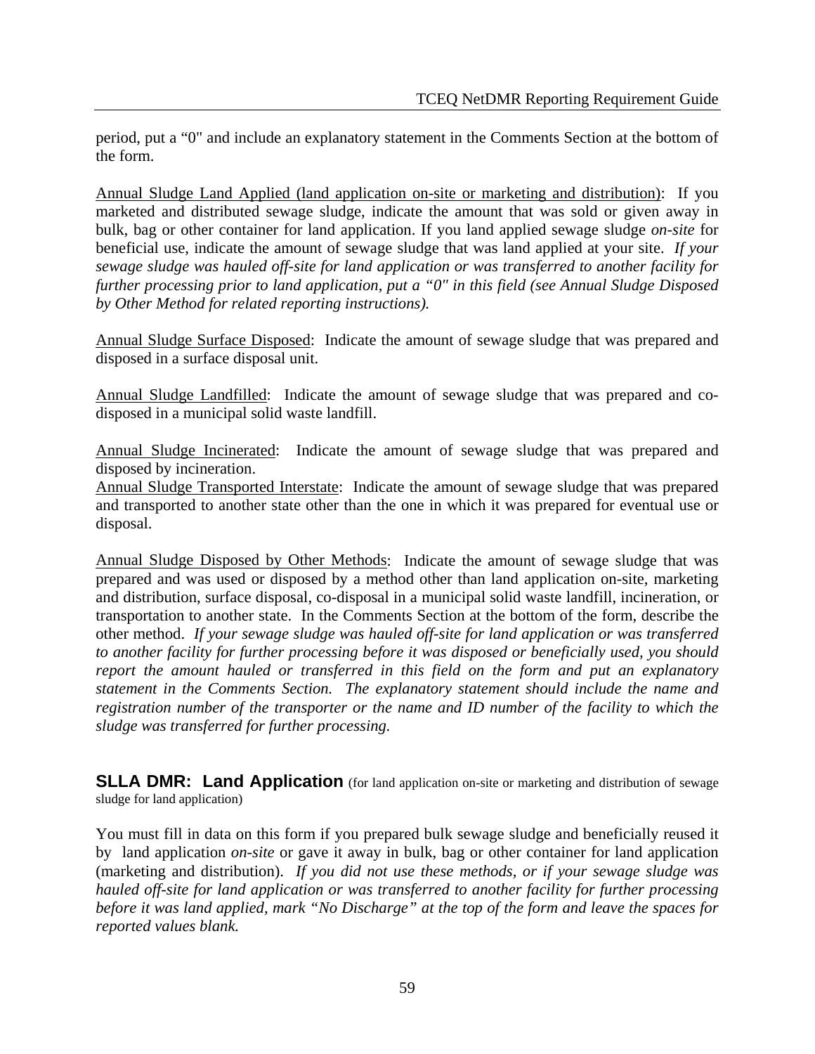period, put a "0" and include an explanatory statement in the Comments Section at the bottom of the form.

<u>Annual Sludge Land Applied (land application on-site or marketing and distribution)</u>: If you marketed and distributed sewage sludge, indicate the amount that was sold or given away in bulk, bag or other container for land application. If you land applied sewage sludge *on-site* for beneficial use, indicate the amount of sewage sludge that was land applied at your site. *If your sewage sludge was hauled off-site for land application or was transferred to another facility for further processing prior to land application, put a "0" in this field (see Annual Sludge Disposed by Other Method for related reporting instructions).*

<u>Annual Sludge Surface Disposed</u>: Indicate the amount of sewage sludge that was prepared and disposed in a surface disposal unit.

<u>Annual Sludge Landfilled</u>: Indicate the amount of sewage sludge that was prepared and co-disposed in a municipal solid waste landfill.

<u>Annual Sludge Incinerated</u>: Indicate the amount of sewage sludge that was prepared and disposed by incineration.

<u>Annual Sludge Transported Interstate</u>: Indicate the amount of sewage sludge that was prepared and transported to another state other than the one in which it was prepared for eventual use or disposal.

<u>Annual Sludge Disposed by Other Methods</u>: Indicate the amount of sewage sludge that was prepared and was used or disposed by a method other than land application on-site, marketing and distribution, surface disposal, co-disposal in a municipal solid waste landfill, incineration, or transportation to another state. In the Comments Section at the bottom of the form, describe the other method. *If your sewage sludge was hauled off-site for land application or was transferred to another facility for further processing before it was disposed or beneficially used, you should report the amount hauled or transferred in this field on the form and put an explanatory statement in the Comments Section. The explanatory statement should include the name and registration number of the transporter or the name and ID number of the facility to which the sludge was transferred for further processing.*

## SLLA DMR: Land Application (for land application on-site or marketing and distribution of sewage sludge for land application)

You must fill in data on this form if you prepared bulk sewage sludge and beneficially reused it by land application *on-site* or gave it away in bulk, bag or other container for land application (marketing and distribution). *If you did not use these methods, or if your sewage sludge was hauled off-site for land application or was transferred to another facility for further processing before it was land applied, mark "No Discharge" at the top of the form and leave the spaces for reported values blank.*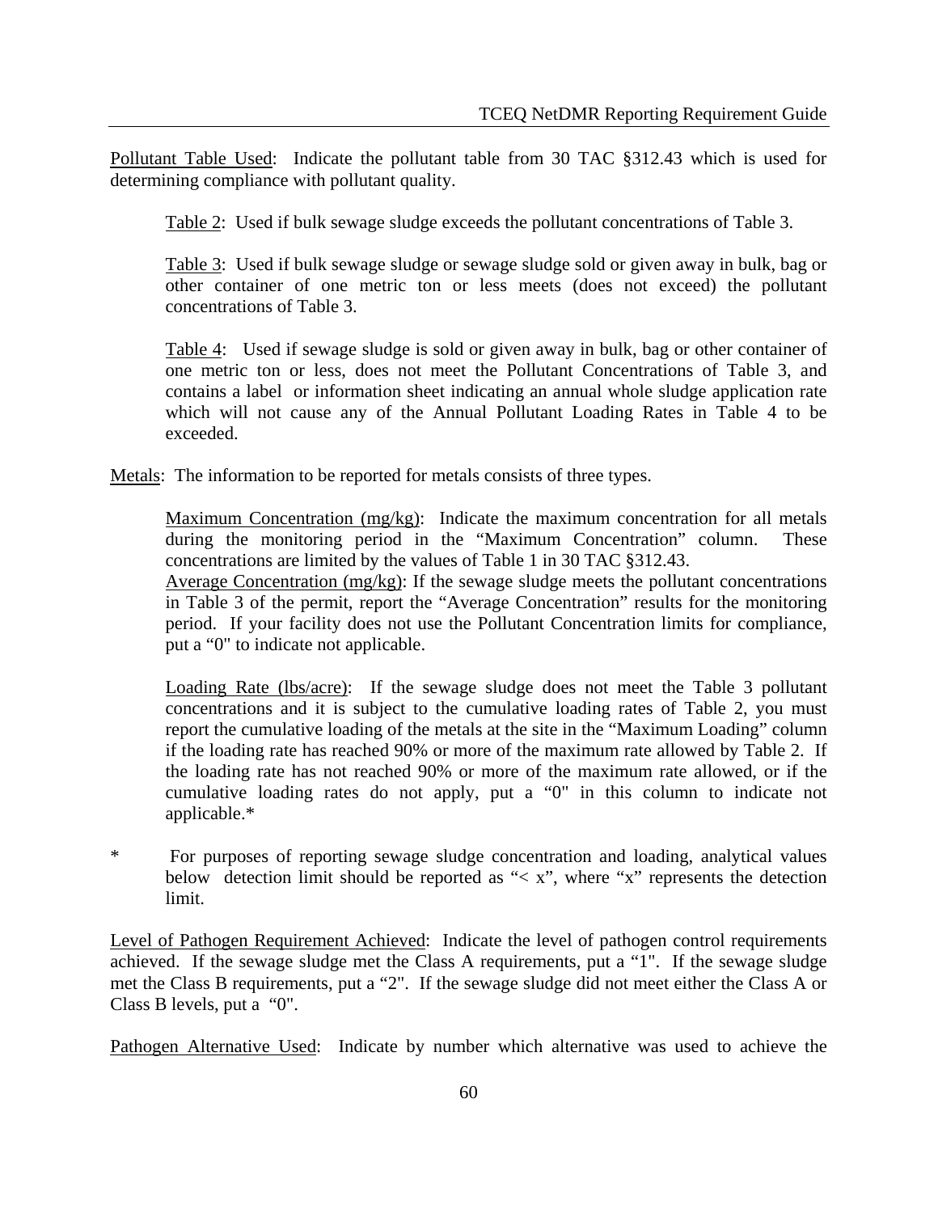Pollutant Table Used: Indicate the pollutant table from 30 TAC §312.43 which is used for determining compliance with pollutant quality.

> Table 2: Used if bulk sewage sludge exceeds the pollutant concentrations of Table 3.
>
> Table 3: Used if bulk sewage sludge or sewage sludge sold or given away in bulk, bag or other container of one metric ton or less meets (does not exceed) the pollutant concentrations of Table 3.
>
> Table 4: Used if sewage sludge is sold or given away in bulk, bag or other container of one metric ton or less, does not meet the Pollutant Concentrations of Table 3, and contains a label or information sheet indicating an annual whole sludge application rate which will not cause any of the Annual Pollutant Loading Rates in Table 4 to be exceeded.

Metals: The information to be reported for metals consists of three types.

> Maximum Concentration (mg/kg): Indicate the maximum concentration for all metals during the monitoring period in the "Maximum Concentration" column. These concentrations are limited by the values of Table 1 in 30 TAC §312.43.
> Average Concentration (mg/kg): If the sewage sludge meets the pollutant concentrations in Table 3 of the permit, report the "Average Concentration" results for the monitoring period. If your facility does not use the Pollutant Concentration limits for compliance, put a "0" to indicate not applicable.
>
> Loading Rate (lbs/acre): If the sewage sludge does not meet the Table 3 pollutant concentrations and it is subject to the cumulative loading rates of Table 2, you must report the cumulative loading of the metals at the site in the "Maximum Loading" column if the loading rate has reached 90% or more of the maximum rate allowed by Table 2. If the loading rate has not reached 90% or more of the maximum rate allowed, or if the cumulative loading rates do not apply, put a "0" in this column to indicate not applicable.*

\* For purposes of reporting sewage sludge concentration and loading, analytical values below detection limit should be reported as "< x", where "x" represents the detection limit.

Level of Pathogen Requirement Achieved: Indicate the level of pathogen control requirements achieved. If the sewage sludge met the Class A requirements, put a "1". If the sewage sludge met the Class B requirements, put a "2". If the sewage sludge did not meet either the Class A or Class B levels, put a "0".

Pathogen Alternative Used: Indicate by number which alternative was used to achieve the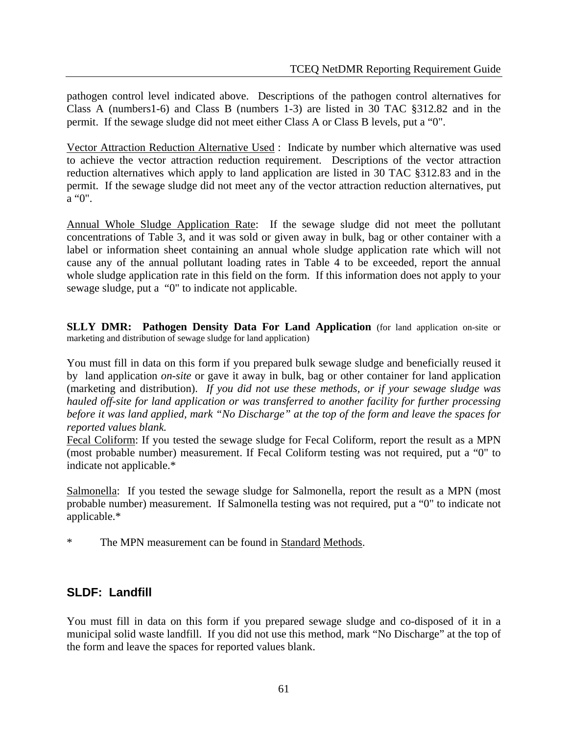pathogen control level indicated above. Descriptions of the pathogen control alternatives for Class A (numbers1-6) and Class B (numbers 1-3) are listed in 30 TAC §312.82 and in the permit. If the sewage sludge did not meet either Class A or Class B levels, put a "0".

Vector Attraction Reduction Alternative Used : Indicate by number which alternative was used to achieve the vector attraction reduction requirement. Descriptions of the vector attraction reduction alternatives which apply to land application are listed in 30 TAC §312.83 and in the permit. If the sewage sludge did not meet any of the vector attraction reduction alternatives, put a "0".

Annual Whole Sludge Application Rate: If the sewage sludge did not meet the pollutant concentrations of Table 3, and it was sold or given away in bulk, bag or other container with a label or information sheet containing an annual whole sludge application rate which will not cause any of the annual pollutant loading rates in Table 4 to be exceeded, report the annual whole sludge application rate in this field on the form. If this information does not apply to your sewage sludge, put a "0" to indicate not applicable.

**SLLY DMR: Pathogen Density Data For Land Application** (for land application on-site or marketing and distribution of sewage sludge for land application)

You must fill in data on this form if you prepared bulk sewage sludge and beneficially reused it by land application *on-site* or gave it away in bulk, bag or other container for land application (marketing and distribution). *If you did not use these methods, or if your sewage sludge was hauled off-site for land application or was transferred to another facility for further processing before it was land applied, mark "No Discharge" at the top of the form and leave the spaces for reported values blank.*

Fecal Coliform: If you tested the sewage sludge for Fecal Coliform, report the result as a MPN (most probable number) measurement. If Fecal Coliform testing was not required, put a "0" to indicate not applicable.*

Salmonella: If you tested the sewage sludge for Salmonella, report the result as a MPN (most probable number) measurement. If Salmonella testing was not required, put a "0" to indicate not applicable.*

* The MPN measurement can be found in Standard Methods.

## SLDF: Landfill

You must fill in data on this form if you prepared sewage sludge and co-disposed of it in a municipal solid waste landfill. If you did not use this method, mark "No Discharge" at the top of the form and leave the spaces for reported values blank.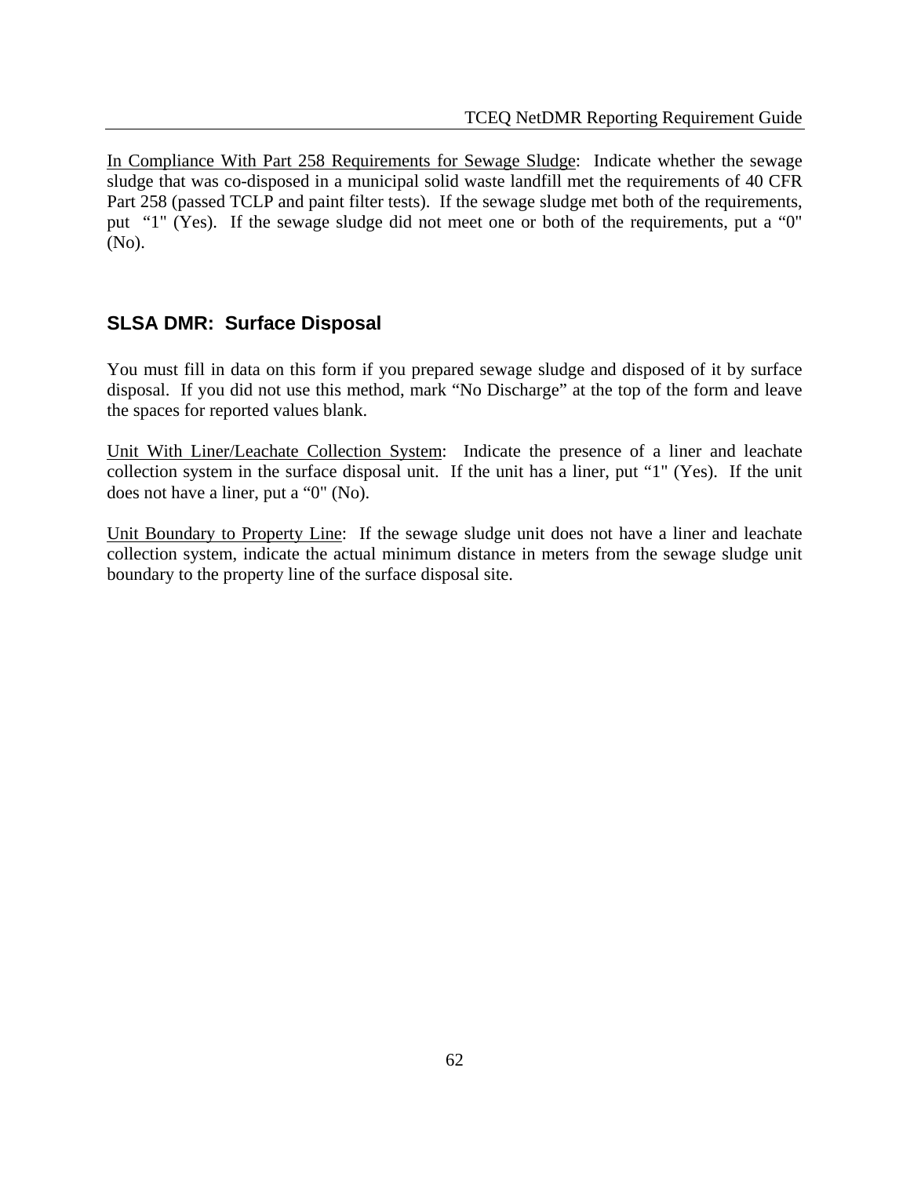In Compliance With Part 258 Requirements for Sewage Sludge: Indicate whether the sewage sludge that was co-disposed in a municipal solid waste landfill met the requirements of 40 CFR Part 258 (passed TCLP and paint filter tests). If the sewage sludge met both of the requirements, put "1" (Yes). If the sewage sludge did not meet one or both of the requirements, put a "0" (No).

## SLSA DMR: Surface Disposal

You must fill in data on this form if you prepared sewage sludge and disposed of it by surface disposal. If you did not use this method, mark "No Discharge" at the top of the form and leave the spaces for reported values blank.

Unit With Liner/Leachate Collection System: Indicate the presence of a liner and leachate collection system in the surface disposal unit. If the unit has a liner, put "1" (Yes). If the unit does not have a liner, put a "0" (No).

Unit Boundary to Property Line: If the sewage sludge unit does not have a liner and leachate collection system, indicate the actual minimum distance in meters from the sewage sludge unit boundary to the property line of the surface disposal site.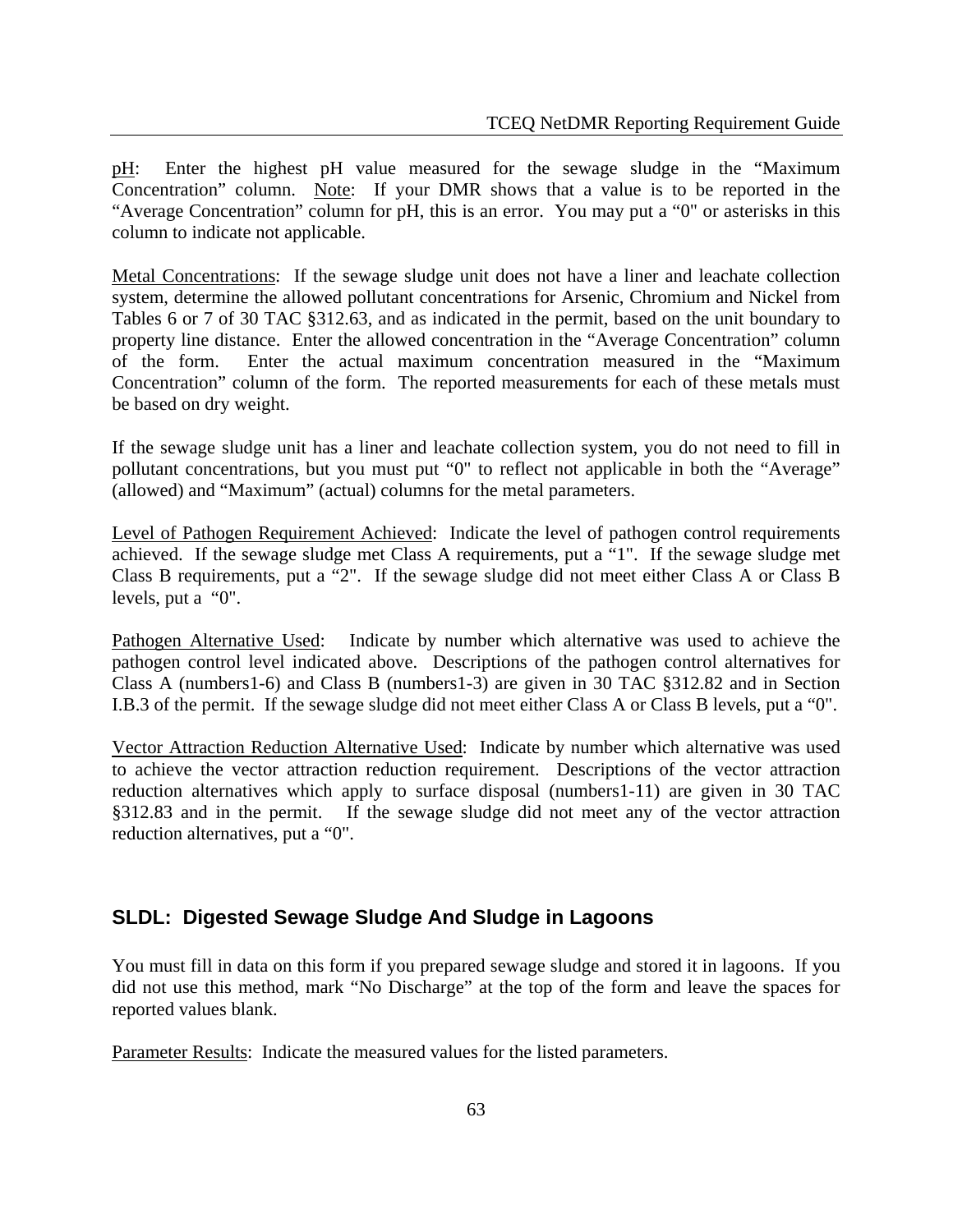pH: Enter the highest pH value measured for the sewage sludge in the "Maximum Concentration" column. Note: If your DMR shows that a value is to be reported in the "Average Concentration" column for pH, this is an error. You may put a "0" or asterisks in this column to indicate not applicable.

Metal Concentrations: If the sewage sludge unit does not have a liner and leachate collection system, determine the allowed pollutant concentrations for Arsenic, Chromium and Nickel from Tables 6 or 7 of 30 TAC §312.63, and as indicated in the permit, based on the unit boundary to property line distance. Enter the allowed concentration in the "Average Concentration" column of the form. Enter the actual maximum concentration measured in the "Maximum Concentration" column of the form. The reported measurements for each of these metals must be based on dry weight.

If the sewage sludge unit has a liner and leachate collection system, you do not need to fill in pollutant concentrations, but you must put "0" to reflect not applicable in both the "Average" (allowed) and "Maximum" (actual) columns for the metal parameters.

Level of Pathogen Requirement Achieved: Indicate the level of pathogen control requirements achieved. If the sewage sludge met Class A requirements, put a "1". If the sewage sludge met Class B requirements, put a "2". If the sewage sludge did not meet either Class A or Class B levels, put a "0".

Pathogen Alternative Used: Indicate by number which alternative was used to achieve the pathogen control level indicated above. Descriptions of the pathogen control alternatives for Class A (numbers1-6) and Class B (numbers1-3) are given in 30 TAC §312.82 and in Section I.B.3 of the permit. If the sewage sludge did not meet either Class A or Class B levels, put a "0".

Vector Attraction Reduction Alternative Used: Indicate by number which alternative was used to achieve the vector attraction reduction requirement. Descriptions of the vector attraction reduction alternatives which apply to surface disposal (numbers1-11) are given in 30 TAC §312.83 and in the permit. If the sewage sludge did not meet any of the vector attraction reduction alternatives, put a "0".

## SLDL: Digested Sewage Sludge And Sludge in Lagoons

You must fill in data on this form if you prepared sewage sludge and stored it in lagoons. If you did not use this method, mark "No Discharge" at the top of the form and leave the spaces for reported values blank.

Parameter Results: Indicate the measured values for the listed parameters.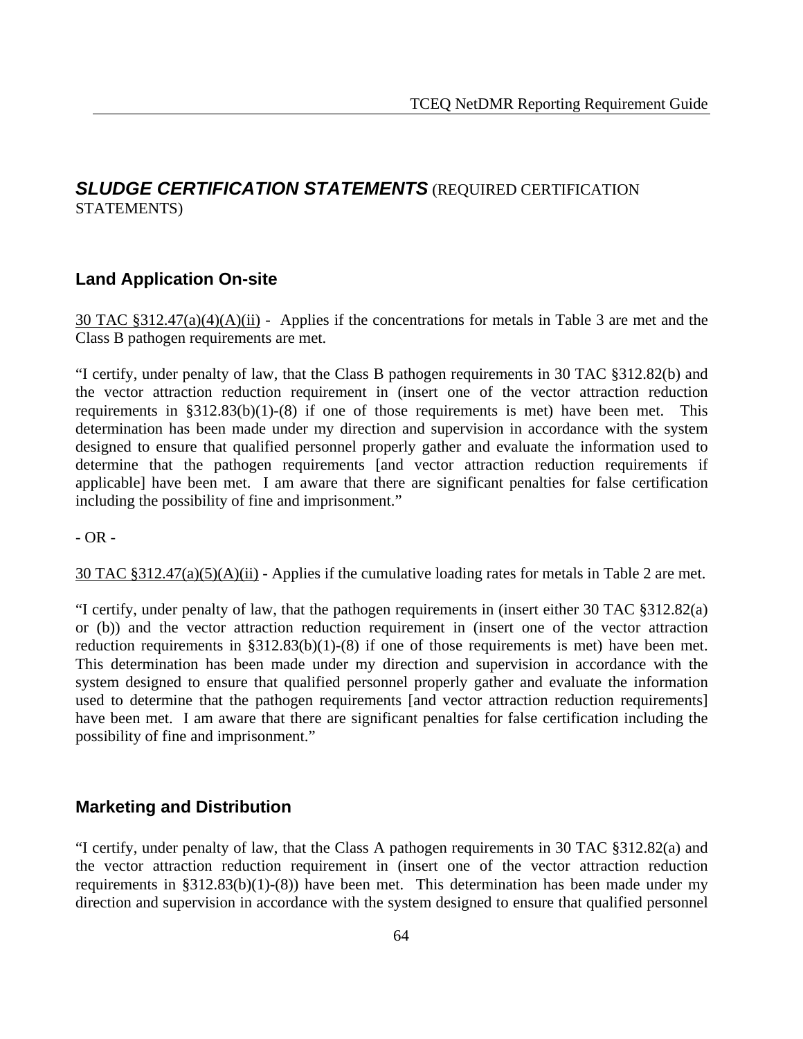## ***SLUDGE CERTIFICATION STATEMENTS*** (REQUIRED CERTIFICATION STATEMENTS)

### Land Application On-site

30 TAC §312.47(a)(4)(A)(ii) - Applies if the concentrations for metals in Table 3 are met and the Class B pathogen requirements are met.

"I certify, under penalty of law, that the Class B pathogen requirements in 30 TAC §312.82(b) and the vector attraction reduction requirement in (insert one of the vector attraction reduction requirements in §312.83(b)(1)-(8) if one of those requirements is met) have been met. This determination has been made under my direction and supervision in accordance with the system designed to ensure that qualified personnel properly gather and evaluate the information used to determine that the pathogen requirements [and vector attraction reduction requirements if applicable] have been met. I am aware that there are significant penalties for false certification including the possibility of fine and imprisonment."

- OR -

30 TAC §312.47(a)(5)(A)(ii) - Applies if the cumulative loading rates for metals in Table 2 are met.

"I certify, under penalty of law, that the pathogen requirements in (insert either 30 TAC §312.82(a) or (b)) and the vector attraction reduction requirement in (insert one of the vector attraction reduction requirements in §312.83(b)(1)-(8) if one of those requirements is met) have been met. This determination has been made under my direction and supervision in accordance with the system designed to ensure that qualified personnel properly gather and evaluate the information used to determine that the pathogen requirements [and vector attraction reduction requirements] have been met. I am aware that there are significant penalties for false certification including the possibility of fine and imprisonment."

### Marketing and Distribution

"I certify, under penalty of law, that the Class A pathogen requirements in 30 TAC §312.82(a) and the vector attraction reduction requirement in (insert one of the vector attraction reduction requirements in §312.83(b)(1)-(8)) have been met. This determination has been made under my direction and supervision in accordance with the system designed to ensure that qualified personnel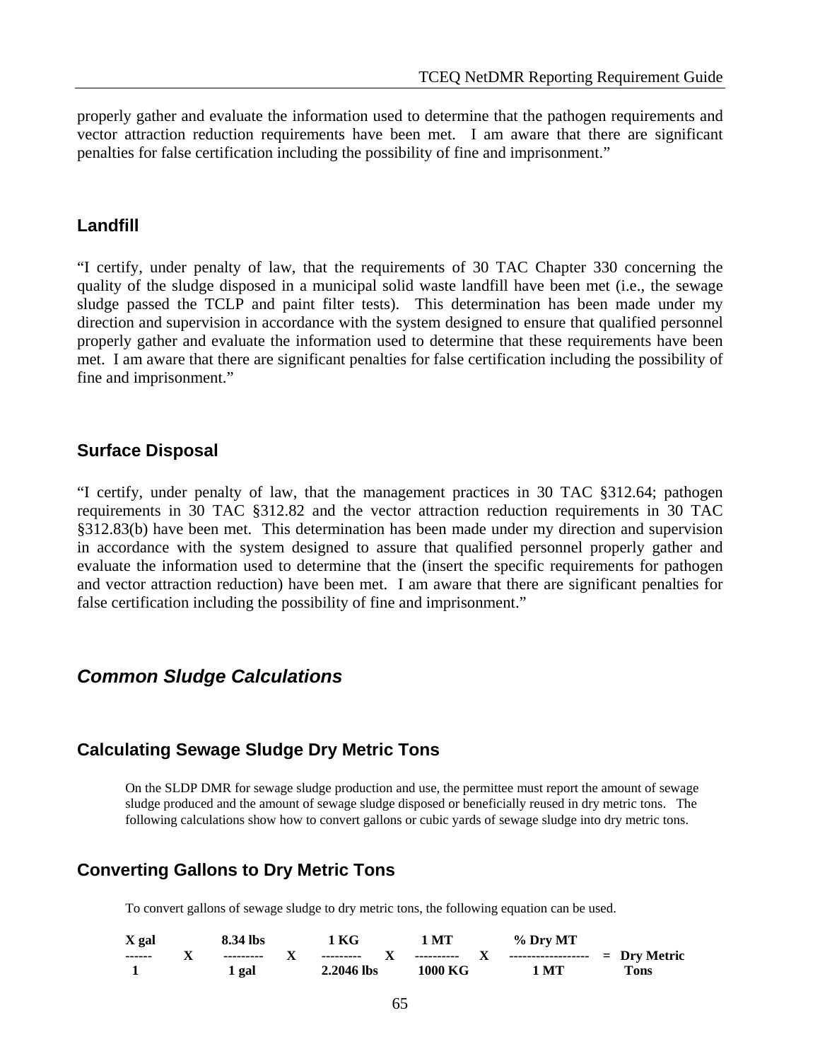properly gather and evaluate the information used to determine that the pathogen requirements and vector attraction reduction requirements have been met. I am aware that there are significant penalties for false certification including the possibility of fine and imprisonment."

### Landfill

"I certify, under penalty of law, that the requirements of 30 TAC Chapter 330 concerning the quality of the sludge disposed in a municipal solid waste landfill have been met (i.e., the sewage sludge passed the TCLP and paint filter tests). This determination has been made under my direction and supervision in accordance with the system designed to ensure that qualified personnel properly gather and evaluate the information used to determine that these requirements have been met. I am aware that there are significant penalties for false certification including the possibility of fine and imprisonment."

### Surface Disposal

"I certify, under penalty of law, that the management practices in 30 TAC §312.64; pathogen requirements in 30 TAC §312.82 and the vector attraction reduction requirements in 30 TAC §312.83(b) have been met. This determination has been made under my direction and supervision in accordance with the system designed to assure that qualified personnel properly gather and evaluate the information used to determine that the (insert the specific requirements for pathogen and vector attraction reduction) have been met. I am aware that there are significant penalties for false certification including the possibility of fine and imprisonment."

## *Common Sludge Calculations*

### Calculating Sewage Sludge Dry Metric Tons

On the SLDP DMR for sewage sludge production and use, the permittee must report the amount of sewage sludge produced and the amount of sewage sludge disposed or beneficially reused in dry metric tons. The following calculations show how to convert gallons or cubic yards of sewage sludge into dry metric tons.

### Converting Gallons to Dry Metric Tons

To convert gallons of sewage sludge to dry metric tons, the following equation can be used.

$$\frac{\textbf{X gal}}{\textbf{1}} \times \frac{\textbf{8.34 lbs}}{\textbf{1 gal}} \times \frac{\textbf{1 KG}}{\textbf{2.2046 lbs}} \times \frac{\textbf{1 MT}}{\textbf{1000 KG}} \times \frac{\textbf{\% Dry MT}}{\textbf{1 MT}} = \textbf{Dry Metric Tons}$$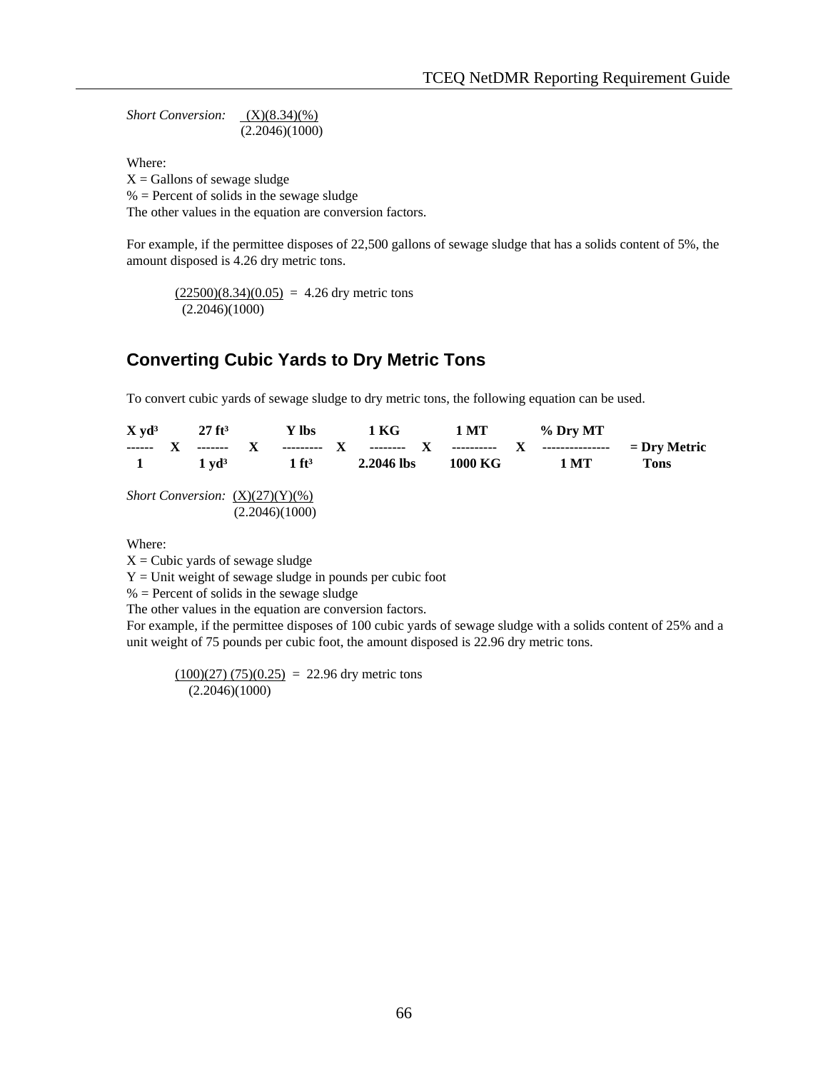*Short Conversion:* $\frac{(X)(8.34)(\%)}{(2.2046)(1000)}$

Where:
X = Gallons of sewage sludge
% = Percent of solids in the sewage sludge
The other values in the equation are conversion factors.

For example, if the permittee disposes of 22,500 gallons of sewage sludge that has a solids content of 5%, the amount disposed is 4.26 dry metric tons.

$$\frac{(22500)(8.34)(0.05)}{(2.2046)(1000)} = 4.26 \text{ dry metric tons}$$

## Converting Cubic Yards to Dry Metric Tons

To convert cubic yards of sewage sludge to dry metric tons, the following equation can be used.

$$\frac{\textbf{X yd}^3}{\textbf{1}} \times \frac{\textbf{27 ft}^3}{\textbf{1 yd}^3} \times \frac{\textbf{Y lbs}}{\textbf{1 ft}^3} \times \frac{\textbf{1 KG}}{\textbf{2.2046 lbs}} \times \frac{\textbf{1 MT}}{\textbf{1000 KG}} \times \frac{\textbf{\% Dry MT}}{\textbf{1 MT}} = \textbf{Dry Metric Tons}$$

*Short Conversion:* $\frac{(X)(27)(Y)(\%)}{(2.2046)(1000)}$

Where:
X = Cubic yards of sewage sludge
Y = Unit weight of sewage sludge in pounds per cubic foot
% = Percent of solids in the sewage sludge
The other values in the equation are conversion factors.
For example, if the permittee disposes of 100 cubic yards of sewage sludge with a solids content of 25% and a unit weight of 75 pounds per cubic foot, the amount disposed is 22.96 dry metric tons.

$$\frac{(100)(27)(75)(0.25)}{(2.2046)(1000)} = 22.96 \text{ dry metric tons}$$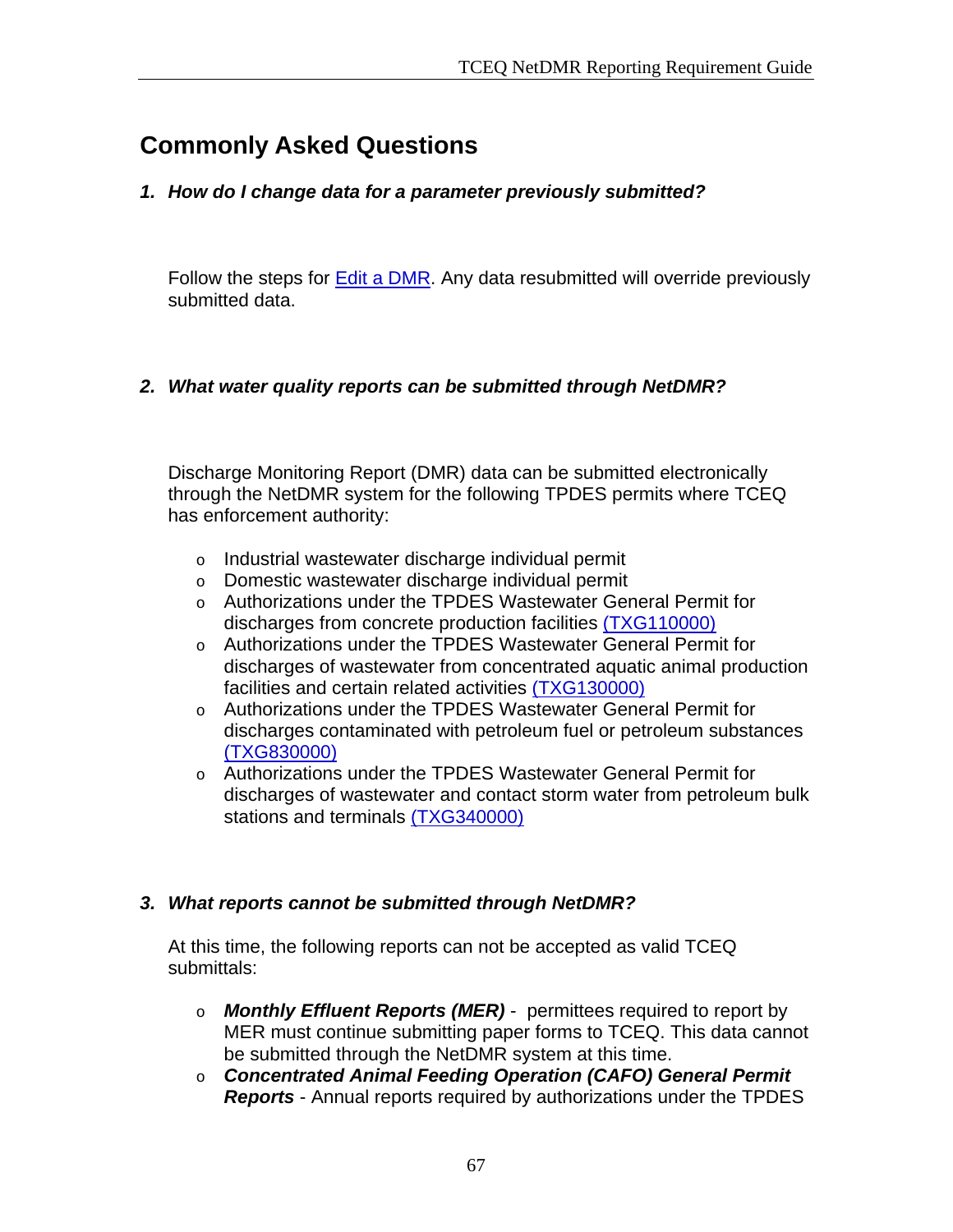## Commonly Asked Questions

***1. How do I change data for a parameter previously submitted?***

Follow the steps for Edit a DMR. Any data resubmitted will override previously submitted data.

***2. What water quality reports can be submitted through NetDMR?***

Discharge Monitoring Report (DMR) data can be submitted electronically through the NetDMR system for the following TPDES permits where TCEQ has enforcement authority:

- Industrial wastewater discharge individual permit
- Domestic wastewater discharge individual permit
- Authorizations under the TPDES Wastewater General Permit for discharges from concrete production facilities (TXG110000)
- Authorizations under the TPDES Wastewater General Permit for discharges of wastewater from concentrated aquatic animal production facilities and certain related activities (TXG130000)
- Authorizations under the TPDES Wastewater General Permit for discharges contaminated with petroleum fuel or petroleum substances (TXG830000)
- Authorizations under the TPDES Wastewater General Permit for discharges of wastewater and contact storm water from petroleum bulk stations and terminals (TXG340000)

***3. What reports cannot be submitted through NetDMR?***

At this time, the following reports can not be accepted as valid TCEQ submittals:

- ***Monthly Effluent Reports (MER)*** - permittees required to report by MER must continue submitting paper forms to TCEQ. This data cannot be submitted through the NetDMR system at this time.
- ***Concentrated Animal Feeding Operation (CAFO) General Permit Reports*** - Annual reports required by authorizations under the TPDES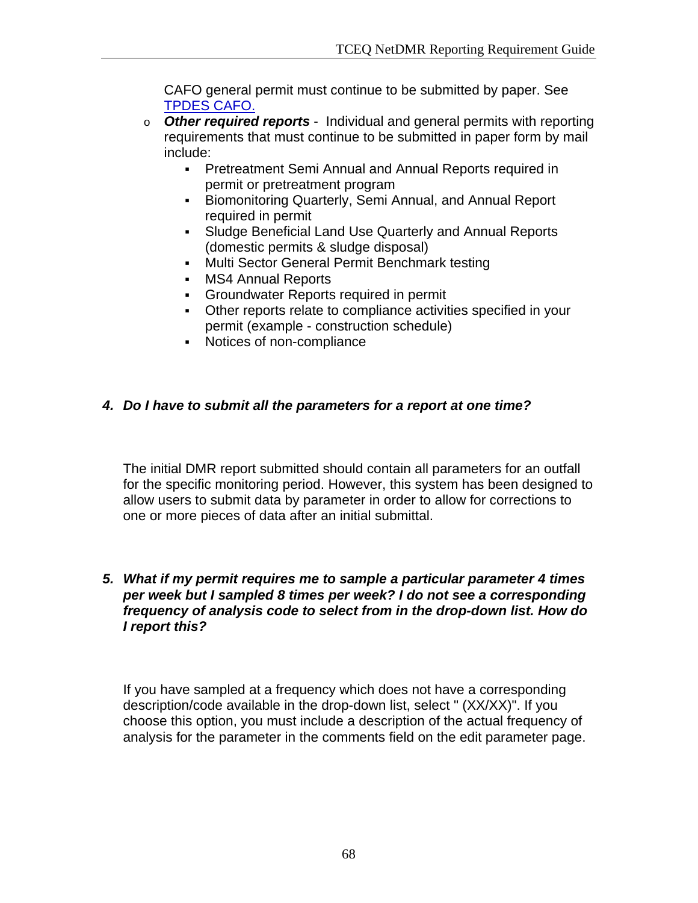CAFO general permit must continue to be submitted by paper. See [TPDES CAFO.]()

- ***Other required reports*** - Individual and general permits with reporting requirements that must continue to be submitted in paper form by mail include:
  - Pretreatment Semi Annual and Annual Reports required in permit or pretreatment program
  - Biomonitoring Quarterly, Semi Annual, and Annual Report required in permit
  - Sludge Beneficial Land Use Quarterly and Annual Reports (domestic permits & sludge disposal)
  - Multi Sector General Permit Benchmark testing
  - MS4 Annual Reports
  - Groundwater Reports required in permit
  - Other reports relate to compliance activities specified in your permit (example - construction schedule)
  - Notices of non-compliance

***4. Do I have to submit all the parameters for a report at one time?***

The initial DMR report submitted should contain all parameters for an outfall for the specific monitoring period. However, this system has been designed to allow users to submit data by parameter in order to allow for corrections to one or more pieces of data after an initial submittal.

***5. What if my permit requires me to sample a particular parameter 4 times per week but I sampled 8 times per week? I do not see a corresponding frequency of analysis code to select from in the drop-down list. How do I report this?***

If you have sampled at a frequency which does not have a corresponding description/code available in the drop-down list, select " (XX/XX)". If you choose this option, you must include a description of the actual frequency of analysis for the parameter in the comments field on the edit parameter page.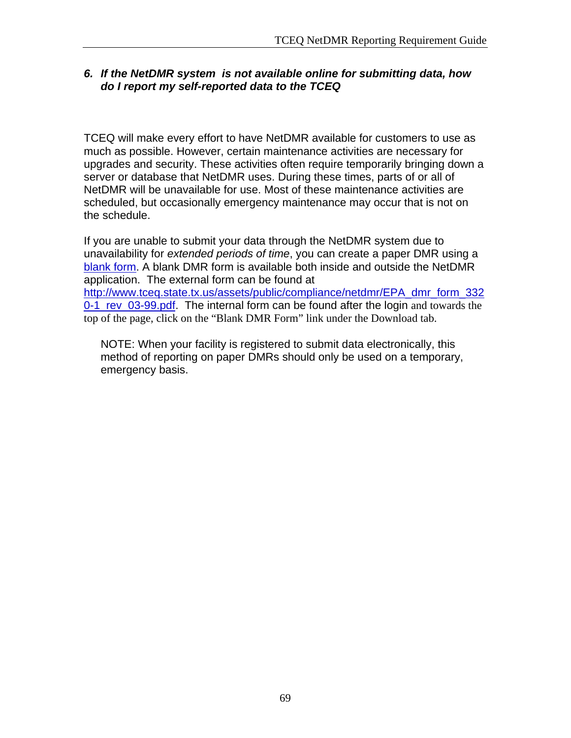### *6. If the NetDMR system is not available online for submitting data, how do I report my self-reported data to the TCEQ*

TCEQ will make every effort to have NetDMR available for customers to use as much as possible. However, certain maintenance activities are necessary for upgrades and security. These activities often require temporarily bringing down a server or database that NetDMR uses. During these times, parts of or all of NetDMR will be unavailable for use. Most of these maintenance activities are scheduled, but occasionally emergency maintenance may occur that is not on the schedule.

If you are unable to submit your data through the NetDMR system due to unavailability for *extended periods of time*, you can create a paper DMR using a blank form. A blank DMR form is available both inside and outside the NetDMR application. The external form can be found at http://www.tceq.state.tx.us/assets/public/compliance/netdmr/EPA_dmr_form_3320-1_rev_03-99.pdf. The internal form can be found after the login and towards the top of the page, click on the "Blank DMR Form" link under the Download tab.

> NOTE: When your facility is registered to submit data electronically, this method of reporting on paper DMRs should only be used on a temporary, emergency basis.